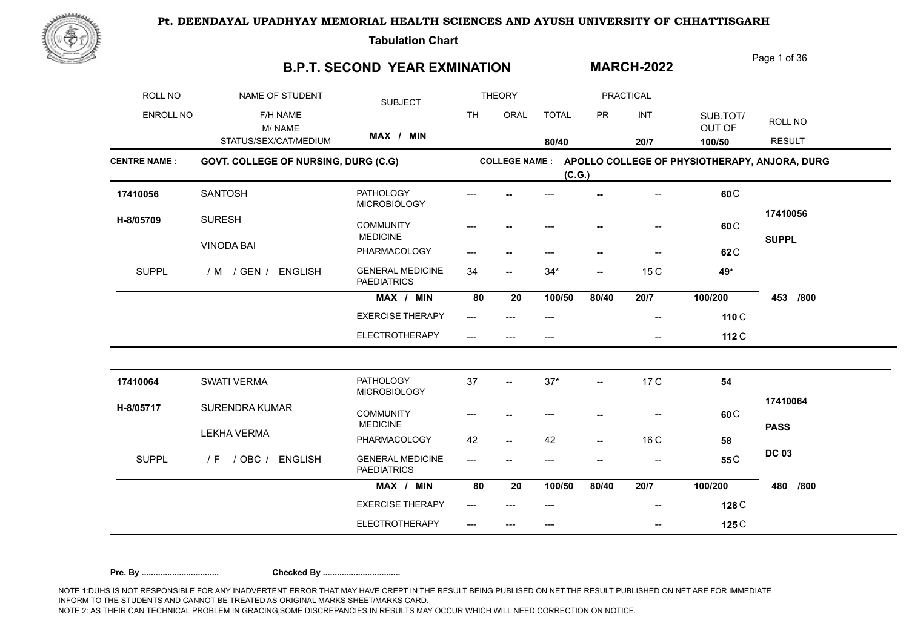**Pt. DEENDAYAL UPADHYAY MEMORIAL HEALTH SCIENCES AND AYUSH UNIVERSITY OF CHHATTISGARH**

**Tabulation Chart**

## B.P.T. SECOND YEAR EXMINATION — MARCH-2022

| ROLL NO / ENROLL NO | NAME OF STUDENT / F/H NAME / M/ NAME / STATUS/SEX/CAT/MEDIUM | SUBJECT | THEORY TH | THEORY ORAL | TOTAL | PRACTICAL PR | PRACTICAL INT | SUB.TOT/ OUT OF | ROLL NO / RESULT |
|---|---|---|---|---|---|---|---|---|---|
| | | MAX / MIN | | | 80/40 | | 20/7 | 100/50 | |

**CENTRE NAME : GOVT. COLLEGE OF NURSING, DURG (C.G)**

**COLLEGE NAME : APOLLO COLLEGE OF PHYSIOTHERAPY, ANJORA, DURG (C.G.)**

| ROLL NO / ENROLL NO | NAME OF STUDENT | SUBJECT | TH | ORAL | TOTAL | PR | INT | SUB.TOT/ OUT OF | ROLL NO / RESULT |
|---|---|---|---|---|---|---|---|---|---|
| **17410056** | SANTOSH | PATHOLOGY MICROBIOLOGY | --- | -- | --- | -- | -- | **60** C | |
| **H-8/05709** | SURESH | COMMUNITY MEDICINE | --- | -- | --- | -- | -- | **60** C | **17410056** |
| | VINODA BAI | PHARMACOLOGY | --- | -- | --- | -- | -- | **62** C | **SUPPL** |
| SUPPL | / M / GEN / ENGLISH | GENERAL MEDICINE PAEDIATRICS | 34 | -- | 34* | -- | 15 C | **49*** | |
| | | **MAX / MIN** | **80** | **20** | **100/50** | **80/40** | **20/7** | **100/200** | **453 /800** |
| | | EXERCISE THERAPY | --- | --- | --- | | -- | **110** C | |
| | | ELECTROTHERAPY | --- | --- | --- | | -- | **112** C | |
| **17410064** | SWATI VERMA | PATHOLOGY MICROBIOLOGY | 37 | -- | 37* | -- | 17 C | **54** | |
| **H-8/05717** | SURENDRA KUMAR | COMMUNITY MEDICINE | --- | -- | --- | -- | -- | **60** C | **17410064** |
| | LEKHA VERMA | PHARMACOLOGY | 42 | -- | 42 | -- | 16 C | **58** | **PASS** |
| SUPPL | / F / OBC / ENGLISH | GENERAL MEDICINE PAEDIATRICS | --- | -- | --- | -- | -- | **55** C | **DC 03** |
| | | **MAX / MIN** | **80** | **20** | **100/50** | **80/40** | **20/7** | **100/200** | **480 /800** |
| | | EXERCISE THERAPY | --- | --- | --- | | -- | **128** C | |
| | | ELECTROTHERAPY | --- | --- | --- | | -- | **125** C | |

**Pre. By .................................** **Checked By .................................**

NOTE 1:DUHS IS NOT RESPONSIBLE FOR ANY INADVERTENT ERROR THAT MAY HAVE CREPT IN THE RESULT BEING PUBLISED ON NET.THE RESULT PUBLISHED ON NET ARE FOR IMMEDIATE INFORM TO THE STUDENTS AND CANNOT BE TREATED AS ORIGINAL MARKS SHEET/MARKS CARD.
NOTE 2: AS THEIR CAN TECHNICAL PROBLEM IN GRACING,SOME DISCREPANCIES IN RESULTS MAY OCCUR WHICH WILL NEED CORRECTION ON NOTICE.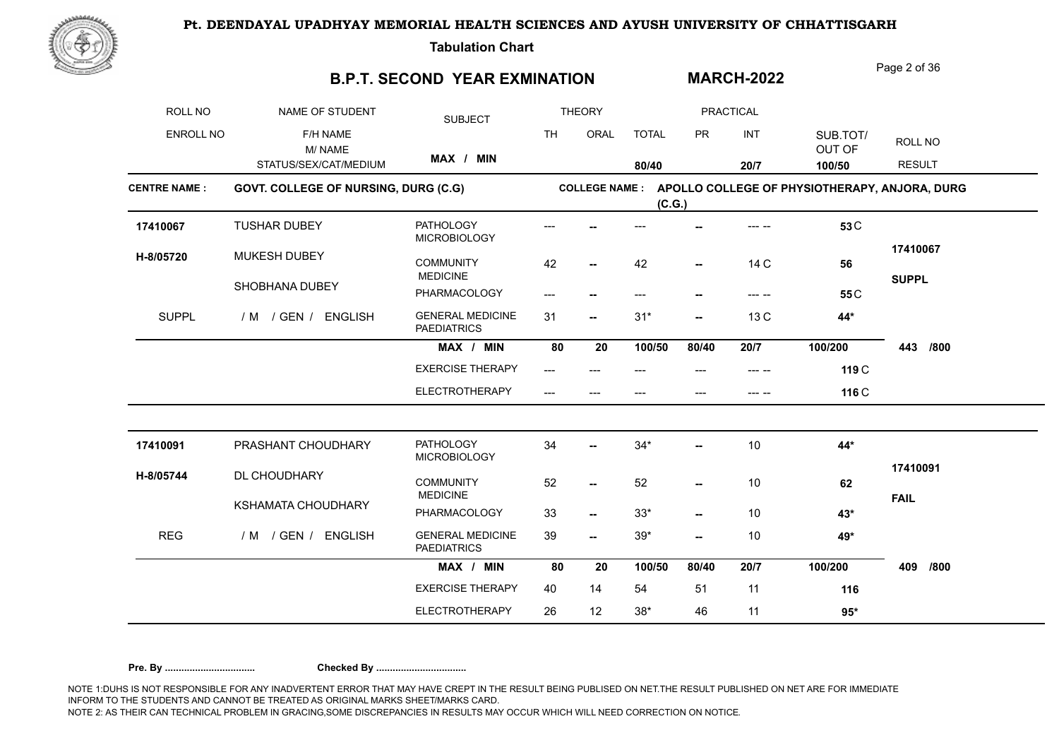**Pt. DEENDAYAL UPADHYAY MEMORIAL HEALTH SCIENCES AND AYUSH UNIVERSITY OF CHHATTISGARH**

**Tabulation Chart**

## B.P.T. SECOND YEAR EXMINATION

## MARCH-2022

| ROLL NO / ENROLL NO | NAME OF STUDENT / F/H NAME / M/ NAME / STATUS/SEX/CAT/MEDIUM | SUBJECT | THEORY TH | THEORY ORAL | THEORY TOTAL | PRACTICAL PR | PRACTICAL INT | SUB.TOT/ OUT OF | ROLL NO / RESULT |
|---|---|---|---|---|---|---|---|---|---|
| | | MAX / MIN | | | 80/40 | | 20/7 | 100/50 | |

**CENTRE NAME : GOVT. COLLEGE OF NURSING, DURG (C.G)**

**COLLEGE NAME : APOLLO COLLEGE OF PHYSIOTHERAPY, ANJORA, DURG (C.G.)**

| ROLL NO / ENROLL NO | NAME OF STUDENT / F/H NAME / M/ NAME / STATUS/SEX/CAT/MEDIUM | SUBJECT | TH | ORAL | TOTAL | PR | INT | SUB.TOT/ OUT OF | ROLL NO / RESULT |
|---|---|---|---|---|---|---|---|---|---|
| 17410067 | TUSHAR DUBEY | PATHOLOGY MICROBIOLOGY | --- | -- | --- | -- | --- -- | 53 C | |
| H-8/05720 | MUKESH DUBEY | COMMUNITY MEDICINE | 42 | -- | 42 | -- | 14 C | 56 | 17410067 |
| | SHOBHANA DUBEY | PHARMACOLOGY | --- | -- | --- | -- | --- -- | 55 C | SUPPL |
| SUPPL | / M / GEN / ENGLISH | GENERAL MEDICINE PAEDIATRICS | 31 | -- | 31* | -- | 13 C | 44* | |
| | | MAX / MIN | 80 | 20 | 100/50 | 80/40 | 20/7 | 100/200 | 443 /800 |
| | | EXERCISE THERAPY | --- | --- | --- | --- | --- -- | 119 C | |
| | | ELECTROTHERAPY | --- | --- | --- | --- | --- -- | 116 C | |
| 17410091 | PRASHANT CHOUDHARY | PATHOLOGY MICROBIOLOGY | 34 | -- | 34* | -- | 10 | 44* | |
| H-8/05744 | DL CHOUDHARY | COMMUNITY MEDICINE | 52 | -- | 52 | -- | 10 | 62 | 17410091 |
| | KSHAMATA CHOUDHARY | PHARMACOLOGY | 33 | -- | 33* | -- | 10 | 43* | FAIL |
| REG | / M / GEN / ENGLISH | GENERAL MEDICINE PAEDIATRICS | 39 | -- | 39* | -- | 10 | 49* | |
| | | MAX / MIN | 80 | 20 | 100/50 | 80/40 | 20/7 | 100/200 | 409 /800 |
| | | EXERCISE THERAPY | 40 | 14 | 54 | 51 | 11 | 116 | |
| | | ELECTROTHERAPY | 26 | 12 | 38* | 46 | 11 | 95* | |

**Pre. By .................................** **Checked By .................................**

NOTE 1:DUHS IS NOT RESPONSIBLE FOR ANY INADVERTENT ERROR THAT MAY HAVE CREPT IN THE RESULT BEING PUBLISED ON NET.THE RESULT PUBLISHED ON NET ARE FOR IMMEDIATE INFORM TO THE STUDENTS AND CANNOT BE TREATED AS ORIGINAL MARKS SHEET/MARKS CARD.
NOTE 2: AS THEIR CAN TECHNICAL PROBLEM IN GRACING,SOME DISCREPANCIES IN RESULTS MAY OCCUR WHICH WILL NEED CORRECTION ON NOTICE.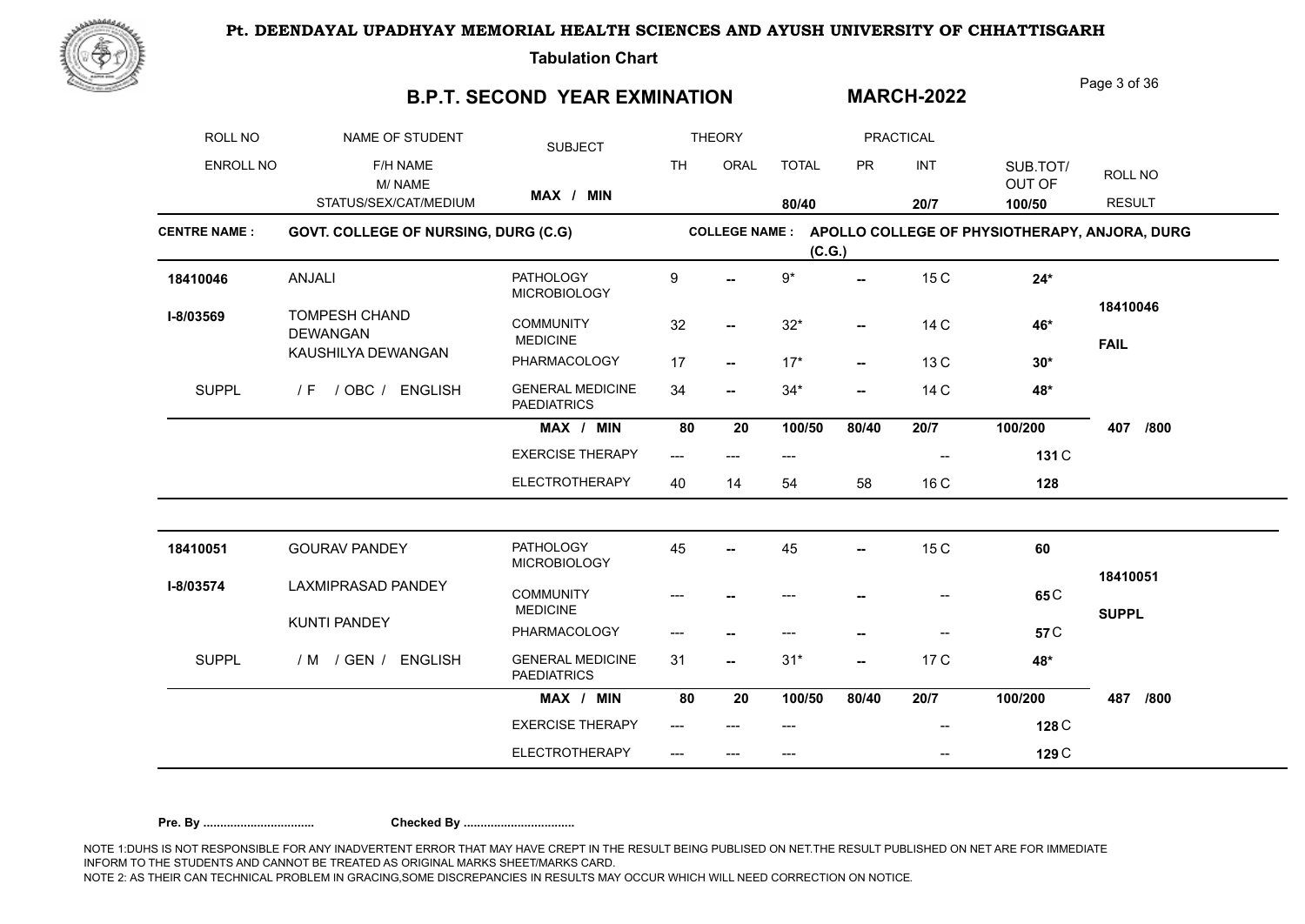# Pt. DEENDAYAL UPADHYAY MEMORIAL HEALTH SCIENCES AND AYUSH UNIVERSITY OF CHHATTISGARH

**Tabulation Chart**

## B.P.T. SECOND YEAR EXMINATION — MARCH-2022

| ROLL NO / ENROLL NO | NAME OF STUDENT / F/H NAME / M/ NAME / STATUS/SEX/CAT/MEDIUM | SUBJECT | THEORY TH | THEORY ORAL | TOTAL | PRACTICAL PR | PRACTICAL INT | SUB.TOT/ OUT OF | ROLL NO / RESULT |
|---|---|---|---|---|---|---|---|---|---|
| | | MAX / MIN | | | 80/40 | | 20/7 | 100/50 | |

**CENTRE NAME :** GOVT. COLLEGE OF NURSING, DURG (C.G) **COLLEGE NAME :** APOLLO COLLEGE OF PHYSIOTHERAPY, ANJORA, DURG (C.G.)

| ROLL NO / ENROLL NO | NAME OF STUDENT / F/H NAME / M/ NAME / STATUS/SEX/CAT/MEDIUM | SUBJECT | TH | ORAL | TOTAL | PR | INT | SUB.TOT/ OUT OF | ROLL NO / RESULT |
|---|---|---|---|---|---|---|---|---|---|
| 18410046 | ANJALI | PATHOLOGY MICROBIOLOGY | 9 | -- | 9* | -- | 15 C | 24* | 18410046 |
| I-8/03569 | TOMPESH CHAND DEWANGAN | COMMUNITY MEDICINE | 32 | -- | 32* | -- | 14 C | 46* | FAIL |
| | KAUSHILYA DEWANGAN | PHARMACOLOGY | 17 | -- | 17* | -- | 13 C | 30* | |
| SUPPL | / F / OBC / ENGLISH | GENERAL MEDICINE PAEDIATRICS | 34 | -- | 34* | -- | 14 C | 48* | |
| | | MAX / MIN | 80 | 20 | 100/50 | 80/40 | 20/7 | 100/200 | 407 /800 |
| | | EXERCISE THERAPY | --- | --- | --- | | -- | 131 C | |
| | | ELECTROTHERAPY | 40 | 14 | 54 | 58 | 16 C | 128 | |
| 18410051 | GOURAV PANDEY | PATHOLOGY MICROBIOLOGY | 45 | -- | 45 | -- | 15 C | 60 | 18410051 |
| I-8/03574 | LAXMIPRASAD PANDEY | COMMUNITY MEDICINE | --- | -- | --- | -- | -- | 65 C | SUPPL |
| | KUNTI PANDEY | PHARMACOLOGY | --- | -- | --- | -- | -- | 57 C | |
| SUPPL | / M / GEN / ENGLISH | GENERAL MEDICINE PAEDIATRICS | 31 | -- | 31* | -- | 17 C | 48* | |
| | | MAX / MIN | 80 | 20 | 100/50 | 80/40 | 20/7 | 100/200 | 487 /800 |
| | | EXERCISE THERAPY | --- | --- | --- | | -- | 128 C | |
| | | ELECTROTHERAPY | --- | --- | --- | | -- | 129 C | |

**Pre. By .................................** **Checked By .................................**

NOTE 1:DUHS IS NOT RESPONSIBLE FOR ANY INADVERTENT ERROR THAT MAY HAVE CREPT IN THE RESULT BEING PUBLISED ON NET.THE RESULT PUBLISHED ON NET ARE FOR IMMEDIATE INFORM TO THE STUDENTS AND CANNOT BE TREATED AS ORIGINAL MARKS SHEET/MARKS CARD.
NOTE 2: AS THEIR CAN TECHNICAL PROBLEM IN GRACING,SOME DISCREPANCIES IN RESULTS MAY OCCUR WHICH WILL NEED CORRECTION ON NOTICE.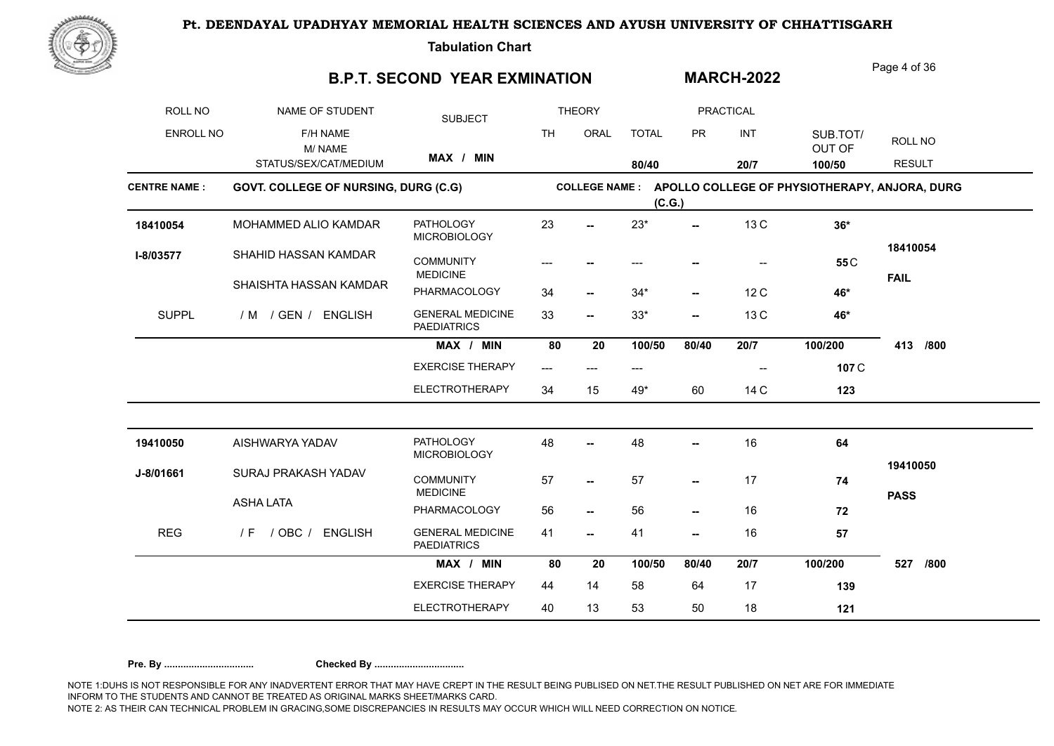# Pt. DEENDAYAL UPADHYAY MEMORIAL HEALTH SCIENCES AND AYUSH UNIVERSITY OF CHHATTISGARH

**Tabulation Chart**

## B.P.T. SECOND YEAR EXMINATION — MARCH-2022

| ROLL NO / ENROLL NO | NAME OF STUDENT / F/H NAME / M/ NAME / STATUS/SEX/CAT/MEDIUM | SUBJECT | TH | ORAL | TOTAL | PR | INT | SUB.TOT/ OUT OF | ROLL NO / RESULT |
|---|---|---|---|---|---|---|---|---|---|
| | | MAX / MIN | | | 80/40 | | 20/7 | 100/50 | |

**CENTRE NAME :** GOVT. COLLEGE OF NURSING, DURG (C.G)

**COLLEGE NAME :** APOLLO COLLEGE OF PHYSIOTHERAPY, ANJORA, DURG (C.G.)

| ROLL NO / ENROLL NO | NAME OF STUDENT / F/H NAME / M/ NAME / STATUS/SEX/CAT/MEDIUM | SUBJECT | TH | ORAL | TOTAL | PR | INT | SUB.TOT/ OUT OF | ROLL NO / RESULT |
|---|---|---|---|---|---|---|---|---|---|
| 18410054 | MOHAMMED ALIO KAMDAR | PATHOLOGY MICROBIOLOGY | 23 | -- | 23* | -- | 13 C | 36* | 18410054 |
| I-8/03577 | SHAHID HASSAN KAMDAR | COMMUNITY MEDICINE | --- | -- | --- | -- | -- | 55 C | FAIL |
| | SHAISHTA HASSAN KAMDAR | PHARMACOLOGY | 34 | -- | 34* | -- | 12 C | 46* | |
| SUPPL | / M / GEN / ENGLISH | GENERAL MEDICINE PAEDIATRICS | 33 | -- | 33* | -- | 13 C | 46* | |
| | | MAX / MIN | 80 | 20 | 100/50 | 80/40 | 20/7 | 100/200 | 413 /800 |
| | | EXERCISE THERAPY | --- | --- | --- | | -- | 107 C | |
| | | ELECTROTHERAPY | 34 | 15 | 49* | 60 | 14 C | 123 | |
| 19410050 | AISHWARYA YADAV | PATHOLOGY MICROBIOLOGY | 48 | -- | 48 | -- | 16 | 64 | 19410050 |
| J-8/01661 | SURAJ PRAKASH YADAV | COMMUNITY MEDICINE | 57 | -- | 57 | -- | 17 | 74 | PASS |
| | ASHA LATA | PHARMACOLOGY | 56 | -- | 56 | -- | 16 | 72 | |
| REG | / F / OBC / ENGLISH | GENERAL MEDICINE PAEDIATRICS | 41 | -- | 41 | -- | 16 | 57 | |
| | | MAX / MIN | 80 | 20 | 100/50 | 80/40 | 20/7 | 100/200 | 527 /800 |
| | | EXERCISE THERAPY | 44 | 14 | 58 | 64 | 17 | 139 | |
| | | ELECTROTHERAPY | 40 | 13 | 53 | 50 | 18 | 121 | |

**Pre. By .................................** **Checked By .................................**

NOTE 1:DUHS IS NOT RESPONSIBLE FOR ANY INADVERTENT ERROR THAT MAY HAVE CREPT IN THE RESULT BEING PUBLISED ON NET.THE RESULT PUBLISHED ON NET ARE FOR IMMEDIATE INFORM TO THE STUDENTS AND CANNOT BE TREATED AS ORIGINAL MARKS SHEET/MARKS CARD.
NOTE 2: AS THEIR CAN TECHNICAL PROBLEM IN GRACING,SOME DISCREPANCIES IN RESULTS MAY OCCUR WHICH WILL NEED CORRECTION ON NOTICE.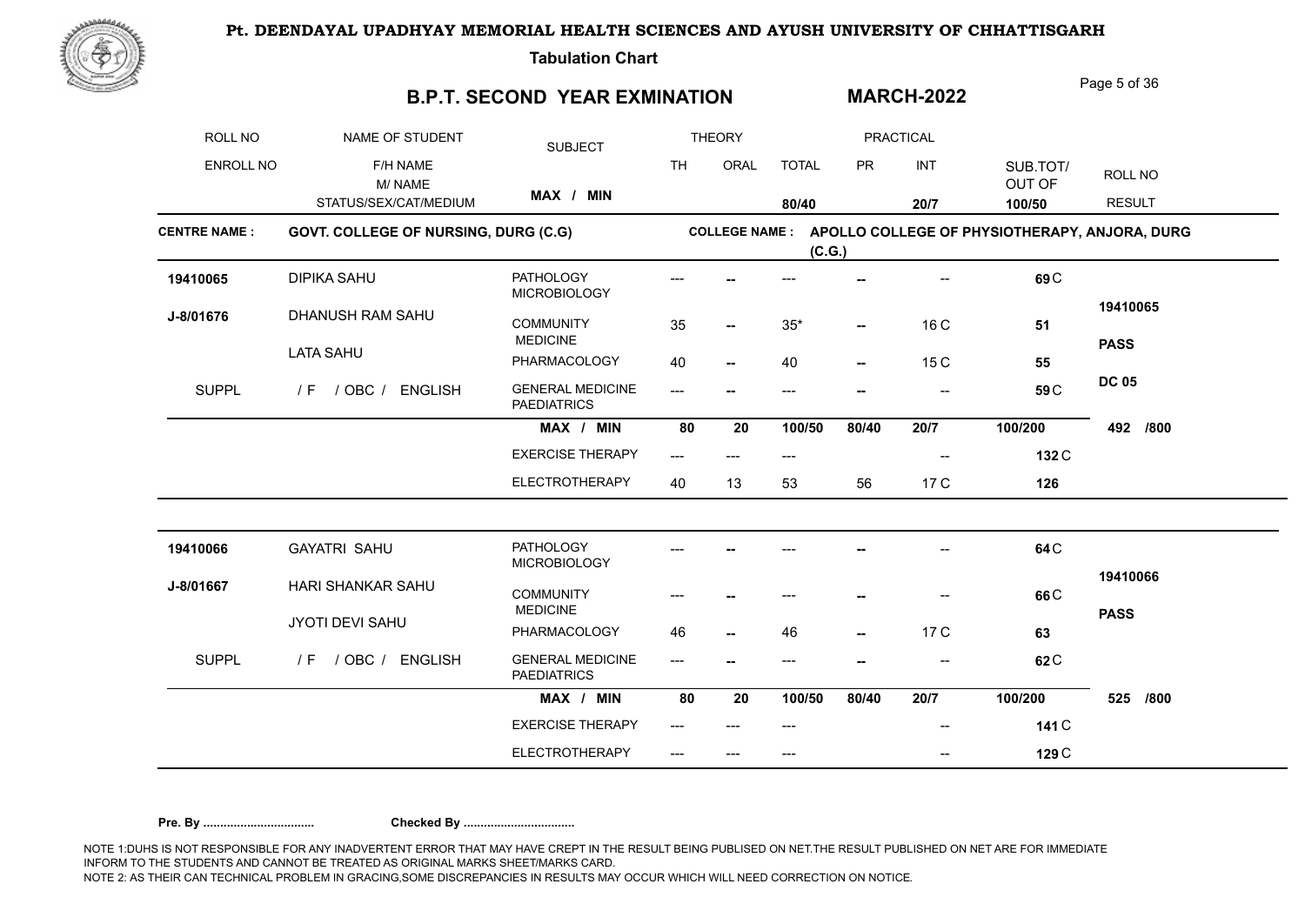**Pt. DEENDAYAL UPADHYAY MEMORIAL HEALTH SCIENCES AND AYUSH UNIVERSITY OF CHHATTISGARH**

**Tabulation Chart**

## B.P.T. SECOND YEAR EXMINATION

## MARCH-2022

| ROLL NO | NAME OF STUDENT | SUBJECT | THEORY | | | PRACTICAL | | | |
|---|---|---|---|---|---|---|---|---|---|
| ENROLL NO | F/H NAME<br>M/ NAME<br>STATUS/SEX/CAT/MEDIUM | MAX / MIN | TH | ORAL | TOTAL<br>80/40 | PR | INT<br>20/7 | SUB.TOT/ OUT OF<br>100/50 | ROLL NO<br>RESULT |

**CENTRE NAME : GOVT. COLLEGE OF NURSING, DURG (C.G)**

**COLLEGE NAME : APOLLO COLLEGE OF PHYSIOTHERAPY, ANJORA, DURG (C.G.)**

| ROLL NO / ENROLL NO | NAME / F/H NAME / M/ NAME / STATUS | SUBJECT | TH | ORAL | TOTAL | PR | INT | SUB.TOT/ OUT OF | RESULT |
|---|---|---|---|---|---|---|---|---|---|
| 19410065 | DIPIKA SAHU | PATHOLOGY MICROBIOLOGY | --- | -- | --- | -- | -- | 69 C | |
| J-8/01676 | DHANUSH RAM SAHU | COMMUNITY MEDICINE | 35 | -- | 35* | -- | 16 C | 51 | 19410065 |
| | LATA SAHU | PHARMACOLOGY | 40 | -- | 40 | -- | 15 C | 55 | PASS |
| SUPPL | / F / OBC / ENGLISH | GENERAL MEDICINE PAEDIATRICS | --- | -- | --- | -- | -- | 59 C | DC 05 |
| | | MAX / MIN | 80 | 20 | 100/50 | 80/40 | 20/7 | 100/200 | 492 /800 |
| | | EXERCISE THERAPY | --- | --- | --- | | -- | 132 C | |
| | | ELECTROTHERAPY | 40 | 13 | 53 | 56 | 17 C | 126 | |

| ROLL NO / ENROLL NO | NAME / F/H NAME / M/ NAME / STATUS | SUBJECT | TH | ORAL | TOTAL | PR | INT | SUB.TOT/ OUT OF | RESULT |
|---|---|---|---|---|---|---|---|---|---|
| 19410066 | GAYATRI SAHU | PATHOLOGY MICROBIOLOGY | --- | -- | --- | -- | -- | 64 C | |
| J-8/01667 | HARI SHANKAR SAHU | COMMUNITY MEDICINE | --- | -- | --- | -- | -- | 66 C | 19410066 |
| | JYOTI DEVI SAHU | PHARMACOLOGY | 46 | -- | 46 | -- | 17 C | 63 | PASS |
| SUPPL | / F / OBC / ENGLISH | GENERAL MEDICINE PAEDIATRICS | --- | -- | --- | -- | -- | 62 C | |
| | | MAX / MIN | 80 | 20 | 100/50 | 80/40 | 20/7 | 100/200 | 525 /800 |
| | | EXERCISE THERAPY | --- | --- | --- | | -- | 141 C | |
| | | ELECTROTHERAPY | --- | --- | --- | | -- | 129 C | |

**Pre. By .................................** **Checked By .................................**

NOTE 1:DUHS IS NOT RESPONSIBLE FOR ANY INADVERTENT ERROR THAT MAY HAVE CREPT IN THE RESULT BEING PUBLISED ON NET.THE RESULT PUBLISHED ON NET ARE FOR IMMEDIATE INFORM TO THE STUDENTS AND CANNOT BE TREATED AS ORIGINAL MARKS SHEET/MARKS CARD.
NOTE 2: AS THEIR CAN TECHNICAL PROBLEM IN GRACING,SOME DISCREPANCIES IN RESULTS MAY OCCUR WHICH WILL NEED CORRECTION ON NOTICE.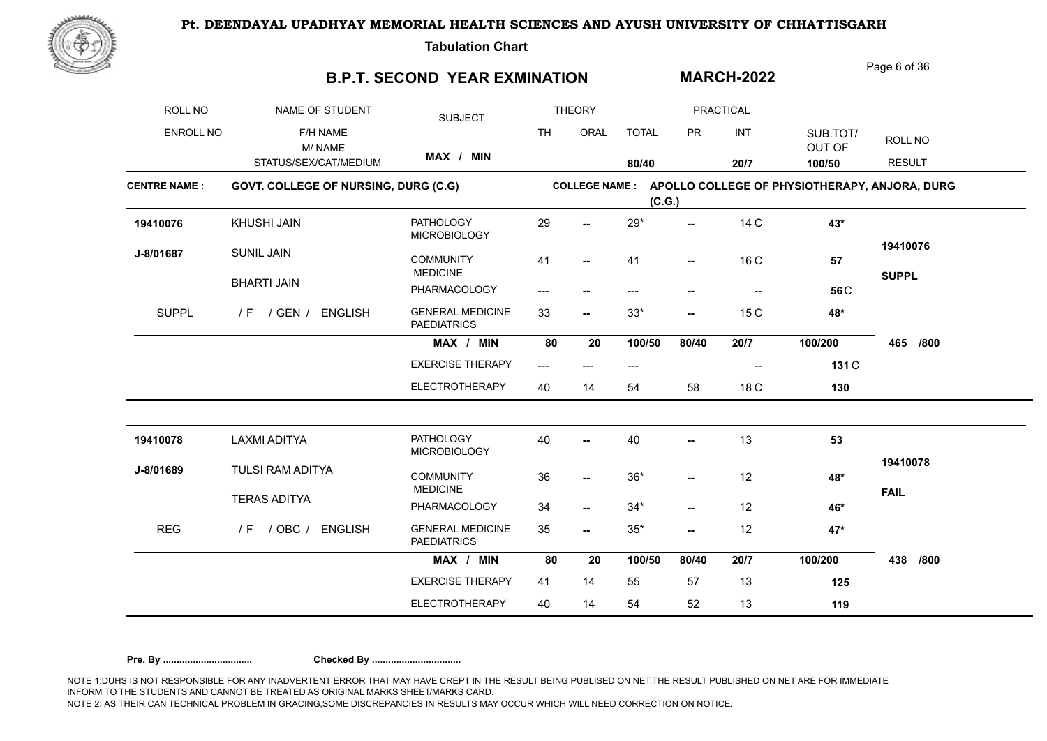**Pt. DEENDAYAL UPADHYAY MEMORIAL HEALTH SCIENCES AND AYUSH UNIVERSITY OF CHHATTISGARH**

**Tabulation Chart**

## B.P.T. SECOND YEAR EXMINATION

## MARCH-2022

**CENTRE NAME :** GOVT. COLLEGE OF NURSING, DURG (C.G)

**COLLEGE NAME :** APOLLO COLLEGE OF PHYSIOTHERAPY, ANJORA, DURG (C.G.)

| ROLL NO / ENROLL NO | NAME OF STUDENT / F/H NAME / M/ NAME / STATUS/SEX/CAT/MEDIUM | SUBJECT | THEORY TH | THEORY ORAL | TOTAL | PRACTICAL PR | PRACTICAL INT | SUB.TOT/ OUT OF | ROLL NO / RESULT |
|---|---|---|---|---|---|---|---|---|---|
| | | MAX / MIN | | | 80/40 | | 20/7 | 100/50 | |
| 19410076 | KHUSHI JAIN | PATHOLOGY MICROBIOLOGY | 29 | -- | 29* | -- | 14 C | 43* | |
| J-8/01687 | SUNIL JAIN | COMMUNITY MEDICINE | 41 | -- | 41 | -- | 16 C | 57 | 19410076 |
| | BHARTI JAIN | PHARMACOLOGY | --- | -- | --- | -- | -- | 56 C | SUPPL |
| SUPPL | / F / GEN / ENGLISH | GENERAL MEDICINE PAEDIATRICS | 33 | -- | 33* | -- | 15 C | 48* | |
| | | MAX / MIN | 80 | 20 | 100/50 | 80/40 | 20/7 | 100/200 | 465 /800 |
| | | EXERCISE THERAPY | --- | --- | --- | | -- | 131 C | |
| | | ELECTROTHERAPY | 40 | 14 | 54 | 58 | 18 C | 130 | |
| 19410078 | LAXMI ADITYA | PATHOLOGY MICROBIOLOGY | 40 | -- | 40 | -- | 13 | 53 | |
| J-8/01689 | TULSI RAM ADITYA | COMMUNITY MEDICINE | 36 | -- | 36* | -- | 12 | 48* | 19410078 |
| | TERAS ADITYA | PHARMACOLOGY | 34 | -- | 34* | -- | 12 | 46* | FAIL |
| REG | / F / OBC / ENGLISH | GENERAL MEDICINE PAEDIATRICS | 35 | -- | 35* | -- | 12 | 47* | |
| | | MAX / MIN | 80 | 20 | 100/50 | 80/40 | 20/7 | 100/200 | 438 /800 |
| | | EXERCISE THERAPY | 41 | 14 | 55 | 57 | 13 | 125 | |
| | | ELECTROTHERAPY | 40 | 14 | 54 | 52 | 13 | 119 | |

**Pre. By .................................** **Checked By .................................**

NOTE 1:DUHS IS NOT RESPONSIBLE FOR ANY INADVERTENT ERROR THAT MAY HAVE CREPT IN THE RESULT BEING PUBLISED ON NET.THE RESULT PUBLISHED ON NET ARE FOR IMMEDIATE INFORM TO THE STUDENTS AND CANNOT BE TREATED AS ORIGINAL MARKS SHEET/MARKS CARD.
NOTE 2: AS THEIR CAN TECHNICAL PROBLEM IN GRACING,SOME DISCREPANCIES IN RESULTS MAY OCCUR WHICH WILL NEED CORRECTION ON NOTICE.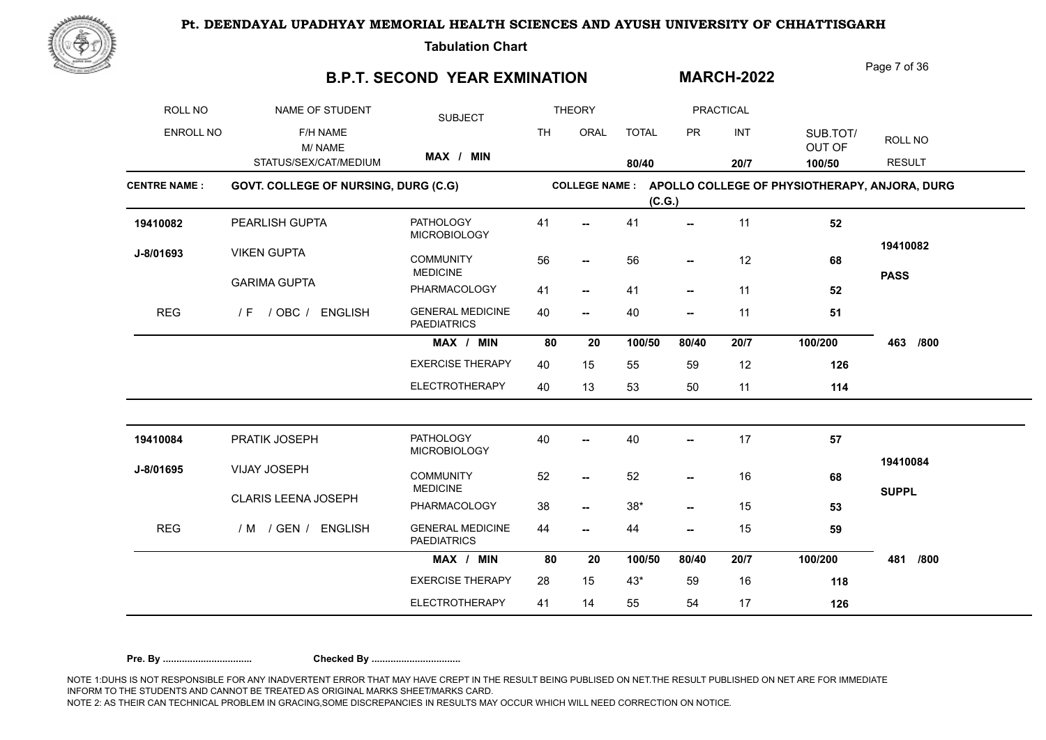# Pt. DEENDAYAL UPADHYAY MEMORIAL HEALTH SCIENCES AND AYUSH UNIVERSITY OF CHHATTISGARH

**Tabulation Chart**

## B.P.T. SECOND YEAR EXMINATION

## MARCH-2022

| ROLL NO / ENROLL NO | NAME OF STUDENT / F/H NAME / M/ NAME / STATUS/SEX/CAT/MEDIUM | SUBJECT | THEORY TH | THEORY ORAL | THEORY TOTAL | PRACTICAL PR | PRACTICAL INT | SUB.TOT/ OUT OF | ROLL NO / RESULT |
|---|---|---|---|---|---|---|---|---|---|
| | | MAX / MIN | | | 80/40 | | 20/7 | 100/50 | |

**CENTRE NAME :** GOVT. COLLEGE OF NURSING, DURG (C.G)  **COLLEGE NAME :** APOLLO COLLEGE OF PHYSIOTHERAPY, ANJORA, DURG (C.G.)

| ROLL NO / ENROLL NO | NAME OF STUDENT / F/H NAME / M/ NAME / STATUS/SEX/CAT/MEDIUM | SUBJECT | TH | ORAL | TOTAL | PR | INT | SUB.TOT/ OUT OF | ROLL NO / RESULT |
|---|---|---|---|---|---|---|---|---|---|
| 19410082 | PEARLISH GUPTA | PATHOLOGY MICROBIOLOGY | 41 | -- | 41 | -- | 11 | **52** | |
| J-8/01693 | VIKEN GUPTA | COMMUNITY MEDICINE | 56 | -- | 56 | -- | 12 | **68** | **19410082** |
| | GARIMA GUPTA | PHARMACOLOGY | 41 | -- | 41 | -- | 11 | **52** | **PASS** |
| REG | / F / OBC / ENGLISH | GENERAL MEDICINE PAEDIATRICS | 40 | -- | 40 | -- | 11 | **51** | |
| | | **MAX / MIN** | **80** | **20** | **100/50** | **80/40** | **20/7** | **100/200** | **463 /800** |
| | | EXERCISE THERAPY | 40 | 15 | 55 | 59 | 12 | **126** | |
| | | ELECTROTHERAPY | 40 | 13 | 53 | 50 | 11 | **114** | |
| 19410084 | PRATIK JOSEPH | PATHOLOGY MICROBIOLOGY | 40 | -- | 40 | -- | 17 | **57** | |
| J-8/01695 | VIJAY JOSEPH | COMMUNITY MEDICINE | 52 | -- | 52 | -- | 16 | **68** | **19410084** |
| | CLARIS LEENA JOSEPH | PHARMACOLOGY | 38 | -- | 38* | -- | 15 | **53** | **SUPPL** |
| REG | / M / GEN / ENGLISH | GENERAL MEDICINE PAEDIATRICS | 44 | -- | 44 | -- | 15 | **59** | |
| | | **MAX / MIN** | **80** | **20** | **100/50** | **80/40** | **20/7** | **100/200** | **481 /800** |
| | | EXERCISE THERAPY | 28 | 15 | 43* | 59 | 16 | **118** | |
| | | ELECTROTHERAPY | 41 | 14 | 55 | 54 | 17 | **126** | |

**Pre. By .................................** **Checked By .................................**

NOTE 1:DUHS IS NOT RESPONSIBLE FOR ANY INADVERTENT ERROR THAT MAY HAVE CREPT IN THE RESULT BEING PUBLISED ON NET.THE RESULT PUBLISHED ON NET ARE FOR IMMEDIATE INFORM TO THE STUDENTS AND CANNOT BE TREATED AS ORIGINAL MARKS SHEET/MARKS CARD.
NOTE 2: AS THEIR CAN TECHNICAL PROBLEM IN GRACING,SOME DISCREPANCIES IN RESULTS MAY OCCUR WHICH WILL NEED CORRECTION ON NOTICE.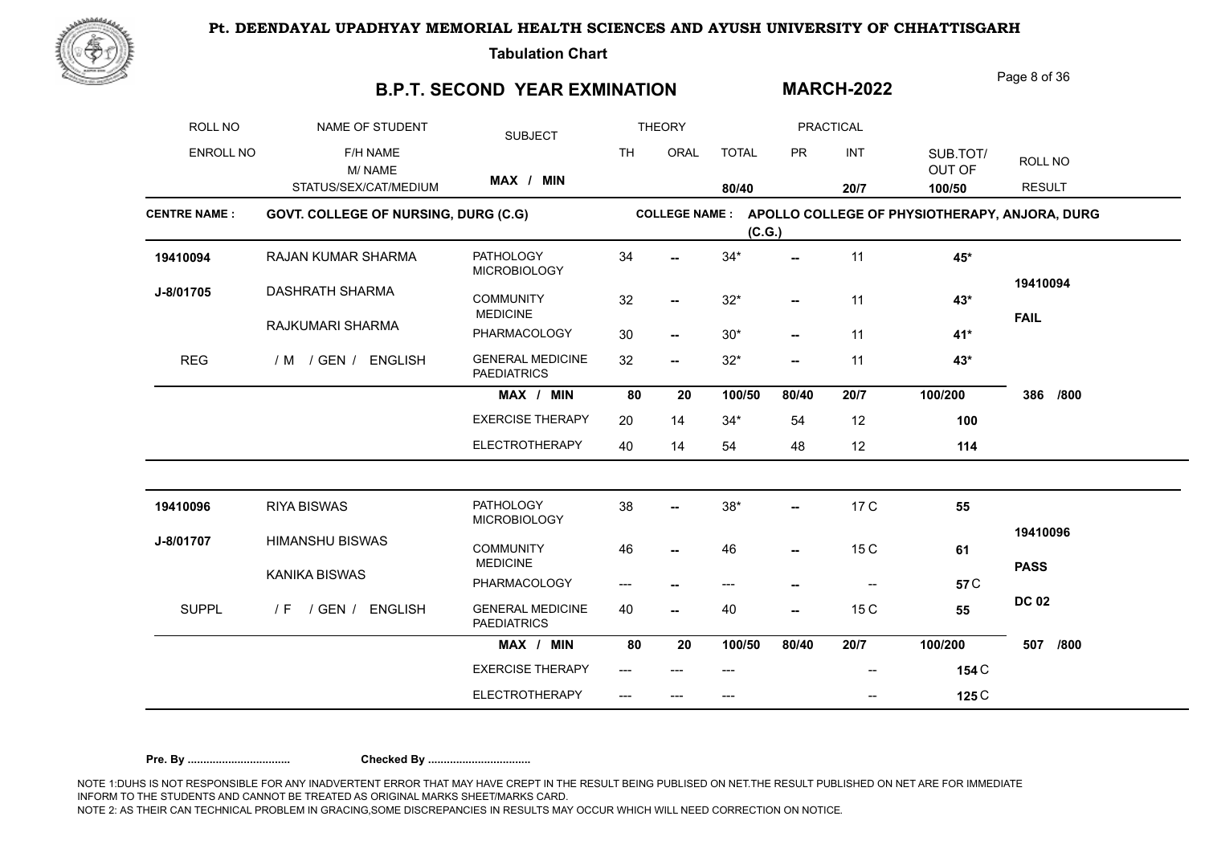# Pt. DEENDAYAL UPADHYAY MEMORIAL HEALTH SCIENCES AND AYUSH UNIVERSITY OF CHHATTISGARH

**Tabulation Chart**

## B.P.T. SECOND YEAR EXMINATION — MARCH-2022

| ROLL NO / ENROLL NO | NAME OF STUDENT / F/H NAME / M/ NAME / STATUS/SEX/CAT/MEDIUM | SUBJECT | THEORY TH | THEORY ORAL | TOTAL | PRACTICAL PR | PRACTICAL INT | SUB.TOT/ OUT OF | ROLL NO / RESULT |
|---|---|---|---|---|---|---|---|---|---|
| | | MAX / MIN | | | 80/40 | | 20/7 | 100/50 | |

**CENTRE NAME :** GOVT. COLLEGE OF NURSING, DURG (C.G) **COLLEGE NAME :** APOLLO COLLEGE OF PHYSIOTHERAPY, ANJORA, DURG (C.G.)

| ROLL NO / ENROLL NO | NAME OF STUDENT | SUBJECT | TH | ORAL | TOTAL | PR | INT | SUB.TOT/ OUT OF | ROLL NO / RESULT |
|---|---|---|---|---|---|---|---|---|---|
| 19410094 | RAJAN KUMAR SHARMA | PATHOLOGY MICROBIOLOGY | 34 | -- | 34* | -- | 11 | 45* | 19410094 |
| J-8/01705 | DASHRATH SHARMA | COMMUNITY MEDICINE | 32 | -- | 32* | -- | 11 | 43* | FAIL |
| | RAJKUMARI SHARMA | PHARMACOLOGY | 30 | -- | 30* | -- | 11 | 41* | |
| REG | / M / GEN / ENGLISH | GENERAL MEDICINE PAEDIATRICS | 32 | -- | 32* | -- | 11 | 43* | |
| | | MAX / MIN | 80 | 20 | 100/50 | 80/40 | 20/7 | 100/200 | 386 /800 |
| | | EXERCISE THERAPY | 20 | 14 | 34* | 54 | 12 | 100 | |
| | | ELECTROTHERAPY | 40 | 14 | 54 | 48 | 12 | 114 | |
| 19410096 | RIYA BISWAS | PATHOLOGY MICROBIOLOGY | 38 | -- | 38* | -- | 17 C | 55 | 19410096 |
| J-8/01707 | HIMANSHU BISWAS | COMMUNITY MEDICINE | 46 | -- | 46 | -- | 15 C | 61 | PASS |
| | KANIKA BISWAS | PHARMACOLOGY | --- | -- | --- | -- | -- | 57 C | DC 02 |
| SUPPL | / F / GEN / ENGLISH | GENERAL MEDICINE PAEDIATRICS | 40 | -- | 40 | -- | 15 C | 55 | |
| | | MAX / MIN | 80 | 20 | 100/50 | 80/40 | 20/7 | 100/200 | 507 /800 |
| | | EXERCISE THERAPY | --- | --- | --- | | -- | 154 C | |
| | | ELECTROTHERAPY | --- | --- | --- | | -- | 125 C | |

**Pre. By .................................** **Checked By .................................**

NOTE 1:DUHS IS NOT RESPONSIBLE FOR ANY INADVERTENT ERROR THAT MAY HAVE CREPT IN THE RESULT BEING PUBLISED ON NET.THE RESULT PUBLISHED ON NET ARE FOR IMMEDIATE INFORM TO THE STUDENTS AND CANNOT BE TREATED AS ORIGINAL MARKS SHEET/MARKS CARD.
NOTE 2: AS THEIR CAN TECHNICAL PROBLEM IN GRACING,SOME DISCREPANCIES IN RESULTS MAY OCCUR WHICH WILL NEED CORRECTION ON NOTICE.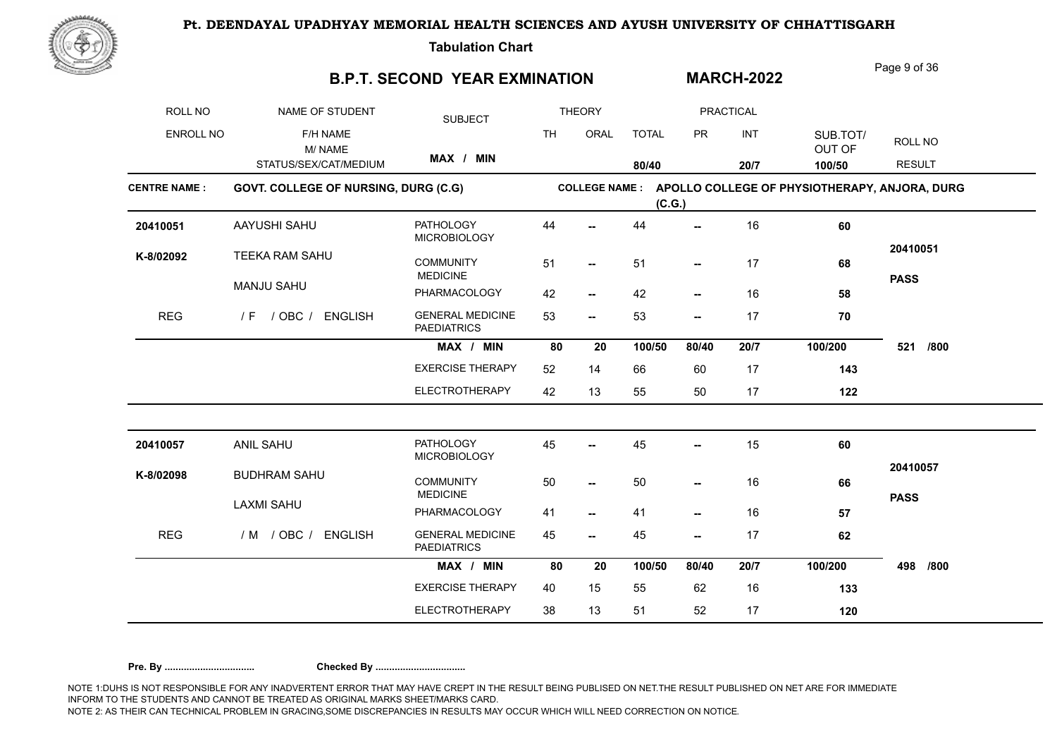**Pt. DEENDAYAL UPADHYAY MEMORIAL HEALTH SCIENCES AND AYUSH UNIVERSITY OF CHHATTISGARH**

**Tabulation Chart**

## B.P.T. SECOND YEAR EXMINATION

## MARCH-2022

| ROLL NO | NAME OF STUDENT | SUBJECT | THEORY | | | PRACTICAL | | | |
|---|---|---|---|---|---|---|---|---|---|
| ENROLL NO | F/H NAME<br>M/ NAME<br>STATUS/SEX/CAT/MEDIUM | MAX / MIN | TH | ORAL | TOTAL<br>80/40 | PR | INT<br>20/7 | SUB.TOT/<br>OUT OF<br>100/50 | ROLL NO<br>RESULT |

**CENTRE NAME :** GOVT. COLLEGE OF NURSING, DURG (C.G)

**COLLEGE NAME :** APOLLO COLLEGE OF PHYSIOTHERAPY, ANJORA, DURG (C.G.)

| ROLL NO / ENROLL NO | NAME / F/H NAME / M/ NAME / STATUS/SEX/CAT/MEDIUM | SUBJECT | TH | ORAL | TOTAL | PR | INT | SUB.TOT/OUT OF | ROLL NO / RESULT |
|---|---|---|---|---|---|---|---|---|---|
| 20410051 | AAYUSHI SAHU | PATHOLOGY MICROBIOLOGY | 44 | -- | 44 | -- | 16 | **60** | |
| K-8/02092 | TEEKA RAM SAHU | COMMUNITY MEDICINE | 51 | -- | 51 | -- | 17 | **68** | 20410051 |
| | MANJU SAHU | PHARMACOLOGY | 42 | -- | 42 | -- | 16 | **58** | **PASS** |
| REG | / F / OBC / ENGLISH | GENERAL MEDICINE PAEDIATRICS | 53 | -- | 53 | -- | 17 | **70** | |
| | | **MAX / MIN** | **80** | **20** | **100/50** | **80/40** | **20/7** | **100/200** | **521 /800** |
| | | EXERCISE THERAPY | 52 | 14 | 66 | 60 | 17 | **143** | |
| | | ELECTROTHERAPY | 42 | 13 | 55 | 50 | 17 | **122** | |
| 20410057 | ANIL SAHU | PATHOLOGY MICROBIOLOGY | 45 | -- | 45 | -- | 15 | **60** | |
| K-8/02098 | BUDHRAM SAHU | COMMUNITY MEDICINE | 50 | -- | 50 | -- | 16 | **66** | 20410057 |
| | LAXMI SAHU | PHARMACOLOGY | 41 | -- | 41 | -- | 16 | **57** | **PASS** |
| REG | / M / OBC / ENGLISH | GENERAL MEDICINE PAEDIATRICS | 45 | -- | 45 | -- | 17 | **62** | |
| | | **MAX / MIN** | **80** | **20** | **100/50** | **80/40** | **20/7** | **100/200** | **498 /800** |
| | | EXERCISE THERAPY | 40 | 15 | 55 | 62 | 16 | **133** | |
| | | ELECTROTHERAPY | 38 | 13 | 51 | 52 | 17 | **120** | |

**Pre. By .................................** **Checked By .................................**

NOTE 1:DUHS IS NOT RESPONSIBLE FOR ANY INADVERTENT ERROR THAT MAY HAVE CREPT IN THE RESULT BEING PUBLISED ON NET.THE RESULT PUBLISHED ON NET ARE FOR IMMEDIATE INFORM TO THE STUDENTS AND CANNOT BE TREATED AS ORIGINAL MARKS SHEET/MARKS CARD.
NOTE 2: AS THEIR CAN TECHNICAL PROBLEM IN GRACING,SOME DISCREPANCIES IN RESULTS MAY OCCUR WHICH WILL NEED CORRECTION ON NOTICE.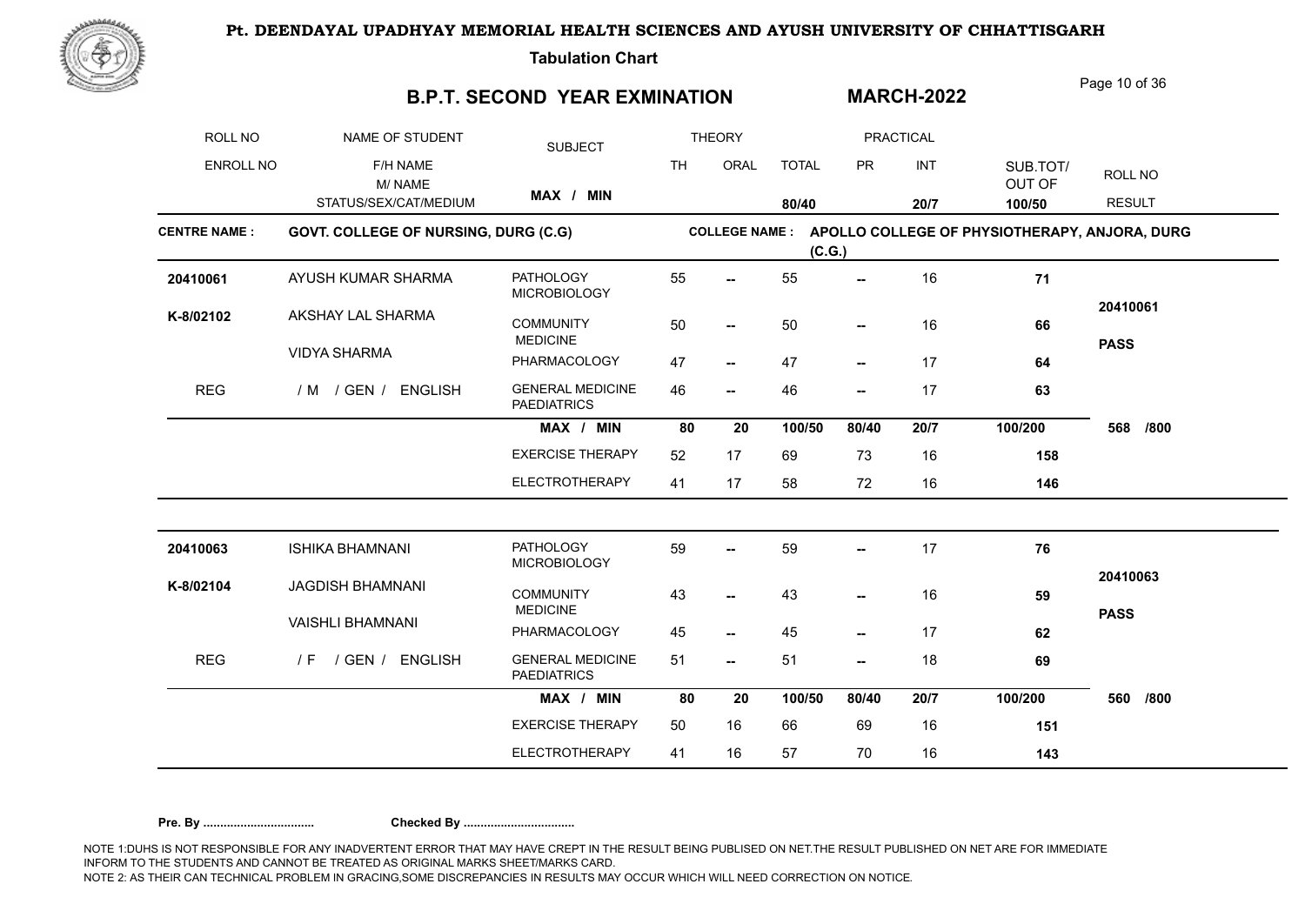# Pt. DEENDAYAL UPADHYAY MEMORIAL HEALTH SCIENCES AND AYUSH UNIVERSITY OF CHHATTISGARH

**Tabulation Chart**

## B.P.T. SECOND YEAR EXMINATION — MARCH-2022

| ROLL NO / ENROLL NO | NAME OF STUDENT / F/H NAME / M/ NAME / STATUS/SEX/CAT/MEDIUM | SUBJECT | THEORY TH | THEORY ORAL | TOTAL | PRACTICAL PR | PRACTICAL INT | SUB.TOT/ OUT OF | ROLL NO / RESULT |
|---|---|---|---|---|---|---|---|---|---|
| | | MAX / MIN | | | 80/40 | | 20/7 | 100/50 | |

**CENTRE NAME :** GOVT. COLLEGE OF NURSING, DURG (C.G) **COLLEGE NAME :** APOLLO COLLEGE OF PHYSIOTHERAPY, ANJORA, DURG (C.G.)

| ROLL NO / ENROLL NO | NAME OF STUDENT / F/H NAME / M/ NAME / STATUS/SEX/CAT/MEDIUM | SUBJECT | TH | ORAL | TOTAL | PR | INT | SUB.TOT/ OUT OF | ROLL NO / RESULT |
|---|---|---|---|---|---|---|---|---|---|
| 20410061 | AYUSH KUMAR SHARMA | PATHOLOGY MICROBIOLOGY | 55 | -- | 55 | -- | 16 | **71** | |
| K-8/02102 | AKSHAY LAL SHARMA | COMMUNITY MEDICINE | 50 | -- | 50 | -- | 16 | **66** | 20410061 |
| | VIDYA SHARMA | PHARMACOLOGY | 47 | -- | 47 | -- | 17 | **64** | **PASS** |
| REG | / M / GEN / ENGLISH | GENERAL MEDICINE PAEDIATRICS | 46 | -- | 46 | -- | 17 | **63** | |
| | | **MAX / MIN** | **80** | **20** | **100/50** | **80/40** | **20/7** | **100/200** | **568 /800** |
| | | EXERCISE THERAPY | 52 | 17 | 69 | 73 | 16 | **158** | |
| | | ELECTROTHERAPY | 41 | 17 | 58 | 72 | 16 | **146** | |
| 20410063 | ISHIKA BHAMNANI | PATHOLOGY MICROBIOLOGY | 59 | -- | 59 | -- | 17 | **76** | |
| K-8/02104 | JAGDISH BHAMNANI | COMMUNITY MEDICINE | 43 | -- | 43 | -- | 16 | **59** | 20410063 |
| | VAISHLI BHAMNANI | PHARMACOLOGY | 45 | -- | 45 | -- | 17 | **62** | **PASS** |
| REG | / F / GEN / ENGLISH | GENERAL MEDICINE PAEDIATRICS | 51 | -- | 51 | -- | 18 | **69** | |
| | | **MAX / MIN** | **80** | **20** | **100/50** | **80/40** | **20/7** | **100/200** | **560 /800** |
| | | EXERCISE THERAPY | 50 | 16 | 66 | 69 | 16 | **151** | |
| | | ELECTROTHERAPY | 41 | 16 | 57 | 70 | 16 | **143** | |

**Pre. By .................................** **Checked By .................................**

NOTE 1:DUHS IS NOT RESPONSIBLE FOR ANY INADVERTENT ERROR THAT MAY HAVE CREPT IN THE RESULT BEING PUBLISED ON NET.THE RESULT PUBLISHED ON NET ARE FOR IMMEDIATE INFORM TO THE STUDENTS AND CANNOT BE TREATED AS ORIGINAL MARKS SHEET/MARKS CARD.
NOTE 2: AS THEIR CAN TECHNICAL PROBLEM IN GRACING,SOME DISCREPANCIES IN RESULTS MAY OCCUR WHICH WILL NEED CORRECTION ON NOTICE.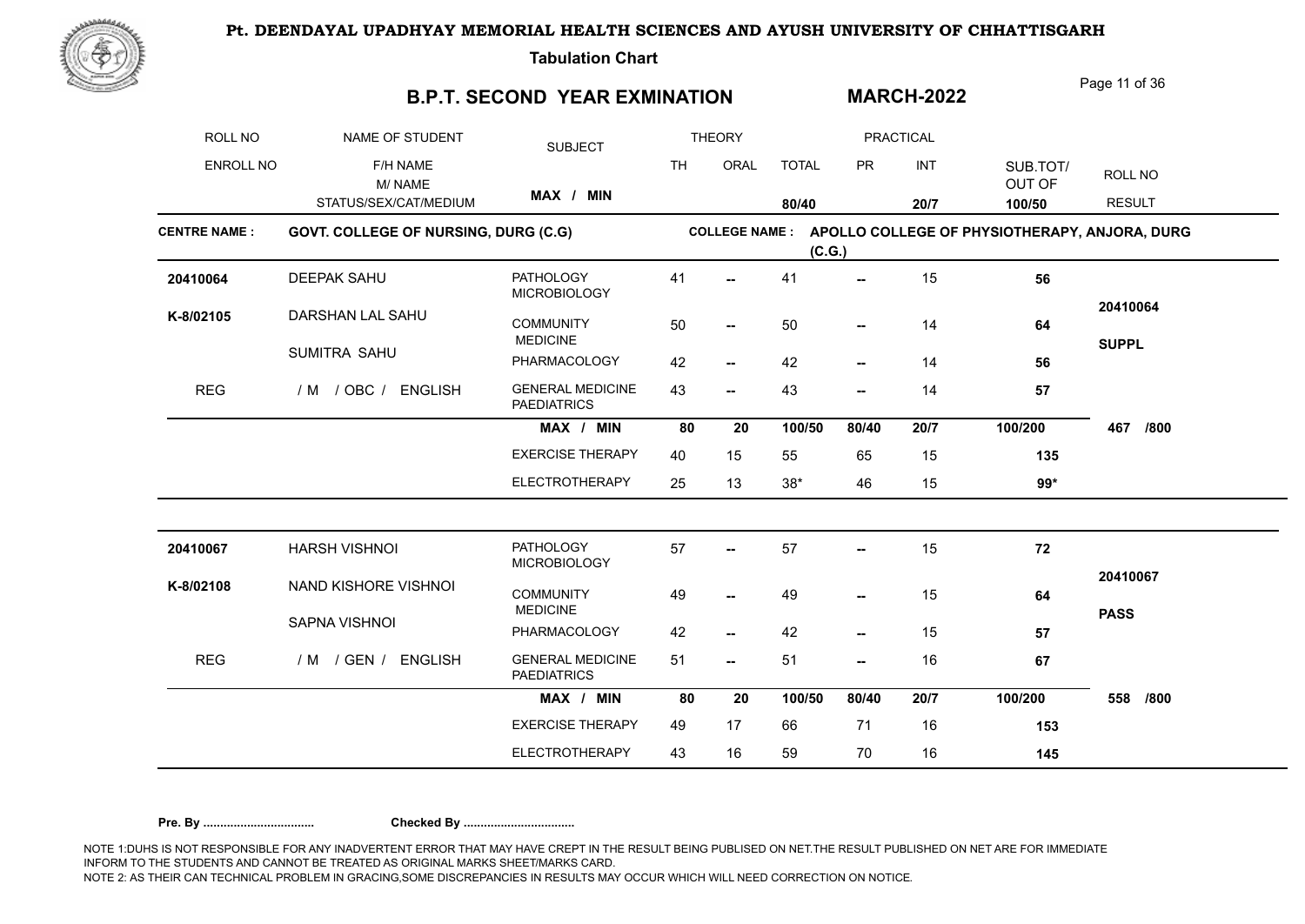# Pt. DEENDAYAL UPADHYAY MEMORIAL HEALTH SCIENCES AND AYUSH UNIVERSITY OF CHHATTISGARH

**Tabulation Chart**

## B.P.T. SECOND YEAR EXMINATION — MARCH-2022

| ROLL NO / ENROLL NO | NAME OF STUDENT / F/H NAME / M/ NAME / STATUS/SEX/CAT/MEDIUM | SUBJECT | THEORY TH | THEORY ORAL | TOTAL | PRACTICAL PR | PRACTICAL INT | SUB.TOT/ OUT OF | ROLL NO / RESULT |
|---|---|---|---|---|---|---|---|---|---|
| | | MAX / MIN | | | 80/40 | | 20/7 | 100/50 | |

**CENTRE NAME :** GOVT. COLLEGE OF NURSING, DURG (C.G)    **COLLEGE NAME :** APOLLO COLLEGE OF PHYSIOTHERAPY, ANJORA, DURG (C.G.)

| ROLL NO / ENROLL NO | NAME OF STUDENT | SUBJECT | TH | ORAL | TOTAL | PR | INT | SUB.TOT | RESULT |
|---|---|---|---|---|---|---|---|---|---|
| 20410064 | DEEPAK SAHU | PATHOLOGY MICROBIOLOGY | 41 | -- | 41 | -- | 15 | 56 | |
| K-8/02105 | DARSHAN LAL SAHU | COMMUNITY MEDICINE | 50 | -- | 50 | -- | 14 | 64 | 20410064 |
| | SUMITRA SAHU | PHARMACOLOGY | 42 | -- | 42 | -- | 14 | 56 | SUPPL |
| REG | / M / OBC / ENGLISH | GENERAL MEDICINE PAEDIATRICS | 43 | -- | 43 | -- | 14 | 57 | |
| | | MAX / MIN | 80 | 20 | 100/50 | 80/40 | 20/7 | 100/200 | 467 /800 |
| | | EXERCISE THERAPY | 40 | 15 | 55 | 65 | 15 | 135 | |
| | | ELECTROTHERAPY | 25 | 13 | 38* | 46 | 15 | 99* | |
| 20410067 | HARSH VISHNOI | PATHOLOGY MICROBIOLOGY | 57 | -- | 57 | -- | 15 | 72 | |
| K-8/02108 | NAND KISHORE VISHNOI | COMMUNITY MEDICINE | 49 | -- | 49 | -- | 15 | 64 | 20410067 |
| | SAPNA VISHNOI | PHARMACOLOGY | 42 | -- | 42 | -- | 15 | 57 | PASS |
| REG | / M / GEN / ENGLISH | GENERAL MEDICINE PAEDIATRICS | 51 | -- | 51 | -- | 16 | 67 | |
| | | MAX / MIN | 80 | 20 | 100/50 | 80/40 | 20/7 | 100/200 | 558 /800 |
| | | EXERCISE THERAPY | 49 | 17 | 66 | 71 | 16 | 153 | |
| | | ELECTROTHERAPY | 43 | 16 | 59 | 70 | 16 | 145 | |

**Pre. By .................................** **Checked By .................................**

NOTE 1:DUHS IS NOT RESPONSIBLE FOR ANY INADVERTENT ERROR THAT MAY HAVE CREPT IN THE RESULT BEING PUBLISED ON NET.THE RESULT PUBLISHED ON NET ARE FOR IMMEDIATE INFORM TO THE STUDENTS AND CANNOT BE TREATED AS ORIGINAL MARKS SHEET/MARKS CARD.
NOTE 2: AS THEIR CAN TECHNICAL PROBLEM IN GRACING,SOME DISCREPANCIES IN RESULTS MAY OCCUR WHICH WILL NEED CORRECTION ON NOTICE.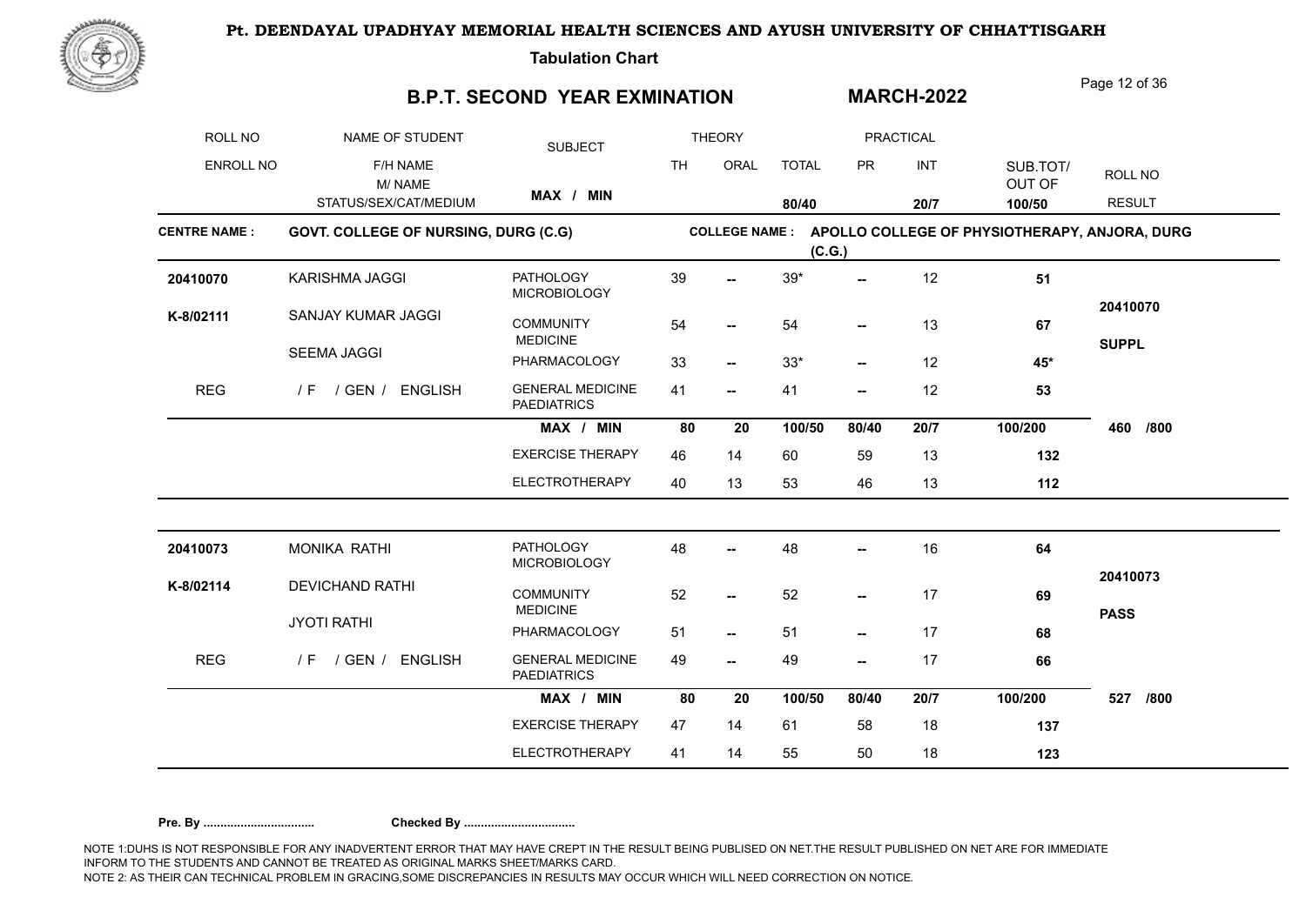# Pt. DEENDAYAL UPADHYAY MEMORIAL HEALTH SCIENCES AND AYUSH UNIVERSITY OF CHHATTISGARH

**Tabulation Chart**

## B.P.T. SECOND YEAR EXMINATION — MARCH-2022

| ROLL NO / ENROLL NO | NAME OF STUDENT / F/H NAME / M/ NAME / STATUS/SEX/CAT/MEDIUM | SUBJECT | THEORY TH | THEORY ORAL | THEORY TOTAL | PRACTICAL PR | PRACTICAL INT | SUB.TOT/ OUT OF | ROLL NO / RESULT |
|---|---|---|---|---|---|---|---|---|---|
| | | MAX / MIN | | | 80/40 | | 20/7 | 100/50 | |

**CENTRE NAME :** GOVT. COLLEGE OF NURSING, DURG (C.G)

**COLLEGE NAME :** APOLLO COLLEGE OF PHYSIOTHERAPY, ANJORA, DURG (C.G.)

| ROLL NO / ENROLL NO | NAME OF STUDENT / F/H NAME / M/ NAME / STATUS/SEX/CAT/MEDIUM | SUBJECT | TH | ORAL | TOTAL | PR | INT | SUB.TOT/ OUT OF | ROLL NO / RESULT |
|---|---|---|---|---|---|---|---|---|---|
| 20410070 | KARISHMA JAGGI | PATHOLOGY MICROBIOLOGY | 39 | -- | 39* | -- | 12 | 51 | |
| K-8/02111 | SANJAY KUMAR JAGGI | COMMUNITY MEDICINE | 54 | -- | 54 | -- | 13 | 67 | 20410070 |
| | SEEMA JAGGI | PHARMACOLOGY | 33 | -- | 33* | -- | 12 | 45* | SUPPL |
| REG | / F / GEN / ENGLISH | GENERAL MEDICINE PAEDIATRICS | 41 | -- | 41 | -- | 12 | 53 | |
| | | MAX / MIN | 80 | 20 | 100/50 | 80/40 | 20/7 | 100/200 | 460 /800 |
| | | EXERCISE THERAPY | 46 | 14 | 60 | 59 | 13 | 132 | |
| | | ELECTROTHERAPY | 40 | 13 | 53 | 46 | 13 | 112 | |
| 20410073 | MONIKA RATHI | PATHOLOGY MICROBIOLOGY | 48 | -- | 48 | -- | 16 | 64 | |
| K-8/02114 | DEVICHAND RATHI | COMMUNITY MEDICINE | 52 | -- | 52 | -- | 17 | 69 | 20410073 |
| | JYOTI RATHI | PHARMACOLOGY | 51 | -- | 51 | -- | 17 | 68 | PASS |
| REG | / F / GEN / ENGLISH | GENERAL MEDICINE PAEDIATRICS | 49 | -- | 49 | -- | 17 | 66 | |
| | | MAX / MIN | 80 | 20 | 100/50 | 80/40 | 20/7 | 100/200 | 527 /800 |
| | | EXERCISE THERAPY | 47 | 14 | 61 | 58 | 18 | 137 | |
| | | ELECTROTHERAPY | 41 | 14 | 55 | 50 | 18 | 123 | |

**Pre. By .................................** **Checked By .................................**

NOTE 1:DUHS IS NOT RESPONSIBLE FOR ANY INADVERTENT ERROR THAT MAY HAVE CREPT IN THE RESULT BEING PUBLISED ON NET.THE RESULT PUBLISHED ON NET ARE FOR IMMEDIATE INFORM TO THE STUDENTS AND CANNOT BE TREATED AS ORIGINAL MARKS SHEET/MARKS CARD.

NOTE 2: AS THEIR CAN TECHNICAL PROBLEM IN GRACING,SOME DISCREPANCIES IN RESULTS MAY OCCUR WHICH WILL NEED CORRECTION ON NOTICE.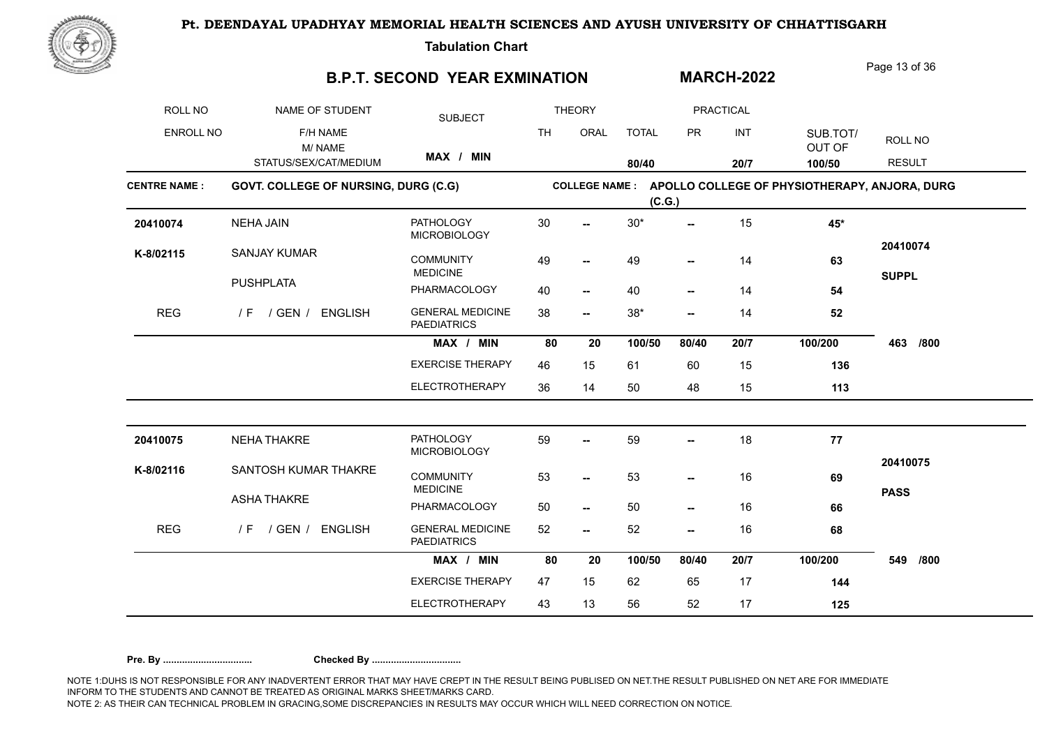**Pt. DEENDAYAL UPADHYAY MEMORIAL HEALTH SCIENCES AND AYUSH UNIVERSITY OF CHHATTISGARH**

**Tabulation Chart**

# B.P.T. SECOND YEAR EXMINATION

**MARCH-2022**

| ROLL NO / ENROLL NO | NAME OF STUDENT / F/H NAME / M/ NAME / STATUS/SEX/CAT/MEDIUM | SUBJECT | THEORY TH | THEORY ORAL | TOTAL | PRACTICAL PR | PRACTICAL INT | SUB.TOT/ OUT OF | ROLL NO / RESULT |
|---|---|---|---|---|---|---|---|---|---|
| | | MAX / MIN | | | 80/40 | | 20/7 | 100/50 | |

**CENTRE NAME :** GOVT. COLLEGE OF NURSING, DURG (C.G) **COLLEGE NAME :** APOLLO COLLEGE OF PHYSIOTHERAPY, ANJORA, DURG (C.G.)

| ROLL NO / ENROLL NO | NAME OF STUDENT / F/H NAME / M/ NAME / STATUS/SEX/CAT/MEDIUM | SUBJECT | TH | ORAL | TOTAL | PR | INT | SUB.TOT/ OUT OF | ROLL NO / RESULT |
|---|---|---|---|---|---|---|---|---|---|
| 20410074 | NEHA JAIN | PATHOLOGY MICROBIOLOGY | 30 | -- | 30* | -- | 15 | 45* | |
| K-8/02115 | SANJAY KUMAR | COMMUNITY MEDICINE | 49 | -- | 49 | -- | 14 | 63 | 20410074 |
| | PUSHPLATA | PHARMACOLOGY | 40 | -- | 40 | -- | 14 | 54 | SUPPL |
| REG | / F / GEN / ENGLISH | GENERAL MEDICINE PAEDIATRICS | 38 | -- | 38* | -- | 14 | 52 | |
| | | MAX / MIN | 80 | 20 | 100/50 | 80/40 | 20/7 | 100/200 | 463 /800 |
| | | EXERCISE THERAPY | 46 | 15 | 61 | 60 | 15 | 136 | |
| | | ELECTROTHERAPY | 36 | 14 | 50 | 48 | 15 | 113 | |
| 20410075 | NEHA THAKRE | PATHOLOGY MICROBIOLOGY | 59 | -- | 59 | -- | 18 | 77 | |
| K-8/02116 | SANTOSH KUMAR THAKRE | COMMUNITY MEDICINE | 53 | -- | 53 | -- | 16 | 69 | 20410075 |
| | ASHA THAKRE | PHARMACOLOGY | 50 | -- | 50 | -- | 16 | 66 | PASS |
| REG | / F / GEN / ENGLISH | GENERAL MEDICINE PAEDIATRICS | 52 | -- | 52 | -- | 16 | 68 | |
| | | MAX / MIN | 80 | 20 | 100/50 | 80/40 | 20/7 | 100/200 | 549 /800 |
| | | EXERCISE THERAPY | 47 | 15 | 62 | 65 | 17 | 144 | |
| | | ELECTROTHERAPY | 43 | 13 | 56 | 52 | 17 | 125 | |

**Pre. By .................................** **Checked By .................................**

NOTE 1:DUHS IS NOT RESPONSIBLE FOR ANY INADVERTENT ERROR THAT MAY HAVE CREPT IN THE RESULT BEING PUBLISED ON NET.THE RESULT PUBLISHED ON NET ARE FOR IMMEDIATE INFORM TO THE STUDENTS AND CANNOT BE TREATED AS ORIGINAL MARKS SHEET/MARKS CARD.
NOTE 2: AS THEIR CAN TECHNICAL PROBLEM IN GRACING,SOME DISCREPANCIES IN RESULTS MAY OCCUR WHICH WILL NEED CORRECTION ON NOTICE.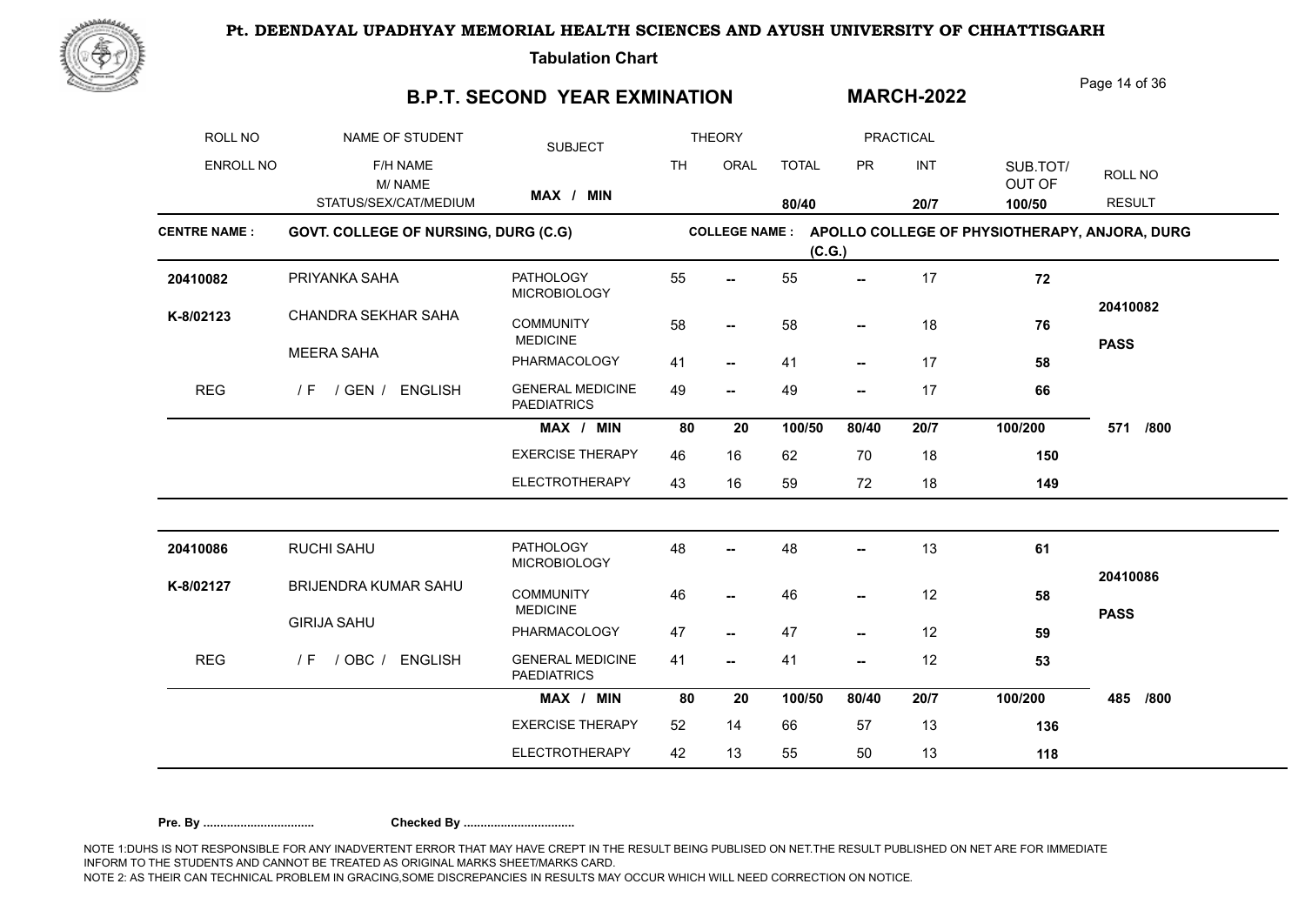# Pt. DEENDAYAL UPADHYAY MEMORIAL HEALTH SCIENCES AND AYUSH UNIVERSITY OF CHHATTISGARH

**Tabulation Chart**

## B.P.T. SECOND YEAR EXMINATION — MARCH-2022

| ROLL NO / ENROLL NO | NAME OF STUDENT / F/H NAME / M/ NAME / STATUS/SEX/CAT/MEDIUM | SUBJECT | THEORY TH | THEORY ORAL | TOTAL | PRACTICAL PR | PRACTICAL INT | SUB.TOT/ OUT OF | ROLL NO / RESULT |
|---|---|---|---|---|---|---|---|---|---|
| | | MAX / MIN | | | 80/40 | | 20/7 | 100/50 | |

**CENTRE NAME :** GOVT. COLLEGE OF NURSING, DURG (C.G) **COLLEGE NAME :** APOLLO COLLEGE OF PHYSIOTHERAPY, ANJORA, DURG (C.G.)

| ROLL NO / ENROLL NO | NAME | SUBJECT | TH | ORAL | TOTAL | PR | INT | SUB.TOT | RESULT |
|---|---|---|---|---|---|---|---|---|---|
| 20410082 | PRIYANKA SAHA | PATHOLOGY MICROBIOLOGY | 55 | -- | 55 | -- | 17 | **72** | |
| K-8/02123 | CHANDRA SEKHAR SAHA | COMMUNITY MEDICINE | 58 | -- | 58 | -- | 18 | **76** | 20410082 |
| | MEERA SAHA | PHARMACOLOGY | 41 | -- | 41 | -- | 17 | **58** | **PASS** |
| REG | / F / GEN / ENGLISH | GENERAL MEDICINE PAEDIATRICS | 49 | -- | 49 | -- | 17 | **66** | |
| | | **MAX / MIN** | **80** | **20** | **100/50** | **80/40** | **20/7** | **100/200** | **571 /800** |
| | | EXERCISE THERAPY | 46 | 16 | 62 | 70 | 18 | **150** | |
| | | ELECTROTHERAPY | 43 | 16 | 59 | 72 | 18 | **149** | |
| 20410086 | RUCHI SAHU | PATHOLOGY MICROBIOLOGY | 48 | -- | 48 | -- | 13 | **61** | |
| K-8/02127 | BRIJENDRA KUMAR SAHU | COMMUNITY MEDICINE | 46 | -- | 46 | -- | 12 | **58** | 20410086 |
| | GIRIJA SAHU | PHARMACOLOGY | 47 | -- | 47 | -- | 12 | **59** | **PASS** |
| REG | / F / OBC / ENGLISH | GENERAL MEDICINE PAEDIATRICS | 41 | -- | 41 | -- | 12 | **53** | |
| | | **MAX / MIN** | **80** | **20** | **100/50** | **80/40** | **20/7** | **100/200** | **485 /800** |
| | | EXERCISE THERAPY | 52 | 14 | 66 | 57 | 13 | **136** | |
| | | ELECTROTHERAPY | 42 | 13 | 55 | 50 | 13 | **118** | |

**Pre. By ................................** **Checked By ................................**

NOTE 1:DUHS IS NOT RESPONSIBLE FOR ANY INADVERTENT ERROR THAT MAY HAVE CREPT IN THE RESULT BEING PUBLISED ON NET.THE RESULT PUBLISHED ON NET ARE FOR IMMEDIATE INFORM TO THE STUDENTS AND CANNOT BE TREATED AS ORIGINAL MARKS SHEET/MARKS CARD.
NOTE 2: AS THEIR CAN TECHNICAL PROBLEM IN GRACING,SOME DISCREPANCIES IN RESULTS MAY OCCUR WHICH WILL NEED CORRECTION ON NOTICE.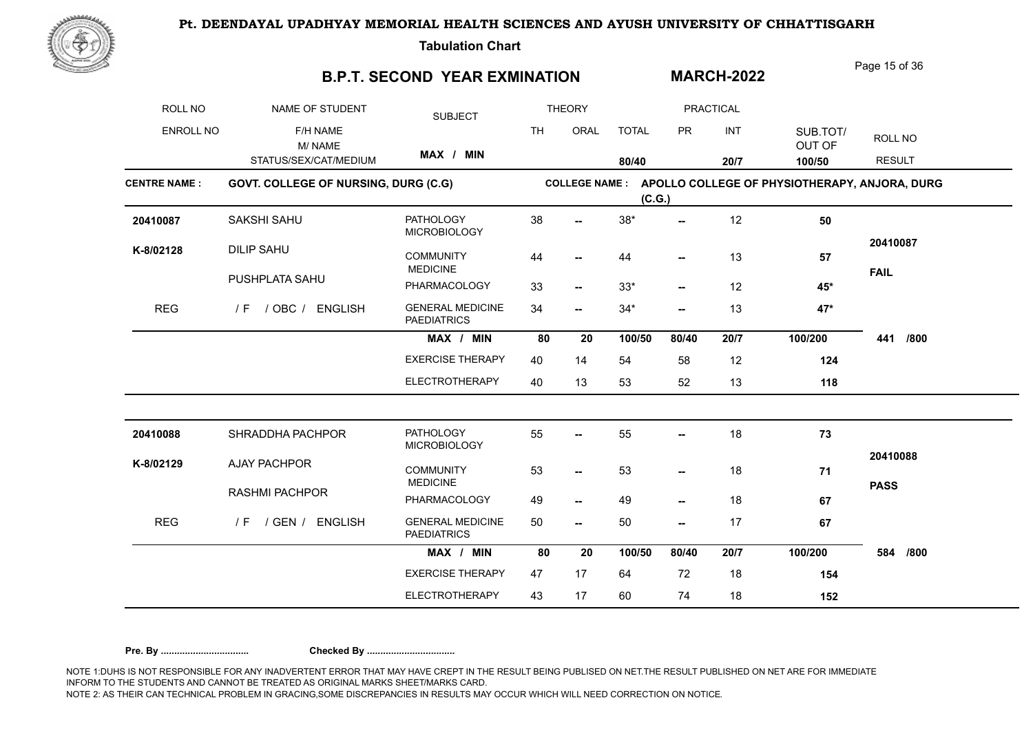**Pt. DEENDAYAL UPADHYAY MEMORIAL HEALTH SCIENCES AND AYUSH UNIVERSITY OF CHHATTISGARH**

**Tabulation Chart**

## B.P.T. SECOND YEAR EXMINATION

## MARCH-2022

| ROLL NO / ENROLL NO | NAME OF STUDENT / F/H NAME / M/ NAME / STATUS/SEX/CAT/MEDIUM | SUBJECT | THEORY TH | THEORY ORAL | THEORY TOTAL | PRACTICAL PR | PRACTICAL INT | SUB.TOT/ OUT OF | ROLL NO / RESULT |
|---|---|---|---|---|---|---|---|---|---|
| | | MAX / MIN | | | 80/40 | | 20/7 | 100/50 | |

**CENTRE NAME :** GOVT. COLLEGE OF NURSING, DURG (C.G)  **COLLEGE NAME :** APOLLO COLLEGE OF PHYSIOTHERAPY, ANJORA, DURG (C.G.)

| ROLL NO / ENROLL NO | NAME OF STUDENT | SUBJECT | TH | ORAL | TOTAL | PR | INT | SUB.TOT/ OUT OF | ROLL NO / RESULT |
|---|---|---|---|---|---|---|---|---|---|
| 20410087 | SAKSHI SAHU | PATHOLOGY MICROBIOLOGY | 38 | -- | 38* | -- | 12 | 50 | 20410087 |
| K-8/02128 | DILIP SAHU | COMMUNITY MEDICINE | 44 | -- | 44 | -- | 13 | 57 | FAIL |
| | PUSHPLATA SAHU | PHARMACOLOGY | 33 | -- | 33* | -- | 12 | 45* | |
| REG | / F / OBC / ENGLISH | GENERAL MEDICINE PAEDIATRICS | 34 | -- | 34* | -- | 13 | 47* | |
| | | MAX / MIN | 80 | 20 | 100/50 | 80/40 | 20/7 | 100/200 | 441 /800 |
| | | EXERCISE THERAPY | 40 | 14 | 54 | 58 | 12 | 124 | |
| | | ELECTROTHERAPY | 40 | 13 | 53 | 52 | 13 | 118 | |
| 20410088 | SHRADDHA PACHPOR | PATHOLOGY MICROBIOLOGY | 55 | -- | 55 | -- | 18 | 73 | 20410088 |
| K-8/02129 | AJAY PACHPOR | COMMUNITY MEDICINE | 53 | -- | 53 | -- | 18 | 71 | PASS |
| | RASHMI PACHPOR | PHARMACOLOGY | 49 | -- | 49 | -- | 18 | 67 | |
| REG | / F / GEN / ENGLISH | GENERAL MEDICINE PAEDIATRICS | 50 | -- | 50 | -- | 17 | 67 | |
| | | MAX / MIN | 80 | 20 | 100/50 | 80/40 | 20/7 | 100/200 | 584 /800 |
| | | EXERCISE THERAPY | 47 | 17 | 64 | 72 | 18 | 154 | |
| | | ELECTROTHERAPY | 43 | 17 | 60 | 74 | 18 | 152 | |

**Pre. By .................................** **Checked By .................................**

NOTE 1:DUHS IS NOT RESPONSIBLE FOR ANY INADVERTENT ERROR THAT MAY HAVE CREPT IN THE RESULT BEING PUBLISED ON NET.THE RESULT PUBLISHED ON NET ARE FOR IMMEDIATE INFORM TO THE STUDENTS AND CANNOT BE TREATED AS ORIGINAL MARKS SHEET/MARKS CARD.
NOTE 2: AS THEIR CAN TECHNICAL PROBLEM IN GRACING,SOME DISCREPANCIES IN RESULTS MAY OCCUR WHICH WILL NEED CORRECTION ON NOTICE.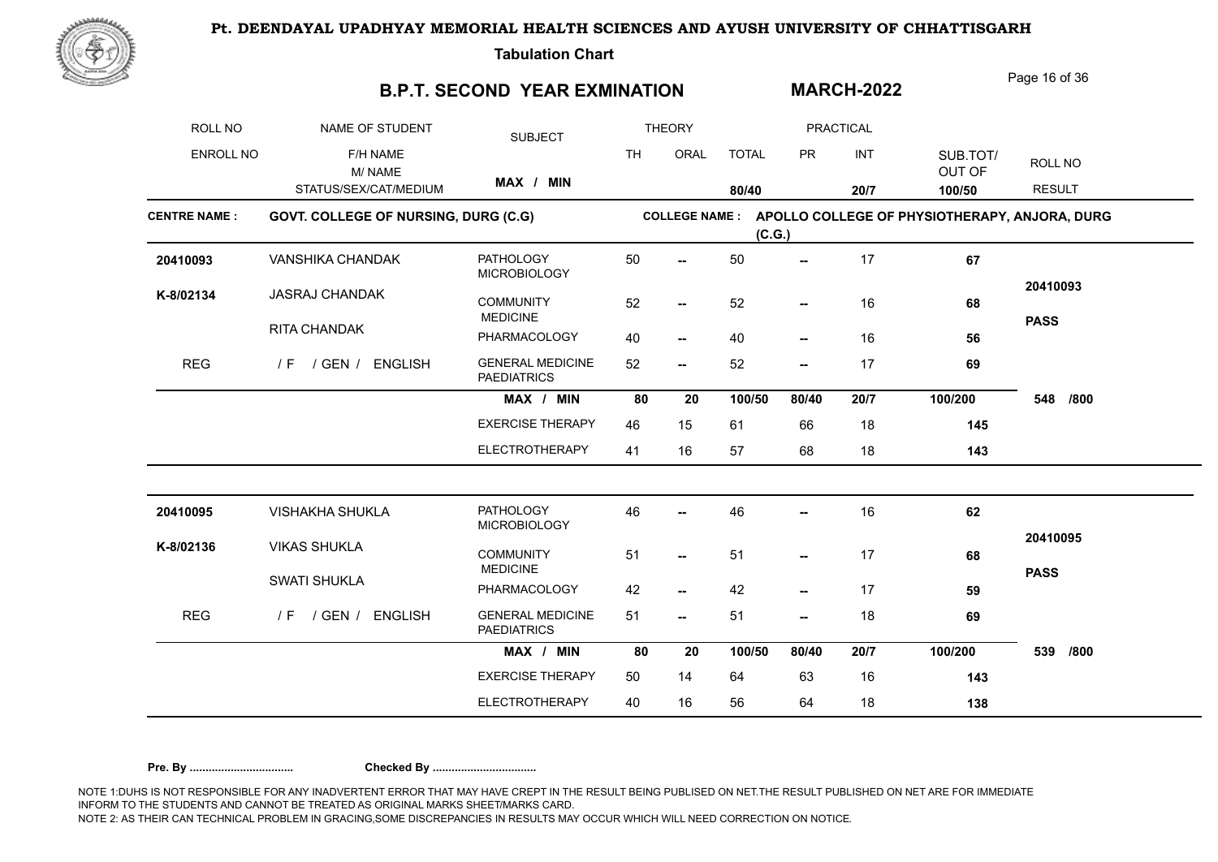# Pt. DEENDAYAL UPADHYAY MEMORIAL HEALTH SCIENCES AND AYUSH UNIVERSITY OF CHHATTISGARH

**Tabulation Chart**

## B.P.T. SECOND YEAR EXMINATION — MARCH-2022

| ROLL NO / ENROLL NO | NAME OF STUDENT / F/H NAME / M/ NAME / STATUS/SEX/CAT/MEDIUM | SUBJECT | THEORY TH | THEORY ORAL | TOTAL | PRACTICAL PR | PRACTICAL INT | SUB.TOT/ OUT OF | ROLL NO / RESULT |
|---|---|---|---|---|---|---|---|---|---|
| | | MAX / MIN | | | 80/40 | | 20/7 | 100/50 | |

**CENTRE NAME :** GOVT. COLLEGE OF NURSING, DURG (C.G)

**COLLEGE NAME :** APOLLO COLLEGE OF PHYSIOTHERAPY, ANJORA, DURG (C.G.)

| ROLL NO / ENROLL NO | NAME OF STUDENT / F/H NAME / M/ NAME / STATUS/SEX/CAT/MEDIUM | SUBJECT | TH | ORAL | TOTAL | PR | INT | SUB.TOT/ OUT OF | ROLL NO / RESULT |
|---|---|---|---|---|---|---|---|---|---|
| 20410093 | VANSHIKA CHANDAK | PATHOLOGY MICROBIOLOGY | 50 | -- | 50 | -- | 17 | 67 | |
| K-8/02134 | JASRAJ CHANDAK | COMMUNITY MEDICINE | 52 | -- | 52 | -- | 16 | 68 | 20410093 |
| | RITA CHANDAK | PHARMACOLOGY | 40 | -- | 40 | -- | 16 | 56 | PASS |
| REG | / F / GEN / ENGLISH | GENERAL MEDICINE PAEDIATRICS | 52 | -- | 52 | -- | 17 | 69 | |
| | | MAX / MIN | 80 | 20 | 100/50 | 80/40 | 20/7 | 100/200 | 548 /800 |
| | | EXERCISE THERAPY | 46 | 15 | 61 | 66 | 18 | 145 | |
| | | ELECTROTHERAPY | 41 | 16 | 57 | 68 | 18 | 143 | |
| 20410095 | VISHAKHA SHUKLA | PATHOLOGY MICROBIOLOGY | 46 | -- | 46 | -- | 16 | 62 | |
| K-8/02136 | VIKAS SHUKLA | COMMUNITY MEDICINE | 51 | -- | 51 | -- | 17 | 68 | 20410095 |
| | SWATI SHUKLA | PHARMACOLOGY | 42 | -- | 42 | -- | 17 | 59 | PASS |
| REG | / F / GEN / ENGLISH | GENERAL MEDICINE PAEDIATRICS | 51 | -- | 51 | -- | 18 | 69 | |
| | | MAX / MIN | 80 | 20 | 100/50 | 80/40 | 20/7 | 100/200 | 539 /800 |
| | | EXERCISE THERAPY | 50 | 14 | 64 | 63 | 16 | 143 | |
| | | ELECTROTHERAPY | 40 | 16 | 56 | 64 | 18 | 138 | |

**Pre. By .................................** **Checked By .................................**

NOTE 1:DUHS IS NOT RESPONSIBLE FOR ANY INADVERTENT ERROR THAT MAY HAVE CREPT IN THE RESULT BEING PUBLISED ON NET.THE RESULT PUBLISHED ON NET ARE FOR IMMEDIATE INFORM TO THE STUDENTS AND CANNOT BE TREATED AS ORIGINAL MARKS SHEET/MARKS CARD.
NOTE 2: AS THEIR CAN TECHNICAL PROBLEM IN GRACING,SOME DISCREPANCIES IN RESULTS MAY OCCUR WHICH WILL NEED CORRECTION ON NOTICE.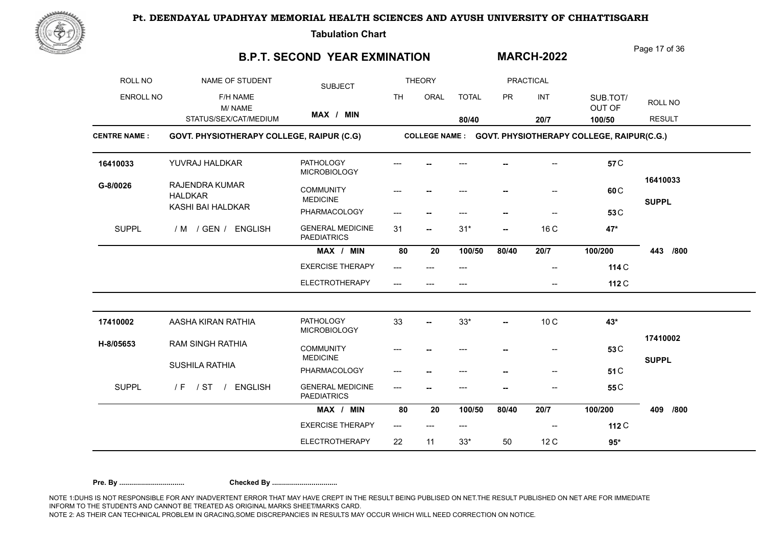# Pt. DEENDAYAL UPADHYAY MEMORIAL HEALTH SCIENCES AND AYUSH UNIVERSITY OF CHHATTISGARH

**Tabulation Chart**

## B.P.T. SECOND YEAR EXMINATION — MARCH-2022

| ROLL NO / ENROLL NO | NAME OF STUDENT / F/H NAME / M/ NAME / STATUS/SEX/CAT/MEDIUM | SUBJECT | THEORY TH | THEORY ORAL | TOTAL | PRACTICAL PR | PRACTICAL INT | SUB.TOT/ OUT OF | ROLL NO / RESULT |
|---|---|---|---|---|---|---|---|---|---|
| | | MAX / MIN | | | 80/40 | | 20/7 | 100/50 | |

**CENTRE NAME : GOVT. PHYSIOTHERAPY COLLEGE, RAIPUR (C.G)** — **COLLEGE NAME : GOVT. PHYSIOTHERAPY COLLEGE, RAIPUR(C.G.)**

| ROLL NO / ENROLL NO | NAME OF STUDENT | SUBJECT | TH | ORAL | TOTAL | PR | INT | SUB.TOT/ OUT OF | ROLL NO / RESULT |
|---|---|---|---|---|---|---|---|---|---|
| 16410033 | YUVRAJ HALDKAR | PATHOLOGY MICROBIOLOGY | --- | -- | --- | -- | -- | 57 C | 16410033 |
| G-8/0026 | RAJENDRA KUMAR HALDKAR | COMMUNITY MEDICINE | --- | -- | --- | -- | -- | 60 C | SUPPL |
| | KASHI BAI HALDKAR | PHARMACOLOGY | --- | -- | --- | -- | -- | 53 C | |
| SUPPL | / M / GEN / ENGLISH | GENERAL MEDICINE PAEDIATRICS | 31 | -- | 31* | -- | 16 C | 47* | |
| | | MAX / MIN | 80 | 20 | 100/50 | 80/40 | 20/7 | 100/200 | 443 /800 |
| | | EXERCISE THERAPY | --- | --- | --- | | -- | 114 C | |
| | | ELECTROTHERAPY | --- | --- | --- | | -- | 112 C | |
| 17410002 | AASHA KIRAN RATHIA | PATHOLOGY MICROBIOLOGY | 33 | -- | 33* | -- | 10 C | 43* | 17410002 |
| H-8/05653 | RAM SINGH RATHIA | COMMUNITY MEDICINE | --- | -- | --- | -- | -- | 53 C | SUPPL |
| | SUSHILA RATHIA | PHARMACOLOGY | --- | -- | --- | -- | -- | 51 C | |
| SUPPL | / F / ST / ENGLISH | GENERAL MEDICINE PAEDIATRICS | --- | -- | --- | -- | -- | 55 C | |
| | | MAX / MIN | 80 | 20 | 100/50 | 80/40 | 20/7 | 100/200 | 409 /800 |
| | | EXERCISE THERAPY | --- | --- | --- | | -- | 112 C | |
| | | ELECTROTHERAPY | 22 | 11 | 33* | 50 | 12 C | 95* | |

**Pre. By ................................** **Checked By ................................**

NOTE 1:DUHS IS NOT RESPONSIBLE FOR ANY INADVERTENT ERROR THAT MAY HAVE CREPT IN THE RESULT BEING PUBLISED ON NET.THE RESULT PUBLISHED ON NET ARE FOR IMMEDIATE INFORM TO THE STUDENTS AND CANNOT BE TREATED AS ORIGINAL MARKS SHEET/MARKS CARD.
NOTE 2: AS THEIR CAN TECHNICAL PROBLEM IN GRACING,SOME DISCREPANCIES IN RESULTS MAY OCCUR WHICH WILL NEED CORRECTION ON NOTICE.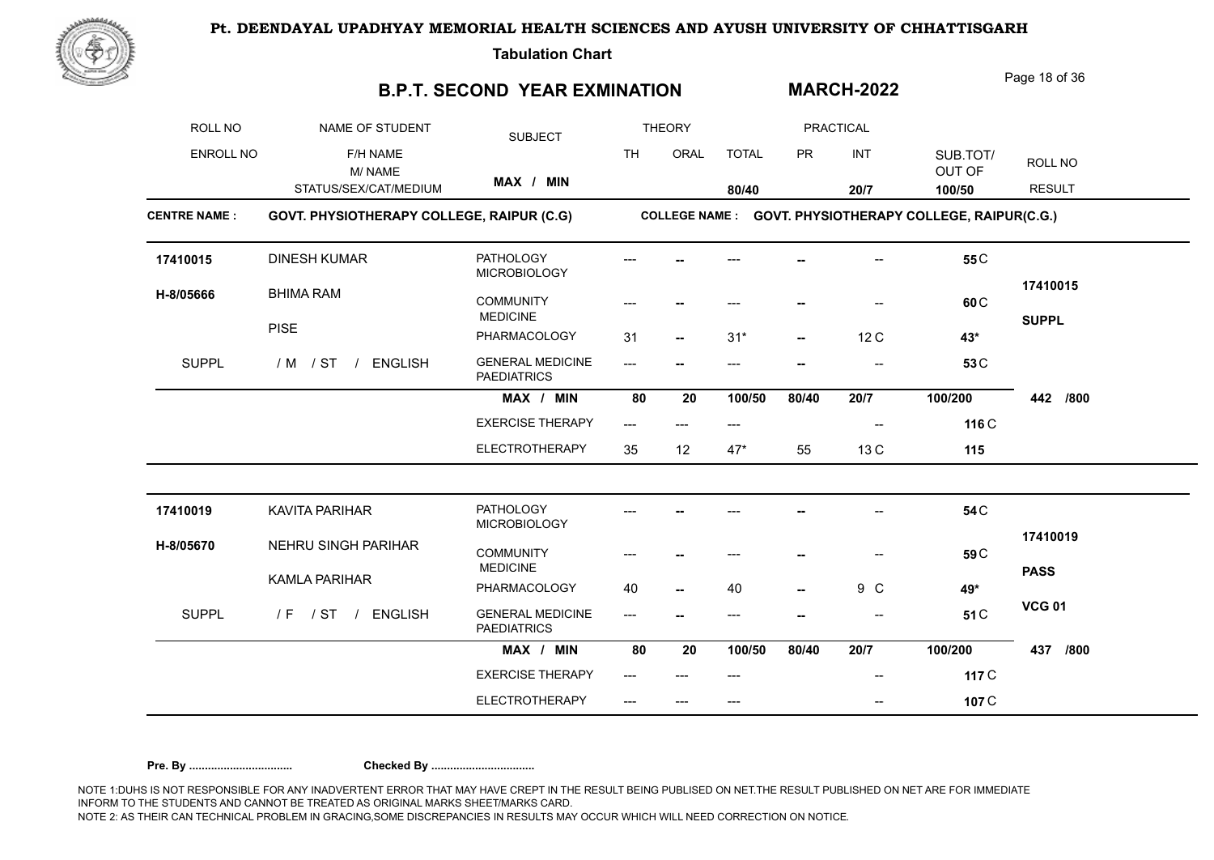# Pt. DEENDAYAL UPADHYAY MEMORIAL HEALTH SCIENCES AND AYUSH UNIVERSITY OF CHHATTISGARH

**Tabulation Chart**

## B.P.T. SECOND YEAR EXMINATION — MARCH-2022

| ROLL NO / ENROLL NO | NAME OF STUDENT / F/H NAME / M/ NAME / STATUS/SEX/CAT/MEDIUM | SUBJECT | TH | ORAL | TOTAL | PR | INT | SUB.TOT/ OUT OF | ROLL NO / RESULT |
|---|---|---|---|---|---|---|---|---|---|
| | | MAX / MIN | | | 80/40 | | 20/7 | 100/50 | |

**CENTRE NAME : GOVT. PHYSIOTHERAPY COLLEGE, RAIPUR (C.G)** — **COLLEGE NAME : GOVT. PHYSIOTHERAPY COLLEGE, RAIPUR(C.G.)**

| ROLL NO / ENROLL NO | NAME | SUBJECT | TH | ORAL | TOTAL | PR | INT | SUB.TOT/ OUT OF | ROLL NO / RESULT |
|---|---|---|---|---|---|---|---|---|---|
| 17410015 | DINESH KUMAR | PATHOLOGY MICROBIOLOGY | --- | -- | --- | -- | -- | 55 C | 17410015 |
| H-8/05666 | BHIMA RAM | COMMUNITY MEDICINE | --- | -- | --- | -- | -- | 60 C | SUPPL |
| | PISE | PHARMACOLOGY | 31 | -- | 31* | -- | 12 C | 43* | |
| SUPPL | / M / ST / ENGLISH | GENERAL MEDICINE PAEDIATRICS | --- | -- | --- | -- | -- | 53 C | |
| | | MAX / MIN | 80 | 20 | 100/50 | 80/40 | 20/7 | 100/200 | 442 /800 |
| | | EXERCISE THERAPY | --- | --- | --- | | -- | 116 C | |
| | | ELECTROTHERAPY | 35 | 12 | 47* | 55 | 13 C | 115 | |
| 17410019 | KAVITA PARIHAR | PATHOLOGY MICROBIOLOGY | --- | -- | --- | -- | -- | 54 C | 17410019 |
| H-8/05670 | NEHRU SINGH PARIHAR | COMMUNITY MEDICINE | --- | -- | --- | -- | -- | 59 C | PASS |
| | KAMLA PARIHAR | PHARMACOLOGY | 40 | -- | 40 | -- | 9 C | 49* | VCG 01 |
| SUPPL | / F / ST / ENGLISH | GENERAL MEDICINE PAEDIATRICS | --- | -- | --- | -- | -- | 51 C | |
| | | MAX / MIN | 80 | 20 | 100/50 | 80/40 | 20/7 | 100/200 | 437 /800 |
| | | EXERCISE THERAPY | --- | --- | --- | | -- | 117 C | |
| | | ELECTROTHERAPY | --- | --- | --- | | -- | 107 C | |

**Pre. By .................................** **Checked By .................................**

NOTE 1:DUHS IS NOT RESPONSIBLE FOR ANY INADVERTENT ERROR THAT MAY HAVE CREPT IN THE RESULT BEING PUBLISED ON NET.THE RESULT PUBLISHED ON NET ARE FOR IMMEDIATE INFORM TO THE STUDENTS AND CANNOT BE TREATED AS ORIGINAL MARKS SHEET/MARKS CARD.
NOTE 2: AS THEIR CAN TECHNICAL PROBLEM IN GRACING,SOME DISCREPANCIES IN RESULTS MAY OCCUR WHICH WILL NEED CORRECTION ON NOTICE.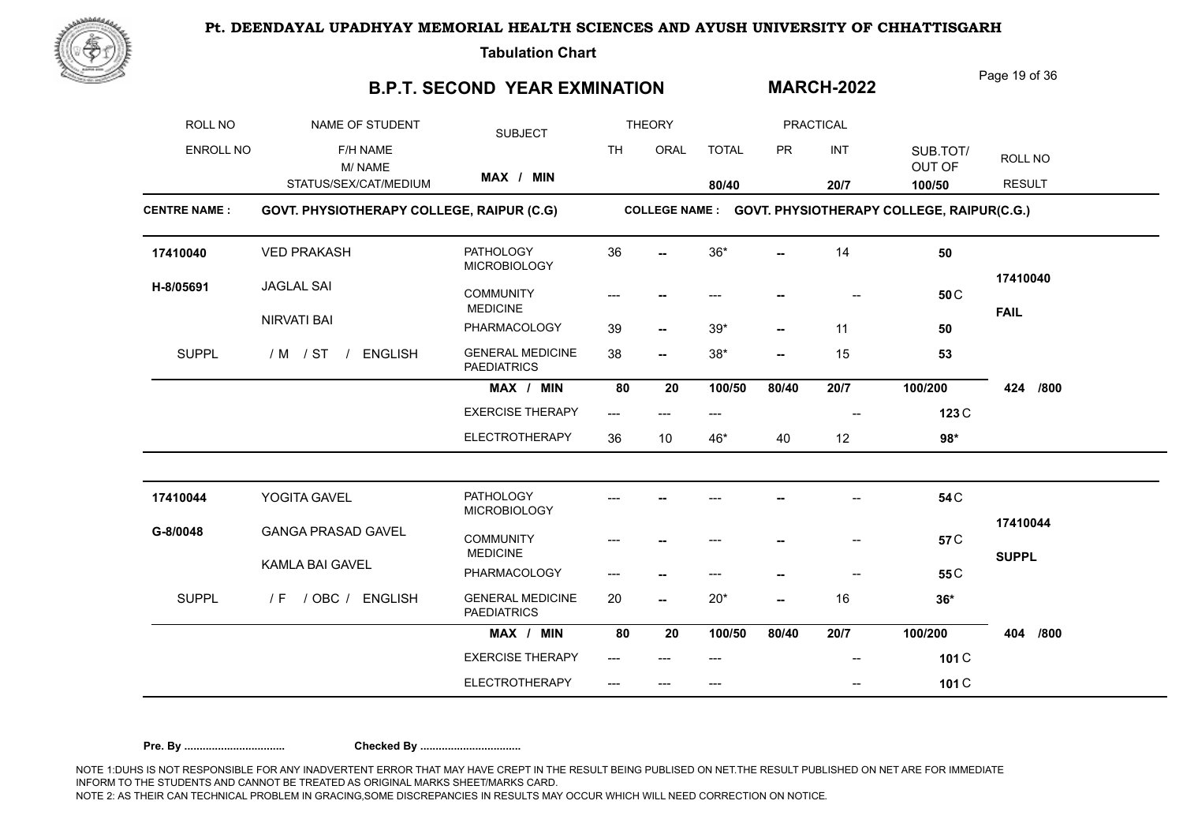# Pt. DEENDAYAL UPADHYAY MEMORIAL HEALTH SCIENCES AND AYUSH UNIVERSITY OF CHHATTISGARH

**Tabulation Chart**

## B.P.T. SECOND YEAR EXMINATION — MARCH-2022

**CENTRE NAME :** GOVT. PHYSIOTHERAPY COLLEGE, RAIPUR (C.G) **COLLEGE NAME :** GOVT. PHYSIOTHERAPY COLLEGE, RAIPUR(C.G.)

| ROLL NO / ENROLL NO | NAME OF STUDENT / F/H NAME / M/ NAME / STATUS/SEX/CAT/MEDIUM | SUBJECT | THEORY TH | THEORY ORAL | THEORY TOTAL | PRACTICAL PR | PRACTICAL INT | SUB.TOT/ OUT OF | ROLL NO / RESULT |
|---|---|---|---|---|---|---|---|---|---|
| | | MAX / MIN | | | 80/40 | | 20/7 | 100/50 | |
| 17410040 | VED PRAKASH | PATHOLOGY MICROBIOLOGY | 36 | -- | 36* | -- | 14 | 50 | 17410040 |
| H-8/05691 | JAGLAL SAI | COMMUNITY MEDICINE | --- | -- | --- | -- | -- | 50 C | FAIL |
| | NIRVATI BAI | PHARMACOLOGY | 39 | -- | 39* | -- | 11 | 50 | |
| SUPPL | / M / ST / ENGLISH | GENERAL MEDICINE PAEDIATRICS | 38 | -- | 38* | -- | 15 | 53 | |
| | | MAX / MIN | 80 | 20 | 100/50 | 80/40 | 20/7 | 100/200 | 424 /800 |
| | | EXERCISE THERAPY | --- | --- | --- | | -- | 123 C | |
| | | ELECTROTHERAPY | 36 | 10 | 46* | 40 | 12 | 98* | |
| 17410044 | YOGITA GAVEL | PATHOLOGY MICROBIOLOGY | --- | -- | --- | -- | -- | 54 C | 17410044 |
| G-8/0048 | GANGA PRASAD GAVEL | COMMUNITY MEDICINE | --- | -- | --- | -- | -- | 57 C | SUPPL |
| | KAMLA BAI GAVEL | PHARMACOLOGY | --- | -- | --- | -- | -- | 55 C | |
| SUPPL | / F / OBC / ENGLISH | GENERAL MEDICINE PAEDIATRICS | 20 | -- | 20* | -- | 16 | 36* | |
| | | MAX / MIN | 80 | 20 | 100/50 | 80/40 | 20/7 | 100/200 | 404 /800 |
| | | EXERCISE THERAPY | --- | --- | --- | | -- | 101 C | |
| | | ELECTROTHERAPY | --- | --- | --- | | -- | 101 C | |

**Pre. By .................................** **Checked By .................................**

NOTE 1:DUHS IS NOT RESPONSIBLE FOR ANY INADVERTENT ERROR THAT MAY HAVE CREPT IN THE RESULT BEING PUBLISED ON NET.THE RESULT PUBLISHED ON NET ARE FOR IMMEDIATE INFORM TO THE STUDENTS AND CANNOT BE TREATED AS ORIGINAL MARKS SHEET/MARKS CARD.
NOTE 2: AS THEIR CAN TECHNICAL PROBLEM IN GRACING,SOME DISCREPANCIES IN RESULTS MAY OCCUR WHICH WILL NEED CORRECTION ON NOTICE.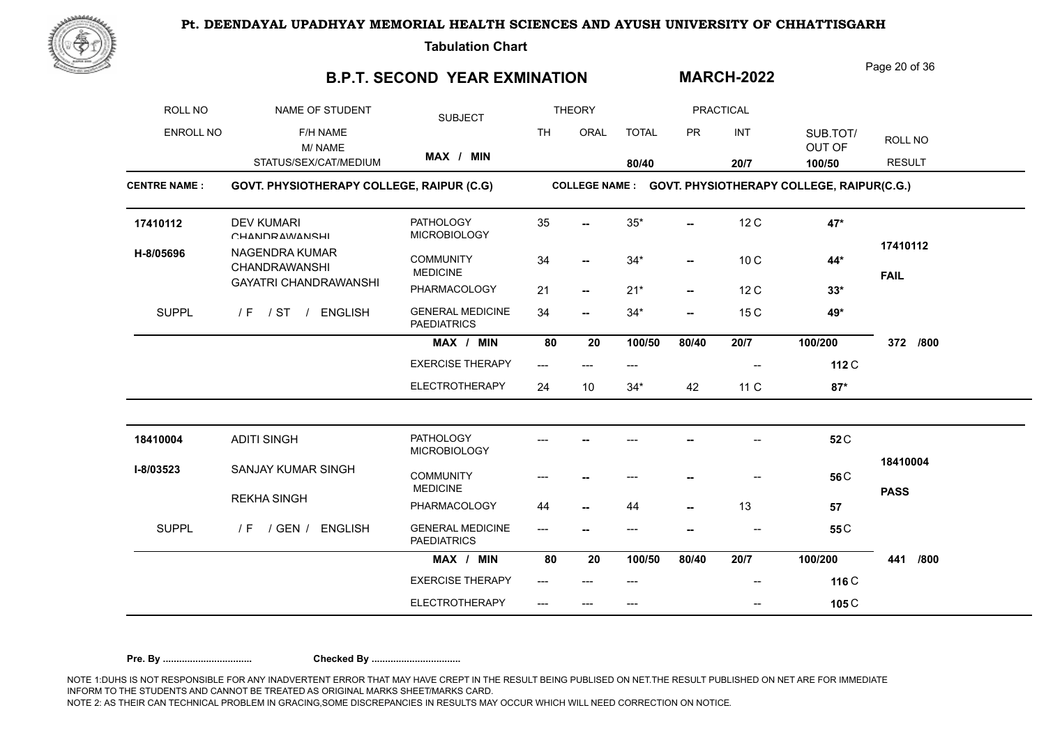# Pt. DEENDAYAL UPADHYAY MEMORIAL HEALTH SCIENCES AND AYUSH UNIVERSITY OF CHHATTISGARH

**Tabulation Chart**

## B.P.T. SECOND YEAR EXMINATION — MARCH-2022

| ROLL NO / ENROLL NO | NAME OF STUDENT / F/H NAME / M/ NAME / STATUS/SEX/CAT/MEDIUM | SUBJECT | THEORY TH | THEORY ORAL | THEORY TOTAL | PRACTICAL PR | PRACTICAL INT | SUB.TOT/ OUT OF | ROLL NO / RESULT |
|---|---|---|---|---|---|---|---|---|---|
| | | MAX / MIN | | | 80/40 | | 20/7 | 100/50 | |

**CENTRE NAME : GOVT. PHYSIOTHERAPY COLLEGE, RAIPUR (C.G)** — **COLLEGE NAME : GOVT. PHYSIOTHERAPY COLLEGE, RAIPUR(C.G.)**

| ROLL NO / ENROLL NO | NAME OF STUDENT | SUBJECT | TH | ORAL | TOTAL | PR | INT | SUB.TOT/ OUT OF | ROLL NO / RESULT |
|---|---|---|---|---|---|---|---|---|---|
| 17410112 | DEV KUMARI CHANDRAWANSHI | PATHOLOGY MICROBIOLOGY | 35 | -- | 35* | -- | 12 C | 47* | 17410112 |
| H-8/05696 | NAGENDRA KUMAR CHANDRAWANSHI | COMMUNITY MEDICINE | 34 | -- | 34* | -- | 10 C | 44* | FAIL |
| | GAYATRI CHANDRAWANSHI | PHARMACOLOGY | 21 | -- | 21* | -- | 12 C | 33* | |
| SUPPL | / F / ST / ENGLISH | GENERAL MEDICINE PAEDIATRICS | 34 | -- | 34* | -- | 15 C | 49* | |
| | | MAX / MIN | 80 | 20 | 100/50 | 80/40 | 20/7 | 100/200 | 372 /800 |
| | | EXERCISE THERAPY | --- | --- | --- | | -- | 112 C | |
| | | ELECTROTHERAPY | 24 | 10 | 34* | 42 | 11 C | 87* | |
| 18410004 | ADITI SINGH | PATHOLOGY MICROBIOLOGY | --- | -- | --- | -- | -- | 52 C | 18410004 |
| I-8/03523 | SANJAY KUMAR SINGH | COMMUNITY MEDICINE | --- | -- | --- | -- | -- | 56 C | PASS |
| | REKHA SINGH | PHARMACOLOGY | 44 | -- | 44 | -- | 13 | 57 | |
| SUPPL | / F / GEN / ENGLISH | GENERAL MEDICINE PAEDIATRICS | --- | -- | --- | -- | -- | 55 C | |
| | | MAX / MIN | 80 | 20 | 100/50 | 80/40 | 20/7 | 100/200 | 441 /800 |
| | | EXERCISE THERAPY | --- | --- | --- | | -- | 116 C | |
| | | ELECTROTHERAPY | --- | --- | --- | | -- | 105 C | |

**Pre. By ................................. Checked By .................................**

NOTE 1:DUHS IS NOT RESPONSIBLE FOR ANY INADVERTENT ERROR THAT MAY HAVE CREPT IN THE RESULT BEING PUBLISED ON NET.THE RESULT PUBLISHED ON NET ARE FOR IMMEDIATE INFORM TO THE STUDENTS AND CANNOT BE TREATED AS ORIGINAL MARKS SHEET/MARKS CARD.
NOTE 2: AS THEIR CAN TECHNICAL PROBLEM IN GRACING,SOME DISCREPANCIES IN RESULTS MAY OCCUR WHICH WILL NEED CORRECTION ON NOTICE.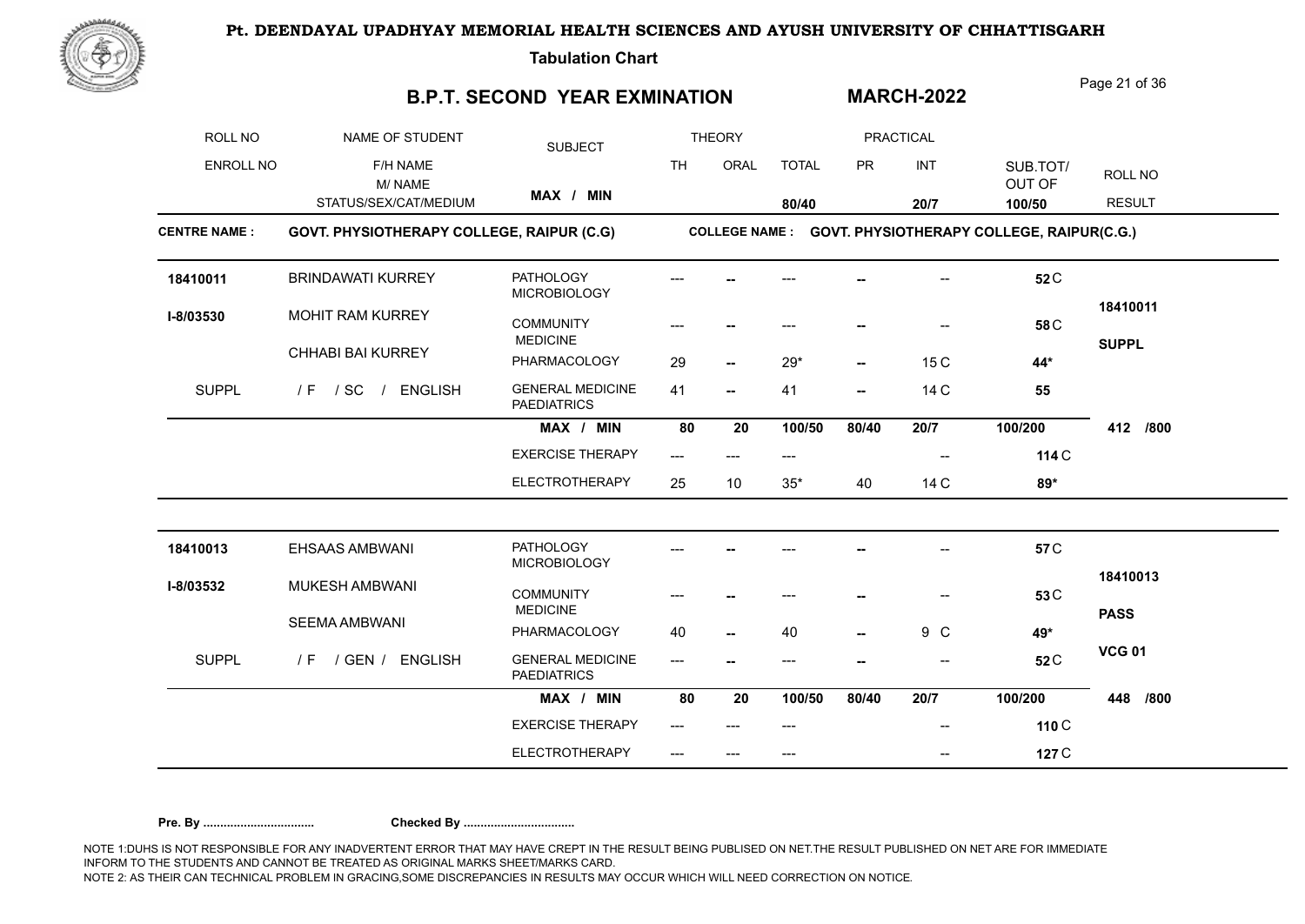**Pt. DEENDAYAL UPADHYAY MEMORIAL HEALTH SCIENCES AND AYUSH UNIVERSITY OF CHHATTISGARH**

**Tabulation Chart**

## B.P.T. SECOND YEAR EXMINATION

**MARCH-2022**

| ROLL NO / ENROLL NO | NAME OF STUDENT / F/H NAME / M/ NAME / STATUS/SEX/CAT/MEDIUM | SUBJECT | THEORY TH | THEORY ORAL | THEORY TOTAL | PRACTICAL PR | PRACTICAL INT | SUB.TOT/ OUT OF | ROLL NO / RESULT |
|---|---|---|---|---|---|---|---|---|---|
| | | MAX / MIN | | | 80/40 | | 20/7 | 100/50 | |

**CENTRE NAME : GOVT. PHYSIOTHERAPY COLLEGE, RAIPUR (C.G)**

**COLLEGE NAME : GOVT. PHYSIOTHERAPY COLLEGE, RAIPUR(C.G.)**

| ROLL NO / ENROLL NO | NAME OF STUDENT | SUBJECT | TH | ORAL | TOTAL | PR | INT | SUB.TOT/ OUT OF | ROLL NO / RESULT |
|---|---|---|---|---|---|---|---|---|---|
| 18410011 | BRINDAWATI KURREY | PATHOLOGY MICROBIOLOGY | --- | -- | --- | -- | -- | 52 C | 18410011 |
| I-8/03530 | MOHIT RAM KURREY | COMMUNITY MEDICINE | --- | -- | --- | -- | -- | 58 C | SUPPL |
| | CHHABI BAI KURREY | PHARMACOLOGY | 29 | -- | 29* | -- | 15 C | 44* | |
| SUPPL | / F / SC / ENGLISH | GENERAL MEDICINE PAEDIATRICS | 41 | -- | 41 | -- | 14 C | 55 | |
| | | MAX / MIN | 80 | 20 | 100/50 | 80/40 | 20/7 | 100/200 | 412 /800 |
| | | EXERCISE THERAPY | --- | --- | --- | | -- | 114 C | |
| | | ELECTROTHERAPY | 25 | 10 | 35* | 40 | 14 C | 89* | |
| 18410013 | EHSAAS AMBWANI | PATHOLOGY MICROBIOLOGY | --- | -- | --- | -- | -- | 57 C | 18410013 |
| I-8/03532 | MUKESH AMBWANI | COMMUNITY MEDICINE | --- | -- | --- | -- | -- | 53 C | PASS |
| | SEEMA AMBWANI | PHARMACOLOGY | 40 | -- | 40 | -- | 9 C | 49* | VCG 01 |
| SUPPL | / F / GEN / ENGLISH | GENERAL MEDICINE PAEDIATRICS | --- | -- | --- | -- | -- | 52 C | |
| | | MAX / MIN | 80 | 20 | 100/50 | 80/40 | 20/7 | 100/200 | 448 /800 |
| | | EXERCISE THERAPY | --- | --- | --- | | -- | 110 C | |
| | | ELECTROTHERAPY | --- | --- | --- | | -- | 127 C | |

**Pre. By .................................** **Checked By .................................**

NOTE 1:DUHS IS NOT RESPONSIBLE FOR ANY INADVERTENT ERROR THAT MAY HAVE CREPT IN THE RESULT BEING PUBLISED ON NET.THE RESULT PUBLISHED ON NET ARE FOR IMMEDIATE INFORM TO THE STUDENTS AND CANNOT BE TREATED AS ORIGINAL MARKS SHEET/MARKS CARD.
NOTE 2: AS THEIR CAN TECHNICAL PROBLEM IN GRACING,SOME DISCREPANCIES IN RESULTS MAY OCCUR WHICH WILL NEED CORRECTION ON NOTICE.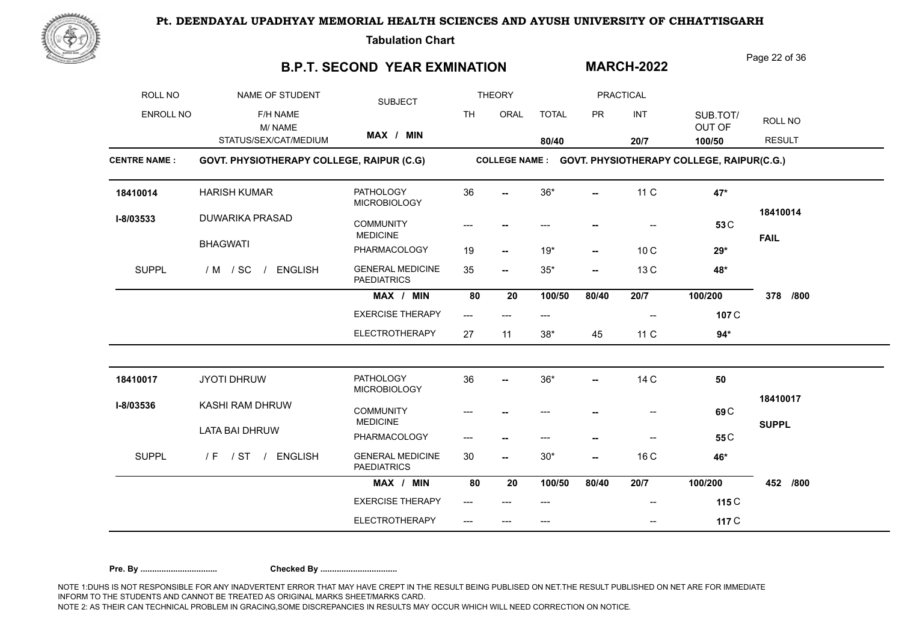# Pt. DEENDAYAL UPADHYAY MEMORIAL HEALTH SCIENCES AND AYUSH UNIVERSITY OF CHHATTISGARH

**Tabulation Chart**

## B.P.T. SECOND YEAR EXMINATION — MARCH-2022

| ROLL NO / ENROLL NO | NAME OF STUDENT / F/H NAME / M/ NAME / STATUS/SEX/CAT/MEDIUM | SUBJECT | THEORY TH | THEORY ORAL | TOTAL | PRACTICAL PR | PRACTICAL INT | SUB.TOT/ OUT OF | ROLL NO / RESULT |
|---|---|---|---|---|---|---|---|---|---|
| | | MAX / MIN | | | 80/40 | | 20/7 | 100/50 | |

**CENTRE NAME : GOVT. PHYSIOTHERAPY COLLEGE, RAIPUR (C.G)** — **COLLEGE NAME : GOVT. PHYSIOTHERAPY COLLEGE, RAIPUR(C.G.)**

| ROLL NO / ENROLL NO | NAME OF STUDENT | SUBJECT | TH | ORAL | TOTAL | PR | INT | SUB.TOT/ OUT OF | ROLL NO / RESULT |
|---|---|---|---|---|---|---|---|---|---|
| 18410014 | HARISH KUMAR | PATHOLOGY MICROBIOLOGY | 36 | -- | 36* | -- | 11 C | 47* | |
| I-8/03533 | DUWARIKA PRASAD | COMMUNITY MEDICINE | --- | -- | --- | -- | -- | 53 C | 18410014 |
| | BHAGWATI | PHARMACOLOGY | 19 | -- | 19* | -- | 10 C | 29* | FAIL |
| SUPPL | / M / SC / ENGLISH | GENERAL MEDICINE PAEDIATRICS | 35 | -- | 35* | -- | 13 C | 48* | |
| | | MAX / MIN | 80 | 20 | 100/50 | 80/40 | 20/7 | 100/200 | 378 /800 |
| | | EXERCISE THERAPY | --- | --- | --- | | -- | 107 C | |
| | | ELECTROTHERAPY | 27 | 11 | 38* | 45 | 11 C | 94* | |
| 18410017 | JYOTI DHRUW | PATHOLOGY MICROBIOLOGY | 36 | -- | 36* | -- | 14 C | 50 | |
| I-8/03536 | KASHI RAM DHRUW | COMMUNITY MEDICINE | --- | -- | --- | -- | -- | 69 C | 18410017 |
| | LATA BAI DHRUW | PHARMACOLOGY | --- | -- | --- | -- | -- | 55 C | SUPPL |
| SUPPL | / F / ST / ENGLISH | GENERAL MEDICINE PAEDIATRICS | 30 | -- | 30* | -- | 16 C | 46* | |
| | | MAX / MIN | 80 | 20 | 100/50 | 80/40 | 20/7 | 100/200 | 452 /800 |
| | | EXERCISE THERAPY | --- | --- | --- | | -- | 115 C | |
| | | ELECTROTHERAPY | --- | --- | --- | | -- | 117 C | |

**Pre. By .................................** **Checked By .................................**

NOTE 1:DUHS IS NOT RESPONSIBLE FOR ANY INADVERTENT ERROR THAT MAY HAVE CREPT IN THE RESULT BEING PUBLISED ON NET.THE RESULT PUBLISHED ON NET ARE FOR IMMEDIATE INFORM TO THE STUDENTS AND CANNOT BE TREATED AS ORIGINAL MARKS SHEET/MARKS CARD.
NOTE 2: AS THEIR CAN TECHNICAL PROBLEM IN GRACING,SOME DISCREPANCIES IN RESULTS MAY OCCUR WHICH WILL NEED CORRECTION ON NOTICE.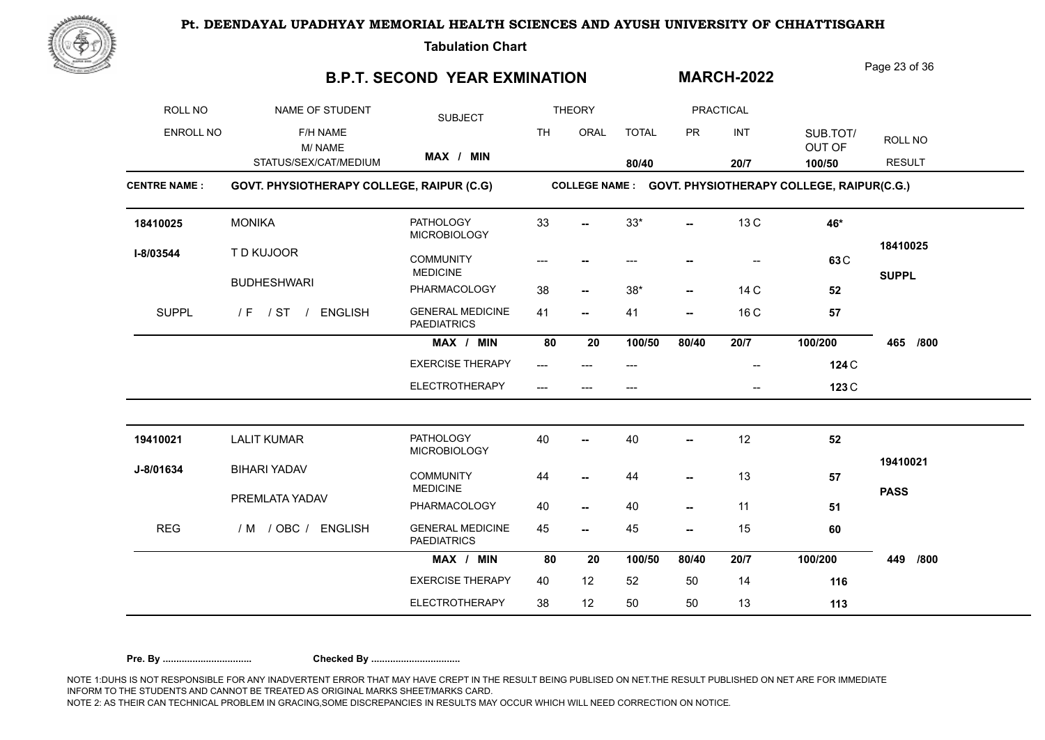# Pt. DEENDAYAL UPADHYAY MEMORIAL HEALTH SCIENCES AND AYUSH UNIVERSITY OF CHHATTISGARH

**Tabulation Chart**

## B.P.T. SECOND YEAR EXMINATION — MARCH-2022

| ROLL NO / ENROLL NO | NAME OF STUDENT / F/H NAME / M/ NAME / STATUS/SEX/CAT/MEDIUM | SUBJECT | THEORY TH | THEORY ORAL | TOTAL | PRACTICAL PR | PRACTICAL INT | SUB.TOT/ OUT OF | ROLL NO / RESULT |
|---|---|---|---|---|---|---|---|---|---|
| | | **MAX / MIN** | | | **80/40** | | **20/7** | **100/50** | |

**CENTRE NAME : GOVT. PHYSIOTHERAPY COLLEGE, RAIPUR (C.G)** — **COLLEGE NAME : GOVT. PHYSIOTHERAPY COLLEGE, RAIPUR(C.G.)**

| ROLL NO / ENROLL NO | NAME OF STUDENT | SUBJECT | TH | ORAL | TOTAL | PR | INT | SUB.TOT/ OUT OF | ROLL NO / RESULT |
|---|---|---|---|---|---|---|---|---|---|
| **18410025** | MONIKA | PATHOLOGY MICROBIOLOGY | 33 | -- | 33* | -- | 13 C | **46*** | 18410025 |
| **I-8/03544** | T D KUJOOR | COMMUNITY MEDICINE | --- | -- | --- | -- | -- | **63** C | **SUPPL** |
| | BUDHESHWARI | PHARMACOLOGY | 38 | -- | 38* | -- | 14 C | **52** | |
| SUPPL | / F / ST / ENGLISH | GENERAL MEDICINE PAEDIATRICS | 41 | -- | 41 | -- | 16 C | **57** | |
| | | **MAX / MIN** | **80** | **20** | **100/50** | **80/40** | **20/7** | **100/200** | **465 /800** |
| | | EXERCISE THERAPY | --- | --- | --- | | -- | **124** C | |
| | | ELECTROTHERAPY | --- | --- | --- | | -- | **123** C | |
| **19410021** | LALIT KUMAR | PATHOLOGY MICROBIOLOGY | 40 | -- | 40 | -- | 12 | **52** | 19410021 |
| **J-8/01634** | BIHARI YADAV | COMMUNITY MEDICINE | 44 | -- | 44 | -- | 13 | **57** | **PASS** |
| | PREMLATA YADAV | PHARMACOLOGY | 40 | -- | 40 | -- | 11 | **51** | |
| REG | / M / OBC / ENGLISH | GENERAL MEDICINE PAEDIATRICS | 45 | -- | 45 | -- | 15 | **60** | |
| | | **MAX / MIN** | **80** | **20** | **100/50** | **80/40** | **20/7** | **100/200** | **449 /800** |
| | | EXERCISE THERAPY | 40 | 12 | 52 | 50 | 14 | **116** | |
| | | ELECTROTHERAPY | 38 | 12 | 50 | 50 | 13 | **113** | |

**Pre. By .................................** **Checked By .................................**

NOTE 1:DUHS IS NOT RESPONSIBLE FOR ANY INADVERTENT ERROR THAT MAY HAVE CREPT IN THE RESULT BEING PUBLISED ON NET.THE RESULT PUBLISHED ON NET ARE FOR IMMEDIATE INFORM TO THE STUDENTS AND CANNOT BE TREATED AS ORIGINAL MARKS SHEET/MARKS CARD.
NOTE 2: AS THEIR CAN TECHNICAL PROBLEM IN GRACING,SOME DISCREPANCIES IN RESULTS MAY OCCUR WHICH WILL NEED CORRECTION ON NOTICE.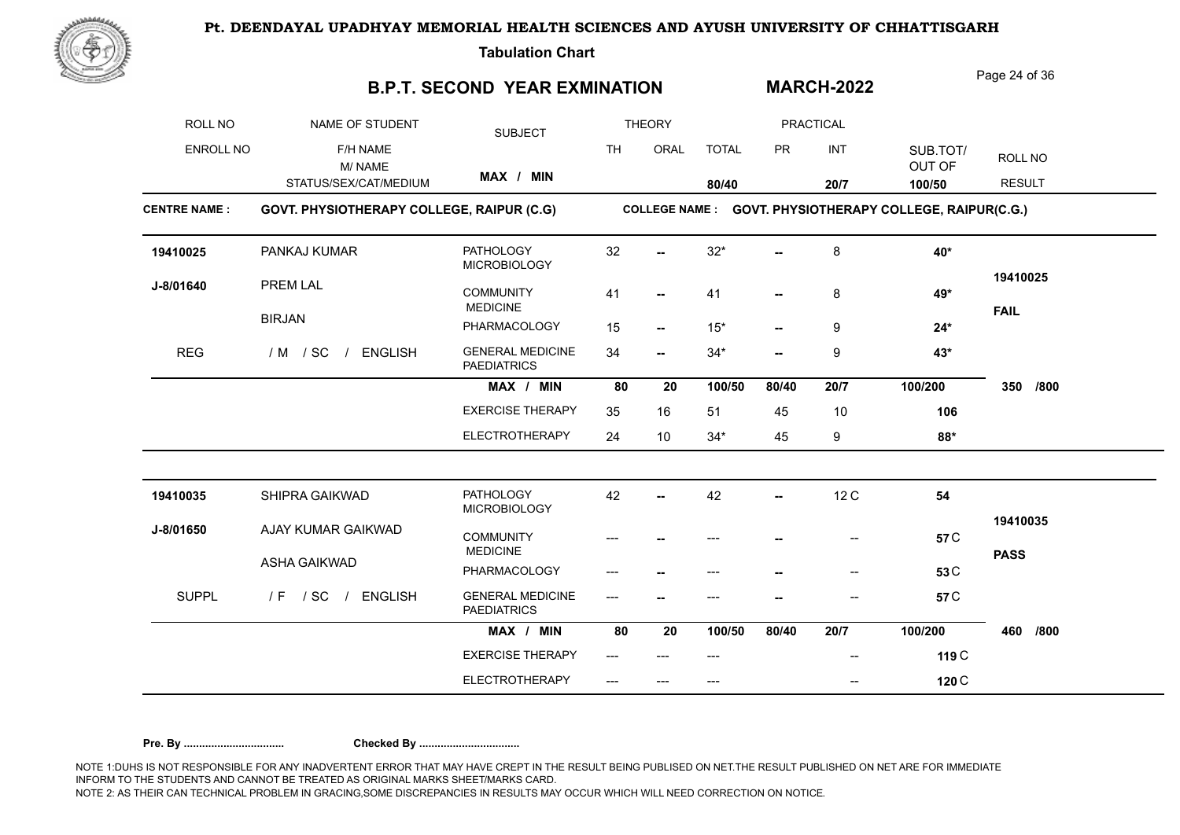# Pt. DEENDAYAL UPADHYAY MEMORIAL HEALTH SCIENCES AND AYUSH UNIVERSITY OF CHHATTISGARH

**Tabulation Chart**

## B.P.T. SECOND YEAR EXMINATION

**MARCH-2022**

| ROLL NO / ENROLL NO | NAME OF STUDENT / F/H NAME / M/ NAME / STATUS/SEX/CAT/MEDIUM | SUBJECT | THEORY TH | THEORY ORAL | THEORY TOTAL | PRACTICAL PR | PRACTICAL INT | SUB.TOT/ OUT OF | ROLL NO / RESULT |
|---|---|---|---|---|---|---|---|---|---|
| | | MAX / MIN | | | 80/40 | | 20/7 | 100/50 | |

**CENTRE NAME : GOVT. PHYSIOTHERAPY COLLEGE, RAIPUR (C.G)**

**COLLEGE NAME : GOVT. PHYSIOTHERAPY COLLEGE, RAIPUR(C.G.)**

| ROLL NO / ENROLL NO | NAME OF STUDENT | SUBJECT | TH | ORAL | TOTAL | PR | INT | SUB.TOT/ OUT OF | ROLL NO / RESULT |
|---|---|---|---|---|---|---|---|---|---|
| 19410025 | PANKAJ KUMAR | PATHOLOGY MICROBIOLOGY | 32 | -- | 32* | -- | 8 | 40* | |
| J-8/01640 | PREM LAL | COMMUNITY MEDICINE | 41 | -- | 41 | -- | 8 | 49* | 19410025 |
| | BIRJAN | PHARMACOLOGY | 15 | -- | 15* | -- | 9 | 24* | FAIL |
| REG | / M / SC / ENGLISH | GENERAL MEDICINE PAEDIATRICS | 34 | -- | 34* | -- | 9 | 43* | |
| | | MAX / MIN | 80 | 20 | 100/50 | 80/40 | 20/7 | 100/200 | 350 /800 |
| | | EXERCISE THERAPY | 35 | 16 | 51 | 45 | 10 | 106 | |
| | | ELECTROTHERAPY | 24 | 10 | 34* | 45 | 9 | 88* | |
| 19410035 | SHIPRA GAIKWAD | PATHOLOGY MICROBIOLOGY | 42 | -- | 42 | -- | 12 C | 54 | |
| J-8/01650 | AJAY KUMAR GAIKWAD | COMMUNITY MEDICINE | --- | -- | --- | -- | -- | 57 C | 19410035 |
| | ASHA GAIKWAD | PHARMACOLOGY | --- | -- | --- | -- | -- | 53 C | PASS |
| SUPPL | / F / SC / ENGLISH | GENERAL MEDICINE PAEDIATRICS | --- | -- | --- | -- | -- | 57 C | |
| | | MAX / MIN | 80 | 20 | 100/50 | 80/40 | 20/7 | 100/200 | 460 /800 |
| | | EXERCISE THERAPY | --- | --- | --- | | -- | 119 C | |
| | | ELECTROTHERAPY | --- | --- | --- | | -- | 120 C | |

**Pre. By .................................** **Checked By .................................**

NOTE 1:DUHS IS NOT RESPONSIBLE FOR ANY INADVERTENT ERROR THAT MAY HAVE CREPT IN THE RESULT BEING PUBLISED ON NET.THE RESULT PUBLISHED ON NET ARE FOR IMMEDIATE INFORM TO THE STUDENTS AND CANNOT BE TREATED AS ORIGINAL MARKS SHEET/MARKS CARD.
NOTE 2: AS THEIR CAN TECHNICAL PROBLEM IN GRACING,SOME DISCREPANCIES IN RESULTS MAY OCCUR WHICH WILL NEED CORRECTION ON NOTICE.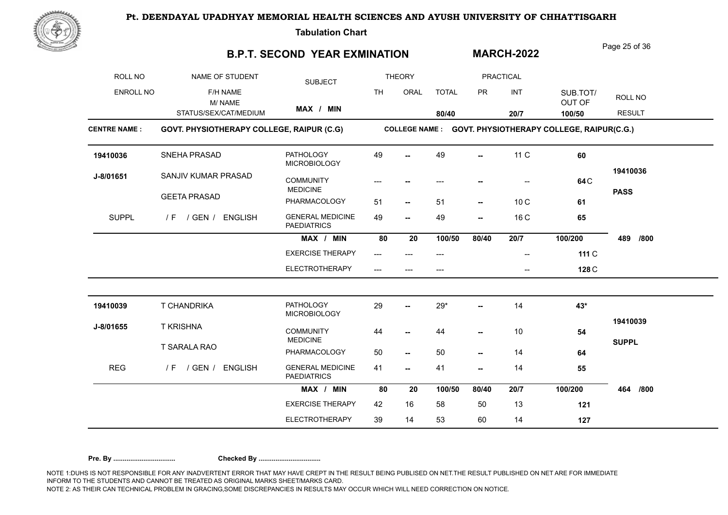# Pt. DEENDAYAL UPADHYAY MEMORIAL HEALTH SCIENCES AND AYUSH UNIVERSITY OF CHHATTISGARH

**Tabulation Chart**

## B.P.T. SECOND YEAR EXMINATION — MARCH-2022

| ROLL NO / ENROLL NO | NAME OF STUDENT / F/H NAME / M/ NAME / STATUS/SEX/CAT/MEDIUM | SUBJECT | THEORY TH | THEORY ORAL | TOTAL (80/40) | PRACTICAL PR | PRACTICAL INT (20/7) | SUB.TOT/ OUT OF (100/50) | ROLL NO / RESULT |
|---|---|---|---|---|---|---|---|---|---|

**CENTRE NAME : GOVT. PHYSIOTHERAPY COLLEGE, RAIPUR (C.G)**  **COLLEGE NAME : GOVT. PHYSIOTHERAPY COLLEGE, RAIPUR(C.G.)**

| ROLL NO / ENROLL NO | NAME OF STUDENT | SUBJECT | TH | ORAL | TOTAL | PR | INT | SUB.TOT/ OUT OF | ROLL NO / RESULT |
|---|---|---|---|---|---|---|---|---|---|
| 19410036 | SNEHA PRASAD | PATHOLOGY MICROBIOLOGY | 49 | -- | 49 | -- | 11 C | 60 | |
| J-8/01651 | SANJIV KUMAR PRASAD | COMMUNITY MEDICINE | --- | -- | --- | -- | -- | 64 C | 19410036 |
| | GEETA PRASAD | PHARMACOLOGY | 51 | -- | 51 | -- | 10 C | 61 | PASS |
| SUPPL | / F / GEN / ENGLISH | GENERAL MEDICINE PAEDIATRICS | 49 | -- | 49 | -- | 16 C | 65 | |
| | | MAX / MIN | 80 | 20 | 100/50 | 80/40 | 20/7 | 100/200 | 489 /800 |
| | | EXERCISE THERAPY | --- | --- | --- | | -- | 111 C | |
| | | ELECTROTHERAPY | --- | --- | --- | | -- | 128 C | |
| 19410039 | T CHANDRIKA | PATHOLOGY MICROBIOLOGY | 29 | -- | 29* | -- | 14 | 43* | |
| J-8/01655 | T KRISHNA | COMMUNITY MEDICINE | 44 | -- | 44 | -- | 10 | 54 | 19410039 |
| | T SARALA RAO | PHARMACOLOGY | 50 | -- | 50 | -- | 14 | 64 | SUPPL |
| REG | / F / GEN / ENGLISH | GENERAL MEDICINE PAEDIATRICS | 41 | -- | 41 | -- | 14 | 55 | |
| | | MAX / MIN | 80 | 20 | 100/50 | 80/40 | 20/7 | 100/200 | 464 /800 |
| | | EXERCISE THERAPY | 42 | 16 | 58 | 50 | 13 | 121 | |
| | | ELECTROTHERAPY | 39 | 14 | 53 | 60 | 14 | 127 | |

**Pre. By .................................** **Checked By .................................**

NOTE 1:DUHS IS NOT RESPONSIBLE FOR ANY INADVERTENT ERROR THAT MAY HAVE CREPT IN THE RESULT BEING PUBLISED ON NET.THE RESULT PUBLISHED ON NET ARE FOR IMMEDIATE INFORM TO THE STUDENTS AND CANNOT BE TREATED AS ORIGINAL MARKS SHEET/MARKS CARD.
NOTE 2: AS THEIR CAN TECHNICAL PROBLEM IN GRACING,SOME DISCREPANCIES IN RESULTS MAY OCCUR WHICH WILL NEED CORRECTION ON NOTICE.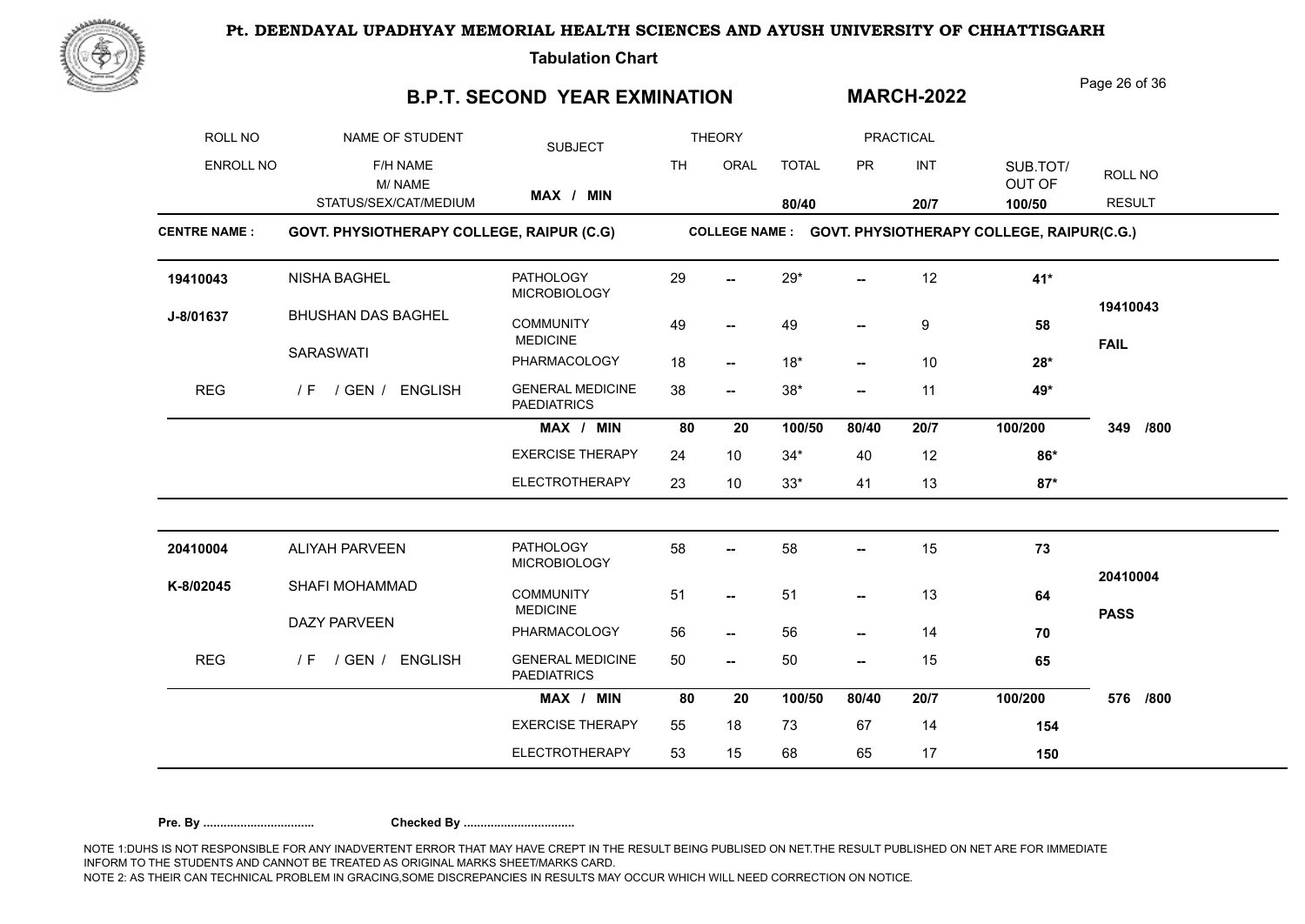# Pt. DEENDAYAL UPADHYAY MEMORIAL HEALTH SCIENCES AND AYUSH UNIVERSITY OF CHHATTISGARH

**Tabulation Chart**

## B.P.T. SECOND YEAR EXMINATION — MARCH-2022

| ROLL NO / ENROLL NO | NAME OF STUDENT / F/H NAME / M/ NAME / STATUS/SEX/CAT/MEDIUM | SUBJECT | THEORY TH | THEORY ORAL | TOTAL | PRACTICAL PR | PRACTICAL INT | SUB.TOT/ OUT OF | ROLL NO / RESULT |
|---|---|---|---|---|---|---|---|---|---|
| | | MAX / MIN | | | 80/40 | | 20/7 | 100/50 | |

**CENTRE NAME : GOVT. PHYSIOTHERAPY COLLEGE, RAIPUR (C.G)**  **COLLEGE NAME : GOVT. PHYSIOTHERAPY COLLEGE, RAIPUR(C.G.)**

| ROLL NO / ENROLL NO | NAME OF STUDENT / F/H NAME / M/ NAME / STATUS/SEX/CAT/MEDIUM | SUBJECT | TH | ORAL | TOTAL | PR | INT | SUB.TOT/ OUT OF | ROLL NO / RESULT |
|---|---|---|---|---|---|---|---|---|---|
| 19410043 | NISHA BAGHEL | PATHOLOGY MICROBIOLOGY | 29 | -- | 29* | -- | 12 | **41*** | |
| J-8/01637 | BHUSHAN DAS BAGHEL | COMMUNITY MEDICINE | 49 | -- | 49 | -- | 9 | **58** | 19410043 FAIL |
| | SARASWATI | PHARMACOLOGY | 18 | -- | 18* | -- | 10 | **28*** | |
| REG | / F / GEN / ENGLISH | GENERAL MEDICINE PAEDIATRICS | 38 | -- | 38* | -- | 11 | **49*** | |
| | | MAX / MIN | 80 | 20 | 100/50 | 80/40 | 20/7 | 100/200 | 349 /800 |
| | | EXERCISE THERAPY | 24 | 10 | 34* | 40 | 12 | **86*** | |
| | | ELECTROTHERAPY | 23 | 10 | 33* | 41 | 13 | **87*** | |
| 20410004 | ALIYAH PARVEEN | PATHOLOGY MICROBIOLOGY | 58 | -- | 58 | -- | 15 | **73** | |
| K-8/02045 | SHAFI MOHAMMAD | COMMUNITY MEDICINE | 51 | -- | 51 | -- | 13 | **64** | 20410004 PASS |
| | DAZY PARVEEN | PHARMACOLOGY | 56 | -- | 56 | -- | 14 | **70** | |
| REG | / F / GEN / ENGLISH | GENERAL MEDICINE PAEDIATRICS | 50 | -- | 50 | -- | 15 | **65** | |
| | | MAX / MIN | 80 | 20 | 100/50 | 80/40 | 20/7 | 100/200 | 576 /800 |
| | | EXERCISE THERAPY | 55 | 18 | 73 | 67 | 14 | **154** | |
| | | ELECTROTHERAPY | 53 | 15 | 68 | 65 | 17 | **150** | |

**Pre. By .................................** **Checked By .................................**

NOTE 1:DUHS IS NOT RESPONSIBLE FOR ANY INADVERTENT ERROR THAT MAY HAVE CREPT IN THE RESULT BEING PUBLISED ON NET.THE RESULT PUBLISHED ON NET ARE FOR IMMEDIATE INFORM TO THE STUDENTS AND CANNOT BE TREATED AS ORIGINAL MARKS SHEET/MARKS CARD.
NOTE 2: AS THEIR CAN TECHNICAL PROBLEM IN GRACING,SOME DISCREPANCIES IN RESULTS MAY OCCUR WHICH WILL NEED CORRECTION ON NOTICE.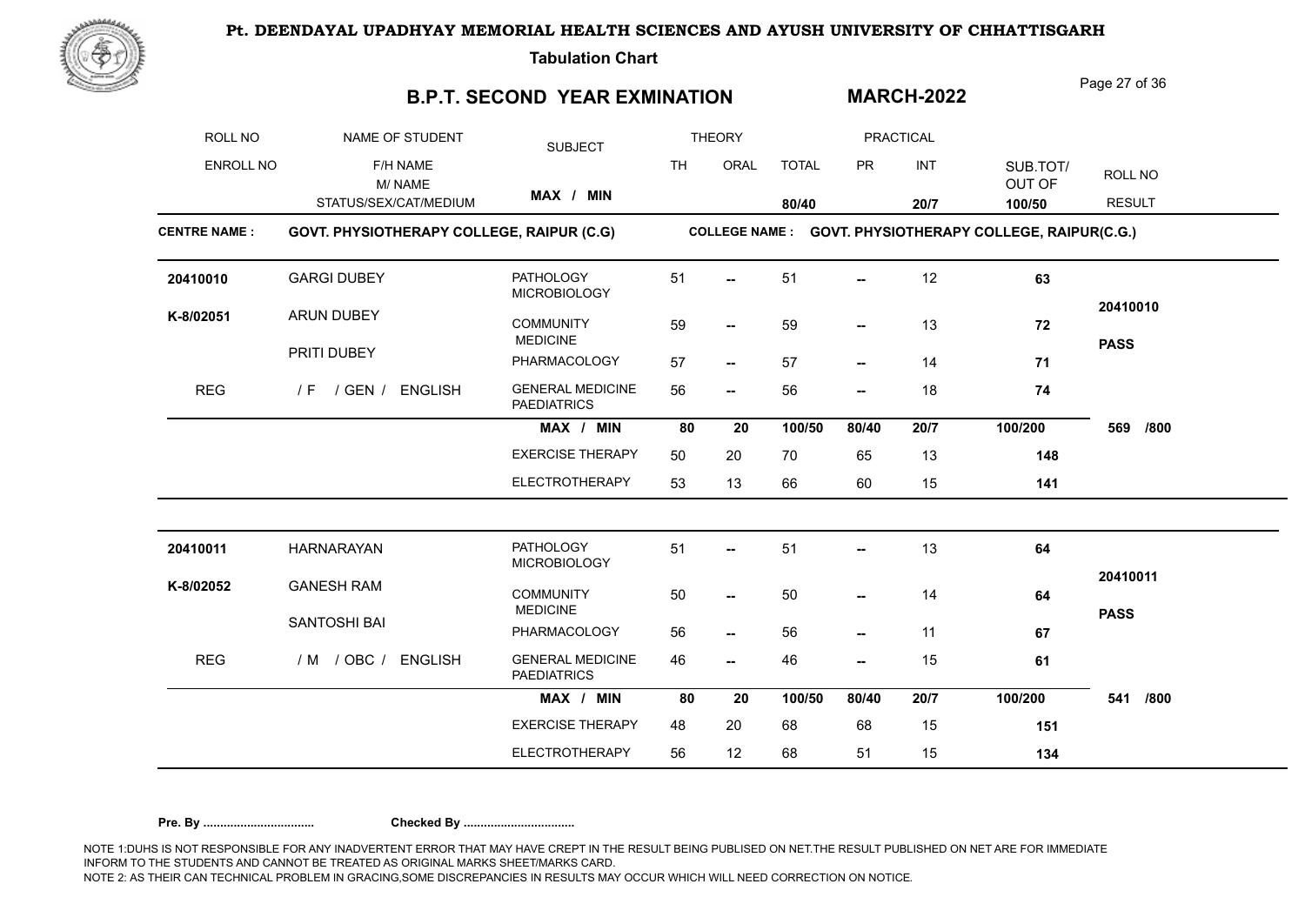# Pt. DEENDAYAL UPADHYAY MEMORIAL HEALTH SCIENCES AND AYUSH UNIVERSITY OF CHHATTISGARH

**Tabulation Chart**

## B.P.T. SECOND YEAR EXMINATION — MARCH-2022

| ROLL NO / ENROLL NO | NAME OF STUDENT / F/H NAME / M/ NAME / STATUS/SEX/CAT/MEDIUM | SUBJECT | THEORY TH | THEORY ORAL | TOTAL | PRACTICAL PR | PRACTICAL INT | SUB.TOT/ OUT OF | ROLL NO / RESULT |
|---|---|---|---|---|---|---|---|---|---|
| | | MAX / MIN | | | 80/40 | | 20/7 | 100/50 | |

**CENTRE NAME : GOVT. PHYSIOTHERAPY COLLEGE, RAIPUR (C.G)** — **COLLEGE NAME : GOVT. PHYSIOTHERAPY COLLEGE, RAIPUR(C.G.)**

| ROLL NO / ENROLL NO | NAME OF STUDENT | SUBJECT | TH | ORAL | TOTAL | PR | INT | SUB.TOT/ OUT OF | ROLL NO / RESULT |
|---|---|---|---|---|---|---|---|---|---|
| 20410010 | GARGI DUBEY | PATHOLOGY MICROBIOLOGY | 51 | -- | 51 | -- | 12 | **63** | |
| K-8/02051 | ARUN DUBEY | COMMUNITY MEDICINE | 59 | -- | 59 | -- | 13 | **72** | 20410010 |
| | PRITI DUBEY | PHARMACOLOGY | 57 | -- | 57 | -- | 14 | **71** | **PASS** |
| REG | / F / GEN / ENGLISH | GENERAL MEDICINE PAEDIATRICS | 56 | -- | 56 | -- | 18 | **74** | |
| | | **MAX / MIN** | **80** | **20** | **100/50** | **80/40** | **20/7** | **100/200** | **569 /800** |
| | | EXERCISE THERAPY | 50 | 20 | 70 | 65 | 13 | **148** | |
| | | ELECTROTHERAPY | 53 | 13 | 66 | 60 | 15 | **141** | |
| 20410011 | HARNARAYAN | PATHOLOGY MICROBIOLOGY | 51 | -- | 51 | -- | 13 | **64** | |
| K-8/02052 | GANESH RAM | COMMUNITY MEDICINE | 50 | -- | 50 | -- | 14 | **64** | 20410011 |
| | SANTOSHI BAI | PHARMACOLOGY | 56 | -- | 56 | -- | 11 | **67** | **PASS** |
| REG | / M / OBC / ENGLISH | GENERAL MEDICINE PAEDIATRICS | 46 | -- | 46 | -- | 15 | **61** | |
| | | **MAX / MIN** | **80** | **20** | **100/50** | **80/40** | **20/7** | **100/200** | **541 /800** |
| | | EXERCISE THERAPY | 48 | 20 | 68 | 68 | 15 | **151** | |
| | | ELECTROTHERAPY | 56 | 12 | 68 | 51 | 15 | **134** | |

**Pre. By ..................................** **Checked By ..................................**

NOTE 1:DUHS IS NOT RESPONSIBLE FOR ANY INADVERTENT ERROR THAT MAY HAVE CREPT IN THE RESULT BEING PUBLISED ON NET.THE RESULT PUBLISHED ON NET ARE FOR IMMEDIATE INFORM TO THE STUDENTS AND CANNOT BE TREATED AS ORIGINAL MARKS SHEET/MARKS CARD.
NOTE 2: AS THEIR CAN TECHNICAL PROBLEM IN GRACING,SOME DISCREPANCIES IN RESULTS MAY OCCUR WHICH WILL NEED CORRECTION ON NOTICE.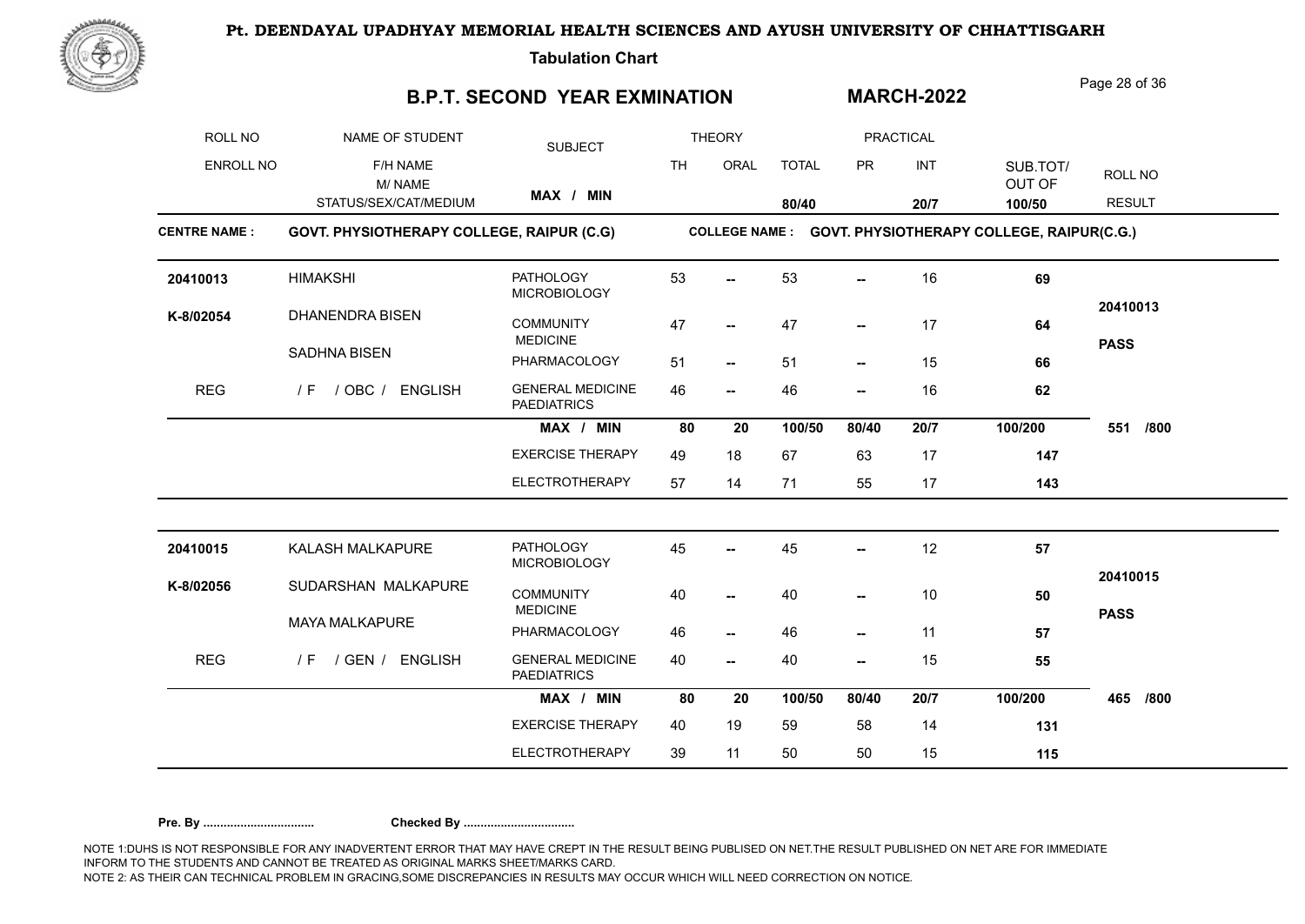# Pt. DEENDAYAL UPADHYAY MEMORIAL HEALTH SCIENCES AND AYUSH UNIVERSITY OF CHHATTISGARH

**Tabulation Chart**

## B.P.T. SECOND YEAR EXMINATION

**MARCH-2022**

| ROLL NO | NAME OF STUDENT | SUBJECT | THEORY | | | PRACTICAL | | | |
|---|---|---|---|---|---|---|---|---|---|
| ENROLL NO | F/H NAME | | TH | ORAL | TOTAL | PR | INT | SUB.TOT/ OUT OF | ROLL NO |
| | M/ NAME | | | | | | | | |
| | STATUS/SEX/CAT/MEDIUM | **MAX / MIN** | | | **80/40** | | **20/7** | **100/50** | **RESULT** |

**CENTRE NAME : GOVT. PHYSIOTHERAPY COLLEGE, RAIPUR (C.G)**

**COLLEGE NAME : GOVT. PHYSIOTHERAPY COLLEGE, RAIPUR(C.G.)**

| ROLL NO / ENROLL NO | NAME / F/H NAME / M/ NAME / STATUS | SUBJECT | TH | ORAL | TOTAL | PR | INT | SUB.TOT | RESULT |
|---|---|---|---|---|---|---|---|---|---|
| **20410013** | HIMAKSHI | PATHOLOGY MICROBIOLOGY | 53 | -- | 53 | -- | 16 | **69** | |
| **K-8/02054** | DHANENDRA BISEN | COMMUNITY MEDICINE | 47 | -- | 47 | -- | 17 | **64** | **20410013** |
| | SADHNA BISEN | PHARMACOLOGY | 51 | -- | 51 | -- | 15 | **66** | **PASS** |
| REG | / F / OBC / ENGLISH | GENERAL MEDICINE PAEDIATRICS | 46 | -- | 46 | -- | 16 | **62** | |
| | | **MAX / MIN** | **80** | **20** | **100/50** | **80/40** | **20/7** | **100/200** | **551 /800** |
| | | EXERCISE THERAPY | 49 | 18 | 67 | 63 | 17 | **147** | |
| | | ELECTROTHERAPY | 57 | 14 | 71 | 55 | 17 | **143** | |
| **20410015** | KALASH MALKAPURE | PATHOLOGY MICROBIOLOGY | 45 | -- | 45 | -- | 12 | **57** | |
| **K-8/02056** | SUDARSHAN MALKAPURE | COMMUNITY MEDICINE | 40 | -- | 40 | -- | 10 | **50** | **20410015** |
| | MAYA MALKAPURE | PHARMACOLOGY | 46 | -- | 46 | -- | 11 | **57** | **PASS** |
| REG | / F / GEN / ENGLISH | GENERAL MEDICINE PAEDIATRICS | 40 | -- | 40 | -- | 15 | **55** | |
| | | **MAX / MIN** | **80** | **20** | **100/50** | **80/40** | **20/7** | **100/200** | **465 /800** |
| | | EXERCISE THERAPY | 40 | 19 | 59 | 58 | 14 | **131** | |
| | | ELECTROTHERAPY | 39 | 11 | 50 | 50 | 15 | **115** | |

**Pre. By .................................** **Checked By .................................**

NOTE 1:DUHS IS NOT RESPONSIBLE FOR ANY INADVERTENT ERROR THAT MAY HAVE CREPT IN THE RESULT BEING PUBLISED ON NET.THE RESULT PUBLISHED ON NET ARE FOR IMMEDIATE INFORM TO THE STUDENTS AND CANNOT BE TREATED AS ORIGINAL MARKS SHEET/MARKS CARD.
NOTE 2: AS THEIR CAN TECHNICAL PROBLEM IN GRACING,SOME DISCREPANCIES IN RESULTS MAY OCCUR WHICH WILL NEED CORRECTION ON NOTICE.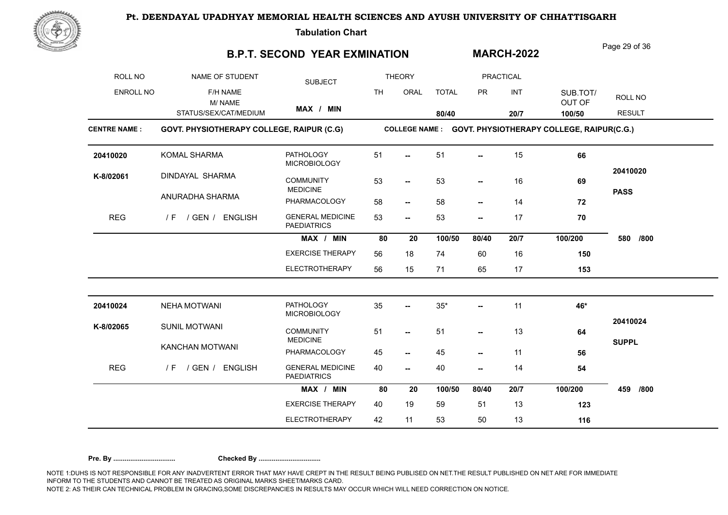# Pt. DEENDAYAL UPADHYAY MEMORIAL HEALTH SCIENCES AND AYUSH UNIVERSITY OF CHHATTISGARH

**Tabulation Chart**

## B.P.T. SECOND YEAR EXMINATION — MARCH-2022

| ROLL NO / ENROLL NO | NAME OF STUDENT / F/H NAME / M/ NAME / STATUS/SEX/CAT/MEDIUM | SUBJECT (MAX / MIN) | THEORY TH | THEORY ORAL | THEORY TOTAL (80/40) | PRACTICAL PR | PRACTICAL INT (20/7) | SUB.TOT/ OUT OF (100/50) | ROLL NO / RESULT |
|---|---|---|---|---|---|---|---|---|---|

**CENTRE NAME : GOVT. PHYSIOTHERAPY COLLEGE, RAIPUR (C.G)**
**COLLEGE NAME : GOVT. PHYSIOTHERAPY COLLEGE, RAIPUR(C.G.)**

| ROLL NO / ENROLL NO | NAME OF STUDENT | SUBJECT | TH | ORAL | TOTAL | PR | INT | SUB.TOT/ OUT OF | ROLL NO / RESULT |
|---|---|---|---|---|---|---|---|---|---|
| 20410020 | KOMAL SHARMA | PATHOLOGY MICROBIOLOGY | 51 | -- | 51 | -- | 15 | **66** | |
| K-8/02061 | DINDAYAL SHARMA | COMMUNITY MEDICINE | 53 | -- | 53 | -- | 16 | **69** | 20410020 |
| | ANURADHA SHARMA | PHARMACOLOGY | 58 | -- | 58 | -- | 14 | **72** | **PASS** |
| REG | / F / GEN / ENGLISH | GENERAL MEDICINE PAEDIATRICS | 53 | -- | 53 | -- | 17 | **70** | |
| | | **MAX / MIN** | **80** | **20** | **100/50** | **80/40** | **20/7** | **100/200** | **580 /800** |
| | | EXERCISE THERAPY | 56 | 18 | 74 | 60 | 16 | **150** | |
| | | ELECTROTHERAPY | 56 | 15 | 71 | 65 | 17 | **153** | |
| 20410024 | NEHA MOTWANI | PATHOLOGY MICROBIOLOGY | 35 | -- | 35* | -- | 11 | **46*** | |
| K-8/02065 | SUNIL MOTWANI | COMMUNITY MEDICINE | 51 | -- | 51 | -- | 13 | **64** | 20410024 |
| | KANCHAN MOTWANI | PHARMACOLOGY | 45 | -- | 45 | -- | 11 | **56** | **SUPPL** |
| REG | / F / GEN / ENGLISH | GENERAL MEDICINE PAEDIATRICS | 40 | -- | 40 | -- | 14 | **54** | |
| | | **MAX / MIN** | **80** | **20** | **100/50** | **80/40** | **20/7** | **100/200** | **459 /800** |
| | | EXERCISE THERAPY | 40 | 19 | 59 | 51 | 13 | **123** | |
| | | ELECTROTHERAPY | 42 | 11 | 53 | 50 | 13 | **116** | |

**Pre. By ................................** **Checked By ................................**

NOTE 1:DUHS IS NOT RESPONSIBLE FOR ANY INADVERTENT ERROR THAT MAY HAVE CREPT IN THE RESULT BEING PUBLISED ON NET.THE RESULT PUBLISHED ON NET ARE FOR IMMEDIATE INFORM TO THE STUDENTS AND CANNOT BE TREATED AS ORIGINAL MARKS SHEET/MARKS CARD.
NOTE 2: AS THEIR CAN TECHNICAL PROBLEM IN GRACING,SOME DISCREPANCIES IN RESULTS MAY OCCUR WHICH WILL NEED CORRECTION ON NOTICE.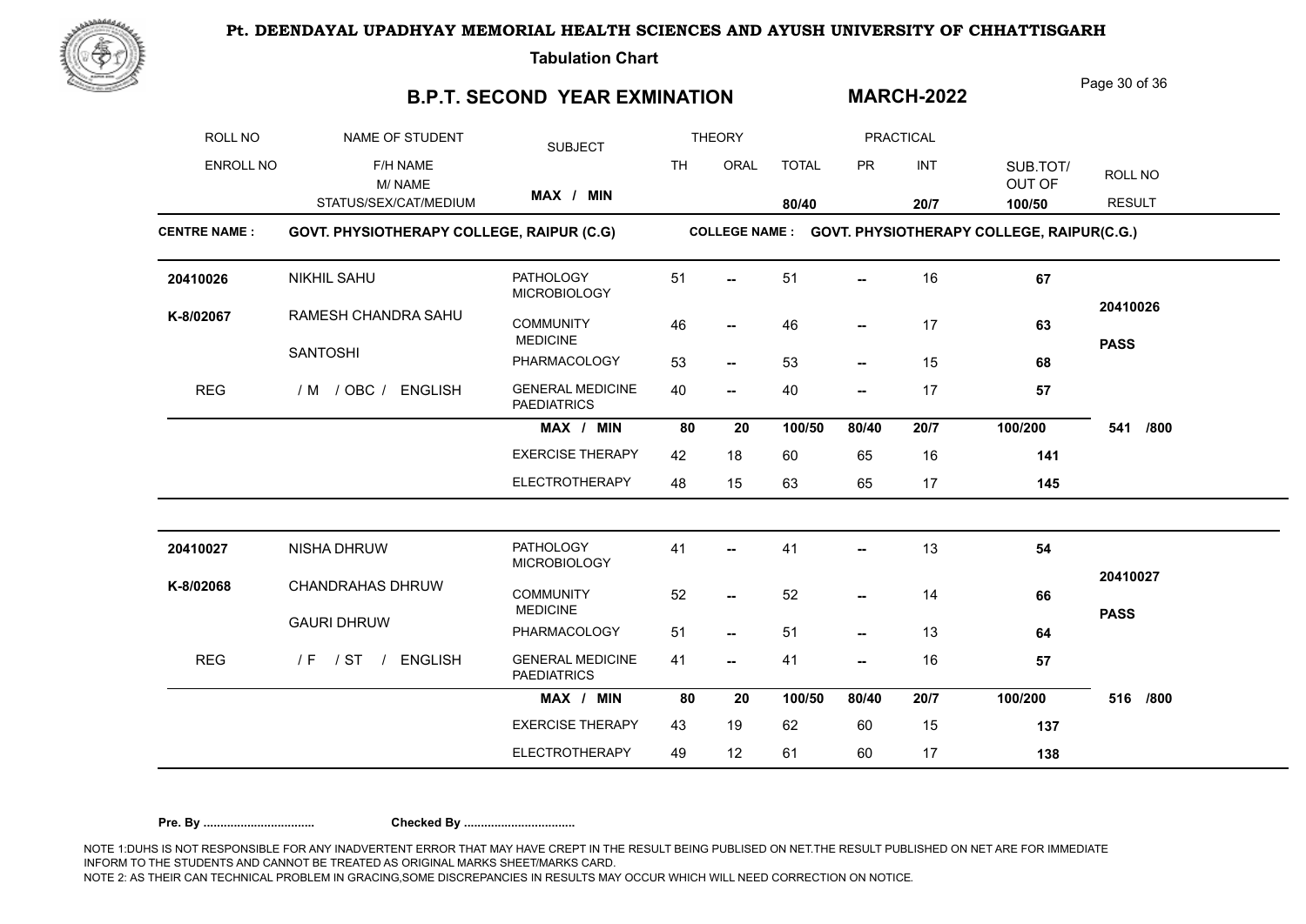**Pt. DEENDAYAL UPADHYAY MEMORIAL HEALTH SCIENCES AND AYUSH UNIVERSITY OF CHHATTISGARH**

**Tabulation Chart**

## B.P.T. SECOND YEAR EXMINATION

**MARCH-2022**

| ROLL NO / ENROLL NO | NAME OF STUDENT / F/H NAME / M/ NAME / STATUS/SEX/CAT/MEDIUM | SUBJECT | THEORY TH | THEORY ORAL | TOTAL | PRACTICAL PR | PRACTICAL INT | SUB.TOT/ OUT OF | ROLL NO / RESULT |
|---|---|---|---|---|---|---|---|---|---|
| | | **MAX / MIN** | | | **80/40** | | **20/7** | **100/50** | |

**CENTRE NAME : GOVT. PHYSIOTHERAPY COLLEGE, RAIPUR (C.G)** &nbsp;&nbsp; **COLLEGE NAME : GOVT. PHYSIOTHERAPY COLLEGE, RAIPUR(C.G.)**

| ROLL NO / ENROLL NO | NAME OF STUDENT / F/H NAME / M/ NAME / STATUS/SEX/CAT/MEDIUM | SUBJECT | TH | ORAL | TOTAL | PR | INT | SUB.TOT/ OUT OF | ROLL NO / RESULT |
|---|---|---|---|---|---|---|---|---|---|
| **20410026** | NIKHIL SAHU | PATHOLOGY MICROBIOLOGY | 51 | -- | 51 | -- | 16 | **67** | |
| **K-8/02067** | RAMESH CHANDRA SAHU | COMMUNITY MEDICINE | 46 | -- | 46 | -- | 17 | **63** | **20410026** |
| | SANTOSHI | PHARMACOLOGY | 53 | -- | 53 | -- | 15 | **68** | **PASS** |
| REG | / M / OBC / ENGLISH | GENERAL MEDICINE PAEDIATRICS | 40 | -- | 40 | -- | 17 | **57** | |
| | | **MAX / MIN** | **80** | **20** | **100/50** | **80/40** | **20/7** | **100/200** | **541 /800** |
| | | EXERCISE THERAPY | 42 | 18 | 60 | 65 | 16 | **141** | |
| | | ELECTROTHERAPY | 48 | 15 | 63 | 65 | 17 | **145** | |
| **20410027** | NISHA DHRUW | PATHOLOGY MICROBIOLOGY | 41 | -- | 41 | -- | 13 | **54** | |
| **K-8/02068** | CHANDRAHAS DHRUW | COMMUNITY MEDICINE | 52 | -- | 52 | -- | 14 | **66** | **20410027** |
| | GAURI DHRUW | PHARMACOLOGY | 51 | -- | 51 | -- | 13 | **64** | **PASS** |
| REG | / F / ST / ENGLISH | GENERAL MEDICINE PAEDIATRICS | 41 | -- | 41 | -- | 16 | **57** | |
| | | **MAX / MIN** | **80** | **20** | **100/50** | **80/40** | **20/7** | **100/200** | **516 /800** |
| | | EXERCISE THERAPY | 43 | 19 | 62 | 60 | 15 | **137** | |
| | | ELECTROTHERAPY | 49 | 12 | 61 | 60 | 17 | **138** | |

**Pre. By .................................** &nbsp;&nbsp;&nbsp; **Checked By .................................**

NOTE 1:DUHS IS NOT RESPONSIBLE FOR ANY INADVERTENT ERROR THAT MAY HAVE CREPT IN THE RESULT BEING PUBLISED ON NET.THE RESULT PUBLISHED ON NET ARE FOR IMMEDIATE INFORM TO THE STUDENTS AND CANNOT BE TREATED AS ORIGINAL MARKS SHEET/MARKS CARD.
NOTE 2: AS THEIR CAN TECHNICAL PROBLEM IN GRACING,SOME DISCREPANCIES IN RESULTS MAY OCCUR WHICH WILL NEED CORRECTION ON NOTICE.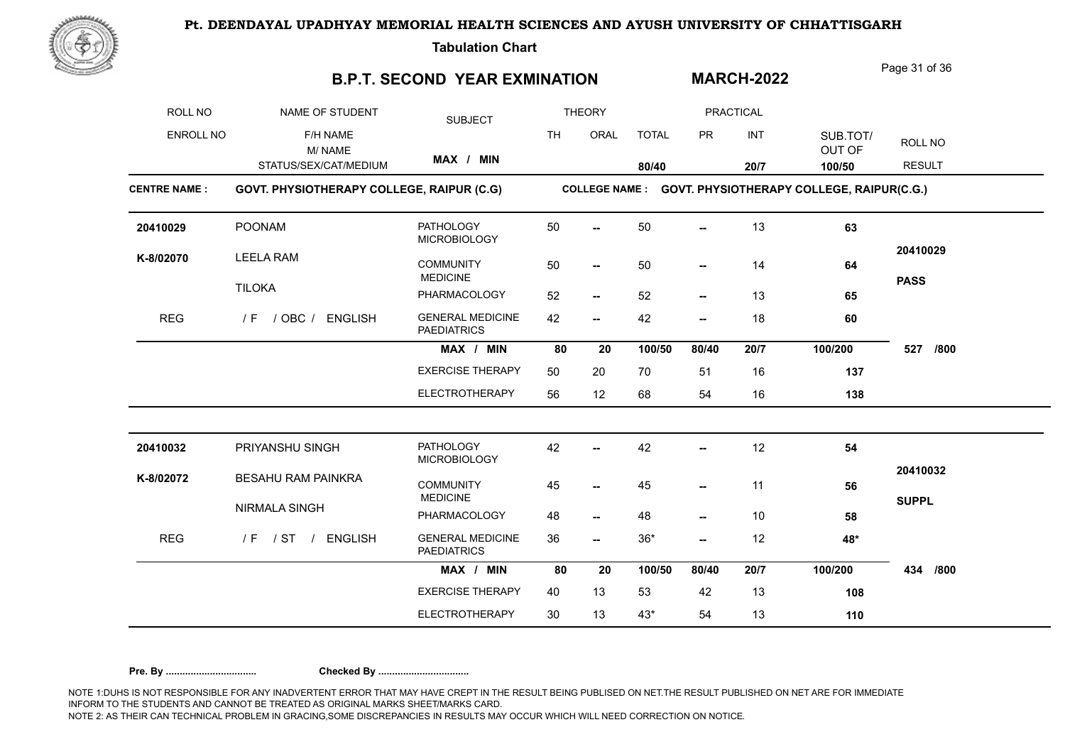# Pt. DEENDAYAL UPADHYAY MEMORIAL HEALTH SCIENCES AND AYUSH UNIVERSITY OF CHHATTISGARH

**Tabulation Chart**

## B.P.T. SECOND YEAR EXMINATION — MARCH-2022

| ROLL NO / ENROLL NO | NAME OF STUDENT / F/H NAME / M/ NAME / STATUS/SEX/CAT/MEDIUM | SUBJECT (MAX / MIN) | THEORY TH | THEORY ORAL | TOTAL (80/40) | PRACTICAL PR | PRACTICAL INT (20/7) | SUB.TOT/ OUT OF (100/50) | ROLL NO / RESULT |
|---|---|---|---|---|---|---|---|---|---|

**CENTRE NAME : GOVT. PHYSIOTHERAPY COLLEGE, RAIPUR (C.G)** — **COLLEGE NAME : GOVT. PHYSIOTHERAPY COLLEGE, RAIPUR(C.G.)**

| ROLL NO / ENROLL NO | NAME OF STUDENT | SUBJECT | TH | ORAL | TOTAL | PR | INT | SUB.TOT/ OUT OF | ROLL NO / RESULT |
|---|---|---|---|---|---|---|---|---|---|
| 20410029 | POONAM | PATHOLOGY MICROBIOLOGY | 50 | -- | 50 | -- | 13 | **63** | |
| K-8/02070 | LEELA RAM | COMMUNITY MEDICINE | 50 | -- | 50 | -- | 14 | **64** | 20410029 |
| | TILOKA | PHARMACOLOGY | 52 | -- | 52 | -- | 13 | **65** | **PASS** |
| REG | / F / OBC / ENGLISH | GENERAL MEDICINE PAEDIATRICS | 42 | -- | 42 | -- | 18 | **60** | |
| | | **MAX / MIN** | **80** | **20** | **100/50** | **80/40** | **20/7** | **100/200** | **527 /800** |
| | | EXERCISE THERAPY | 50 | 20 | 70 | 51 | 16 | **137** | |
| | | ELECTROTHERAPY | 56 | 12 | 68 | 54 | 16 | **138** | |
| 20410032 | PRIYANSHU SINGH | PATHOLOGY MICROBIOLOGY | 42 | -- | 42 | -- | 12 | **54** | |
| K-8/02072 | BESAHU RAM PAINKRA | COMMUNITY MEDICINE | 45 | -- | 45 | -- | 11 | **56** | 20410032 |
| | NIRMALA SINGH | PHARMACOLOGY | 48 | -- | 48 | -- | 10 | **58** | **SUPPL** |
| REG | / F / ST / ENGLISH | GENERAL MEDICINE PAEDIATRICS | 36 | -- | 36* | -- | 12 | **48*** | |
| | | **MAX / MIN** | **80** | **20** | **100/50** | **80/40** | **20/7** | **100/200** | **434 /800** |
| | | EXERCISE THERAPY | 40 | 13 | 53 | 42 | 13 | **108** | |
| | | ELECTROTHERAPY | 30 | 13 | 43* | 54 | 13 | **110** | |

**Pre. By .................................** **Checked By .................................**

NOTE 1:DUHS IS NOT RESPONSIBLE FOR ANY INADVERTENT ERROR THAT MAY HAVE CREPT IN THE RESULT BEING PUBLISED ON NET.THE RESULT PUBLISHED ON NET ARE FOR IMMEDIATE INFORM TO THE STUDENTS AND CANNOT BE TREATED AS ORIGINAL MARKS SHEET/MARKS CARD.
NOTE 2: AS THEIR CAN TECHNICAL PROBLEM IN GRACING,SOME DISCREPANCIES IN RESULTS MAY OCCUR WHICH WILL NEED CORRECTION ON NOTICE.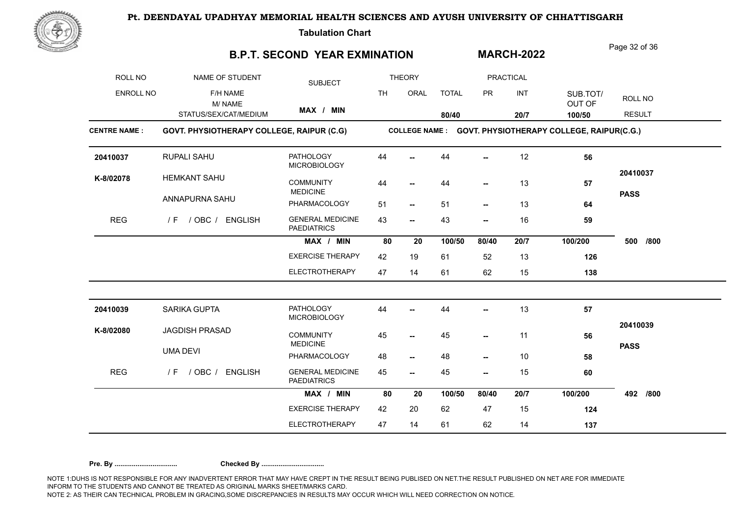# Pt. DEENDAYAL UPADHYAY MEMORIAL HEALTH SCIENCES AND AYUSH UNIVERSITY OF CHHATTISGARH

**Tabulation Chart**

## B.P.T. SECOND YEAR EXMINATION

**MARCH-2022**

| ROLL NO / ENROLL NO | NAME OF STUDENT / F/H NAME / M/ NAME / STATUS/SEX/CAT/MEDIUM | SUBJECT | TH | ORAL | TOTAL | PR | INT | SUB.TOT/ OUT OF | ROLL NO / RESULT |
|---|---|---|---|---|---|---|---|---|---|
| | | MAX / MIN | | | 80/40 | | 20/7 | 100/50 | |

**CENTRE NAME : GOVT. PHYSIOTHERAPY COLLEGE, RAIPUR (C.G)** **COLLEGE NAME : GOVT. PHYSIOTHERAPY COLLEGE, RAIPUR(C.G.)**

| ROLL NO / ENROLL NO | NAME OF STUDENT | SUBJECT | TH | ORAL | TOTAL | PR | INT | SUB.TOT/ OUT OF | ROLL NO / RESULT |
|---|---|---|---|---|---|---|---|---|---|
| 20410037 | RUPALI SAHU | PATHOLOGY MICROBIOLOGY | 44 | -- | 44 | -- | 12 | 56 | 20410037 |
| K-8/02078 | HEMKANT SAHU | COMMUNITY MEDICINE | 44 | -- | 44 | -- | 13 | 57 | PASS |
| | ANNAPURNA SAHU | PHARMACOLOGY | 51 | -- | 51 | -- | 13 | 64 | |
| REG | / F / OBC / ENGLISH | GENERAL MEDICINE PAEDIATRICS | 43 | -- | 43 | -- | 16 | 59 | |
| | | MAX / MIN | 80 | 20 | 100/50 | 80/40 | 20/7 | 100/200 | 500 /800 |
| | | EXERCISE THERAPY | 42 | 19 | 61 | 52 | 13 | 126 | |
| | | ELECTROTHERAPY | 47 | 14 | 61 | 62 | 15 | 138 | |
| 20410039 | SARIKA GUPTA | PATHOLOGY MICROBIOLOGY | 44 | -- | 44 | -- | 13 | 57 | 20410039 |
| K-8/02080 | JAGDISH PRASAD | COMMUNITY MEDICINE | 45 | -- | 45 | -- | 11 | 56 | PASS |
| | UMA DEVI | PHARMACOLOGY | 48 | -- | 48 | -- | 10 | 58 | |
| REG | / F / OBC / ENGLISH | GENERAL MEDICINE PAEDIATRICS | 45 | -- | 45 | -- | 15 | 60 | |
| | | MAX / MIN | 80 | 20 | 100/50 | 80/40 | 20/7 | 100/200 | 492 /800 |
| | | EXERCISE THERAPY | 42 | 20 | 62 | 47 | 15 | 124 | |
| | | ELECTROTHERAPY | 47 | 14 | 61 | 62 | 14 | 137 | |

**Pre. By ................................** **Checked By ................................**

NOTE 1:DUHS IS NOT RESPONSIBLE FOR ANY INADVERTENT ERROR THAT MAY HAVE CREPT IN THE RESULT BEING PUBLISED ON NET.THE RESULT PUBLISHED ON NET ARE FOR IMMEDIATE INFORM TO THE STUDENTS AND CANNOT BE TREATED AS ORIGINAL MARKS SHEET/MARKS CARD.
NOTE 2: AS THEIR CAN TECHNICAL PROBLEM IN GRACING,SOME DISCREPANCIES IN RESULTS MAY OCCUR WHICH WILL NEED CORRECTION ON NOTICE.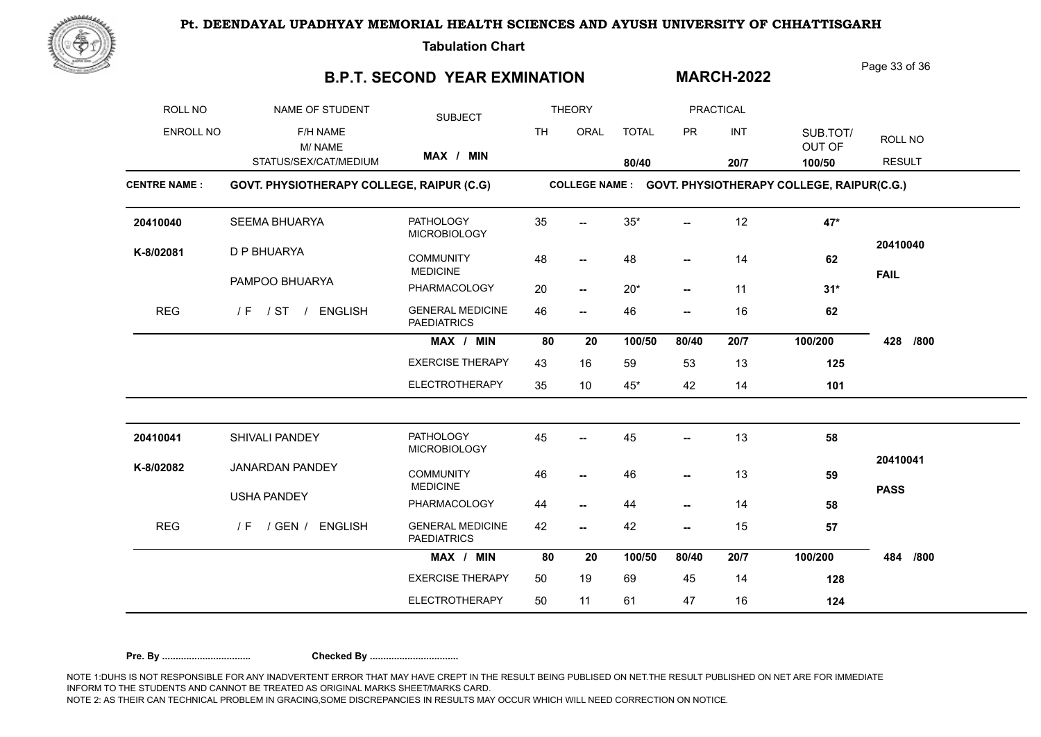# Pt. DEENDAYAL UPADHYAY MEMORIAL HEALTH SCIENCES AND AYUSH UNIVERSITY OF CHHATTISGARH

**Tabulation Chart**

## B.P.T. SECOND YEAR EXMINATION — MARCH-2022

| ROLL NO / ENROLL NO | NAME OF STUDENT / F/H NAME / M/ NAME / STATUS/SEX/CAT/MEDIUM | SUBJECT | THEORY TH | THEORY ORAL | TOTAL | PRACTICAL PR | PRACTICAL INT | SUB.TOT/ OUT OF | ROLL NO / RESULT |
|---|---|---|---|---|---|---|---|---|---|
| | | MAX / MIN | | | 80/40 | | 20/7 | 100/50 | |

**CENTRE NAME : GOVT. PHYSIOTHERAPY COLLEGE, RAIPUR (C.G)**   **COLLEGE NAME : GOVT. PHYSIOTHERAPY COLLEGE, RAIPUR(C.G.)**

| ROLL NO / ENROLL NO | NAME OF STUDENT | SUBJECT | TH | ORAL | TOTAL | PR | INT | SUB.TOT/ OUT OF | ROLL NO / RESULT |
|---|---|---|---|---|---|---|---|---|---|
| 20410040 | SEEMA BHUARYA | PATHOLOGY MICROBIOLOGY | 35 | -- | 35* | -- | 12 | **47*** | 20410040 |
| K-8/02081 | D P BHUARYA | COMMUNITY MEDICINE | 48 | -- | 48 | -- | 14 | **62** | **FAIL** |
| | PAMPOO BHUARYA | PHARMACOLOGY | 20 | -- | 20* | -- | 11 | **31*** | |
| REG | / F / ST / ENGLISH | GENERAL MEDICINE PAEDIATRICS | 46 | -- | 46 | -- | 16 | **62** | |
| | | **MAX / MIN** | **80** | **20** | **100/50** | **80/40** | **20/7** | **100/200** | **428 /800** |
| | | EXERCISE THERAPY | 43 | 16 | 59 | 53 | 13 | **125** | |
| | | ELECTROTHERAPY | 35 | 10 | 45* | 42 | 14 | **101** | |
| 20410041 | SHIVALI PANDEY | PATHOLOGY MICROBIOLOGY | 45 | -- | 45 | -- | 13 | **58** | 20410041 |
| K-8/02082 | JANARDAN PANDEY | COMMUNITY MEDICINE | 46 | -- | 46 | -- | 13 | **59** | **PASS** |
| | USHA PANDEY | PHARMACOLOGY | 44 | -- | 44 | -- | 14 | **58** | |
| REG | / F / GEN / ENGLISH | GENERAL MEDICINE PAEDIATRICS | 42 | -- | 42 | -- | 15 | **57** | |
| | | **MAX / MIN** | **80** | **20** | **100/50** | **80/40** | **20/7** | **100/200** | **484 /800** |
| | | EXERCISE THERAPY | 50 | 19 | 69 | 45 | 14 | **128** | |
| | | ELECTROTHERAPY | 50 | 11 | 61 | 47 | 16 | **124** | |

**Pre. By .................................** **Checked By .................................**

NOTE 1:DUHS IS NOT RESPONSIBLE FOR ANY INADVERTENT ERROR THAT MAY HAVE CREPT IN THE RESULT BEING PUBLISED ON NET.THE RESULT PUBLISHED ON NET ARE FOR IMMEDIATE INFORM TO THE STUDENTS AND CANNOT BE TREATED AS ORIGINAL MARKS SHEET/MARKS CARD.
NOTE 2: AS THEIR CAN TECHNICAL PROBLEM IN GRACING,SOME DISCREPANCIES IN RESULTS MAY OCCUR WHICH WILL NEED CORRECTION ON NOTICE.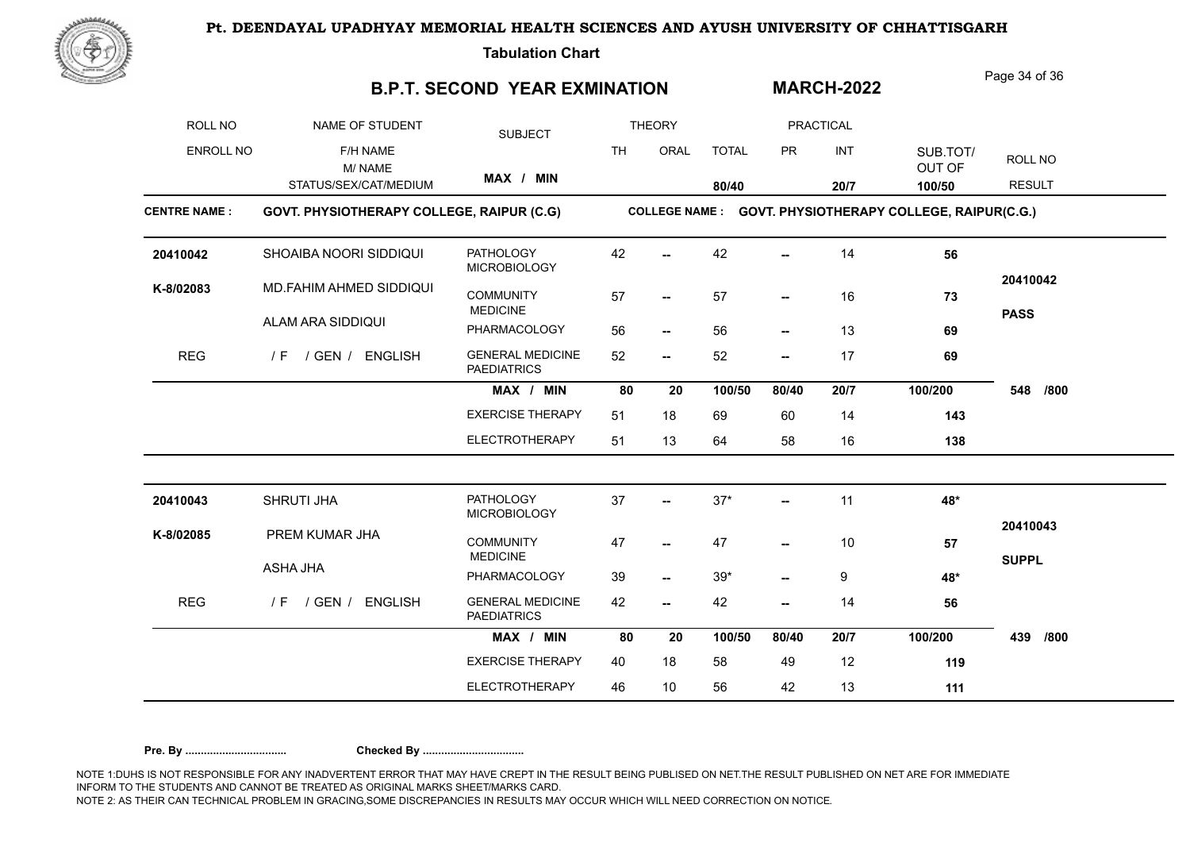# Pt. DEENDAYAL UPADHYAY MEMORIAL HEALTH SCIENCES AND AYUSH UNIVERSITY OF CHHATTISGARH

**Tabulation Chart**

## B.P.T. SECOND YEAR EXMINATION — MARCH-2022

| ROLL NO / ENROLL NO | NAME OF STUDENT / F/H NAME / M/ NAME / STATUS/SEX/CAT/MEDIUM | SUBJECT | THEORY TH | THEORY ORAL | TOTAL | PRACTICAL PR | PRACTICAL INT | SUB.TOT/ OUT OF | ROLL NO / RESULT |
|---|---|---|---|---|---|---|---|---|---|
| | | MAX / MIN | | | 80/40 | | 20/7 | 100/50 | |

**CENTRE NAME : GOVT. PHYSIOTHERAPY COLLEGE, RAIPUR (C.G)** — **COLLEGE NAME : GOVT. PHYSIOTHERAPY COLLEGE, RAIPUR(C.G.)**

| ROLL NO / ENROLL NO | NAME OF STUDENT | SUBJECT | TH | ORAL | TOTAL | PR | INT | SUB.TOT/ OUT OF | ROLL NO / RESULT |
|---|---|---|---|---|---|---|---|---|---|
| 20410042 | SHOAIBA NOORI SIDDIQUI | PATHOLOGY MICROBIOLOGY | 42 | -- | 42 | -- | 14 | **56** | |
| K-8/02083 | MD.FAHIM AHMED SIDDIQUI | COMMUNITY MEDICINE | 57 | -- | 57 | -- | 16 | **73** | 20410042 |
| | ALAM ARA SIDDIQUI | PHARMACOLOGY | 56 | -- | 56 | -- | 13 | **69** | **PASS** |
| REG | / F / GEN / ENGLISH | GENERAL MEDICINE PAEDIATRICS | 52 | -- | 52 | -- | 17 | **69** | |
| | | **MAX / MIN** | **80** | **20** | **100/50** | **80/40** | **20/7** | **100/200** | **548 /800** |
| | | EXERCISE THERAPY | 51 | 18 | 69 | 60 | 14 | **143** | |
| | | ELECTROTHERAPY | 51 | 13 | 64 | 58 | 16 | **138** | |
| 20410043 | SHRUTI JHA | PATHOLOGY MICROBIOLOGY | 37 | -- | 37* | -- | 11 | **48*** | |
| K-8/02085 | PREM KUMAR JHA | COMMUNITY MEDICINE | 47 | -- | 47 | -- | 10 | **57** | 20410043 |
| | ASHA JHA | PHARMACOLOGY | 39 | -- | 39* | -- | 9 | **48*** | **SUPPL** |
| REG | / F / GEN / ENGLISH | GENERAL MEDICINE PAEDIATRICS | 42 | -- | 42 | -- | 14 | **56** | |
| | | **MAX / MIN** | **80** | **20** | **100/50** | **80/40** | **20/7** | **100/200** | **439 /800** |
| | | EXERCISE THERAPY | 40 | 18 | 58 | 49 | 12 | **119** | |
| | | ELECTROTHERAPY | 46 | 10 | 56 | 42 | 13 | **111** | |

**Pre. By .................................** **Checked By .................................**

NOTE 1:DUHS IS NOT RESPONSIBLE FOR ANY INADVERTENT ERROR THAT MAY HAVE CREPT IN THE RESULT BEING PUBLISED ON NET.THE RESULT PUBLISHED ON NET ARE FOR IMMEDIATE INFORM TO THE STUDENTS AND CANNOT BE TREATED AS ORIGINAL MARKS SHEET/MARKS CARD.
NOTE 2: AS THEIR CAN TECHNICAL PROBLEM IN GRACING,SOME DISCREPANCIES IN RESULTS MAY OCCUR WHICH WILL NEED CORRECTION ON NOTICE.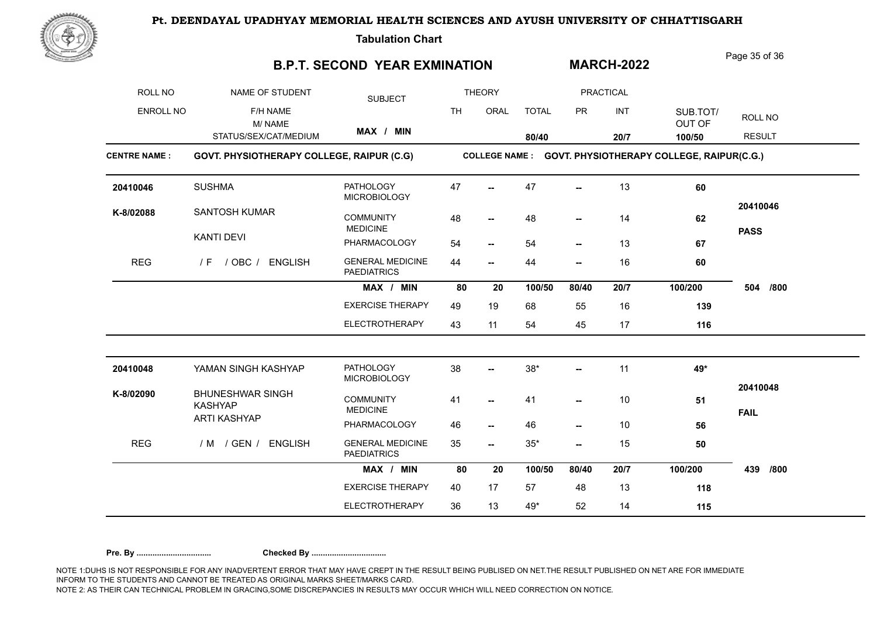# Pt. DEENDAYAL UPADHYAY MEMORIAL HEALTH SCIENCES AND AYUSH UNIVERSITY OF CHHATTISGARH

**Tabulation Chart**

## B.P.T. SECOND YEAR EXMINATION — MARCH-2022

| ROLL NO / ENROLL NO | NAME OF STUDENT / F/H NAME / M/ NAME / STATUS/SEX/CAT/MEDIUM | SUBJECT | THEORY TH | THEORY ORAL | TOTAL | PRACTICAL PR | PRACTICAL INT | SUB.TOT/ OUT OF | ROLL NO / RESULT |
|---|---|---|---|---|---|---|---|---|---|
| | | **MAX / MIN** | | | **80/40** | | **20/7** | **100/50** | |

**CENTRE NAME :** GOVT. PHYSIOTHERAPY COLLEGE, RAIPUR (C.G) **COLLEGE NAME :** GOVT. PHYSIOTHERAPY COLLEGE, RAIPUR(C.G.)

| ROLL NO / ENROLL NO | NAME OF STUDENT | SUBJECT | TH | ORAL | TOTAL | PR | INT | SUB.TOT/ OUT OF | ROLL NO / RESULT |
|---|---|---|---|---|---|---|---|---|---|
| 20410046 | SUSHMA | PATHOLOGY MICROBIOLOGY | 47 | -- | 47 | -- | 13 | **60** | |
| K-8/02088 | SANTOSH KUMAR | COMMUNITY MEDICINE | 48 | -- | 48 | -- | 14 | **62** | 20410046 |
| | KANTI DEVI | PHARMACOLOGY | 54 | -- | 54 | -- | 13 | **67** | **PASS** |
| REG | / F / OBC / ENGLISH | GENERAL MEDICINE PAEDIATRICS | 44 | -- | 44 | -- | 16 | **60** | |
| | | **MAX / MIN** | **80** | **20** | **100/50** | **80/40** | **20/7** | **100/200** | **504 /800** |
| | | EXERCISE THERAPY | 49 | 19 | 68 | 55 | 16 | **139** | |
| | | ELECTROTHERAPY | 43 | 11 | 54 | 45 | 17 | **116** | |
| 20410048 | YAMAN SINGH KASHYAP | PATHOLOGY MICROBIOLOGY | 38 | -- | 38* | -- | 11 | **49*** | |
| K-8/02090 | BHUNESHWAR SINGH KASHYAP | COMMUNITY MEDICINE | 41 | -- | 41 | -- | 10 | **51** | 20410048 |
| | ARTI KASHYAP | PHARMACOLOGY | 46 | -- | 46 | -- | 10 | **56** | **FAIL** |
| REG | / M / GEN / ENGLISH | GENERAL MEDICINE PAEDIATRICS | 35 | -- | 35* | -- | 15 | **50** | |
| | | **MAX / MIN** | **80** | **20** | **100/50** | **80/40** | **20/7** | **100/200** | **439 /800** |
| | | EXERCISE THERAPY | 40 | 17 | 57 | 48 | 13 | **118** | |
| | | ELECTROTHERAPY | 36 | 13 | 49* | 52 | 14 | **115** | |

**Pre. By .................................** **Checked By .................................**

NOTE 1:DUHS IS NOT RESPONSIBLE FOR ANY INADVERTENT ERROR THAT MAY HAVE CREPT IN THE RESULT BEING PUBLISED ON NET.THE RESULT PUBLISHED ON NET ARE FOR IMMEDIATE INFORM TO THE STUDENTS AND CANNOT BE TREATED AS ORIGINAL MARKS SHEET/MARKS CARD.
NOTE 2: AS THEIR CAN TECHNICAL PROBLEM IN GRACING,SOME DISCREPANCIES IN RESULTS MAY OCCUR WHICH WILL NEED CORRECTION ON NOTICE.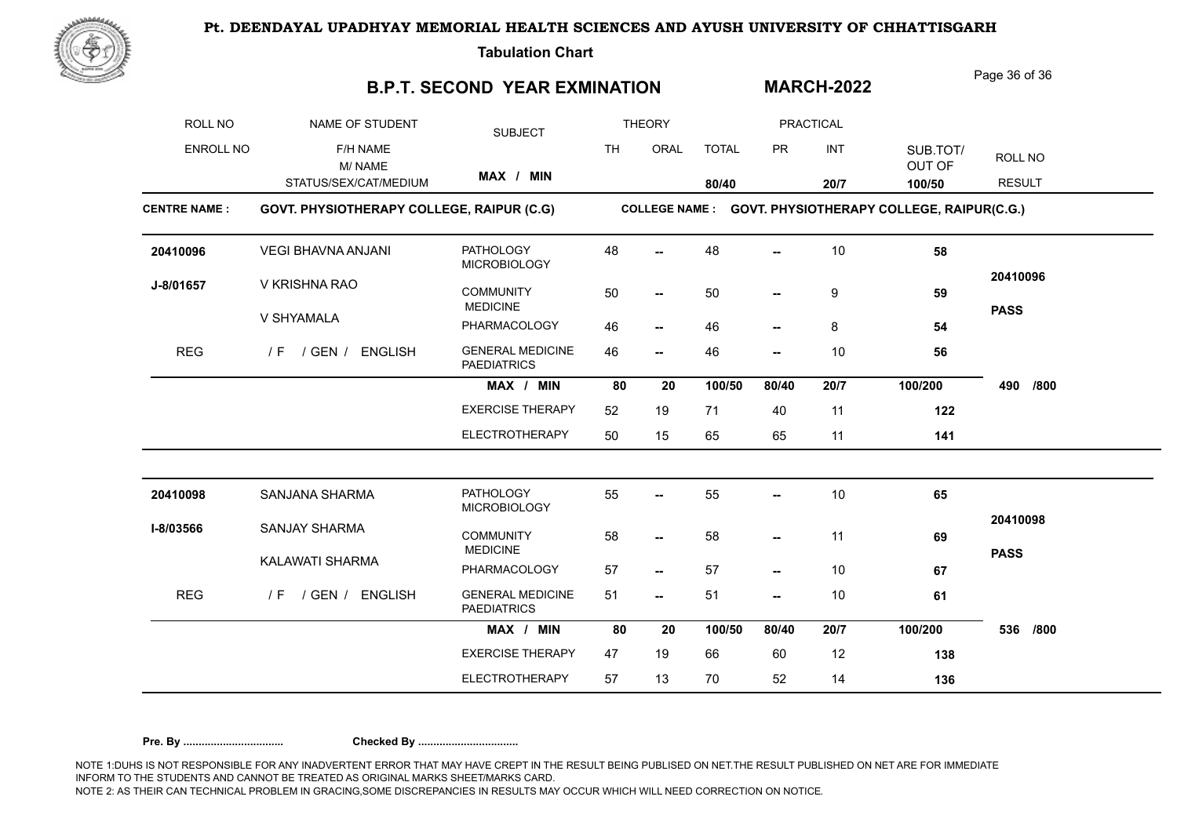# Pt. DEENDAYAL UPADHYAY MEMORIAL HEALTH SCIENCES AND AYUSH UNIVERSITY OF CHHATTISGARH

**Tabulation Chart**

## B.P.T. SECOND YEAR EXMINATION — MARCH-2022

| ROLL NO / ENROLL NO | NAME OF STUDENT / F/H NAME / M/ NAME / STATUS/SEX/CAT/MEDIUM | SUBJECT | THEORY TH | THEORY ORAL | THEORY TOTAL | PRACTICAL PR | PRACTICAL INT | SUB.TOT/ OUT OF | ROLL NO / RESULT |
|---|---|---|---|---|---|---|---|---|---|
| | | MAX / MIN | | | 80/40 | | 20/7 | 100/50 | |

**CENTRE NAME : GOVT. PHYSIOTHERAPY COLLEGE, RAIPUR (C.G)** — **COLLEGE NAME : GOVT. PHYSIOTHERAPY COLLEGE, RAIPUR(C.G.)**

| ROLL NO / ENROLL NO | NAME OF STUDENT | SUBJECT | TH | ORAL | TOTAL | PR | INT | SUB.TOT/ OUT OF | ROLL NO / RESULT |
|---|---|---|---|---|---|---|---|---|---|
| 20410096 | VEGI BHAVNA ANJANI | PATHOLOGY MICROBIOLOGY | 48 | -- | 48 | -- | 10 | 58 | 20410096 |
| J-8/01657 | V KRISHNA RAO | COMMUNITY MEDICINE | 50 | -- | 50 | -- | 9 | 59 | PASS |
| | V SHYAMALA | PHARMACOLOGY | 46 | -- | 46 | -- | 8 | 54 | |
| REG | / F / GEN / ENGLISH | GENERAL MEDICINE PAEDIATRICS | 46 | -- | 46 | -- | 10 | 56 | |
| | | MAX / MIN | 80 | 20 | 100/50 | 80/40 | 20/7 | 100/200 | 490 /800 |
| | | EXERCISE THERAPY | 52 | 19 | 71 | 40 | 11 | 122 | |
| | | ELECTROTHERAPY | 50 | 15 | 65 | 65 | 11 | 141 | |
| 20410098 | SANJANA SHARMA | PATHOLOGY MICROBIOLOGY | 55 | -- | 55 | -- | 10 | 65 | 20410098 |
| I-8/03566 | SANJAY SHARMA | COMMUNITY MEDICINE | 58 | -- | 58 | -- | 11 | 69 | PASS |
| | KALAWATI SHARMA | PHARMACOLOGY | 57 | -- | 57 | -- | 10 | 67 | |
| REG | / F / GEN / ENGLISH | GENERAL MEDICINE PAEDIATRICS | 51 | -- | 51 | -- | 10 | 61 | |
| | | MAX / MIN | 80 | 20 | 100/50 | 80/40 | 20/7 | 100/200 | 536 /800 |
| | | EXERCISE THERAPY | 47 | 19 | 66 | 60 | 12 | 138 | |
| | | ELECTROTHERAPY | 57 | 13 | 70 | 52 | 14 | 136 | |

**Pre. By .................................** **Checked By .................................**

NOTE 1:DUHS IS NOT RESPONSIBLE FOR ANY INADVERTENT ERROR THAT MAY HAVE CREPT IN THE RESULT BEING PUBLISED ON NET.THE RESULT PUBLISHED ON NET ARE FOR IMMEDIATE INFORM TO THE STUDENTS AND CANNOT BE TREATED AS ORIGINAL MARKS SHEET/MARKS CARD.
NOTE 2: AS THEIR CAN TECHNICAL PROBLEM IN GRACING,SOME DISCREPANCIES IN RESULTS MAY OCCUR WHICH WILL NEED CORRECTION ON NOTICE.